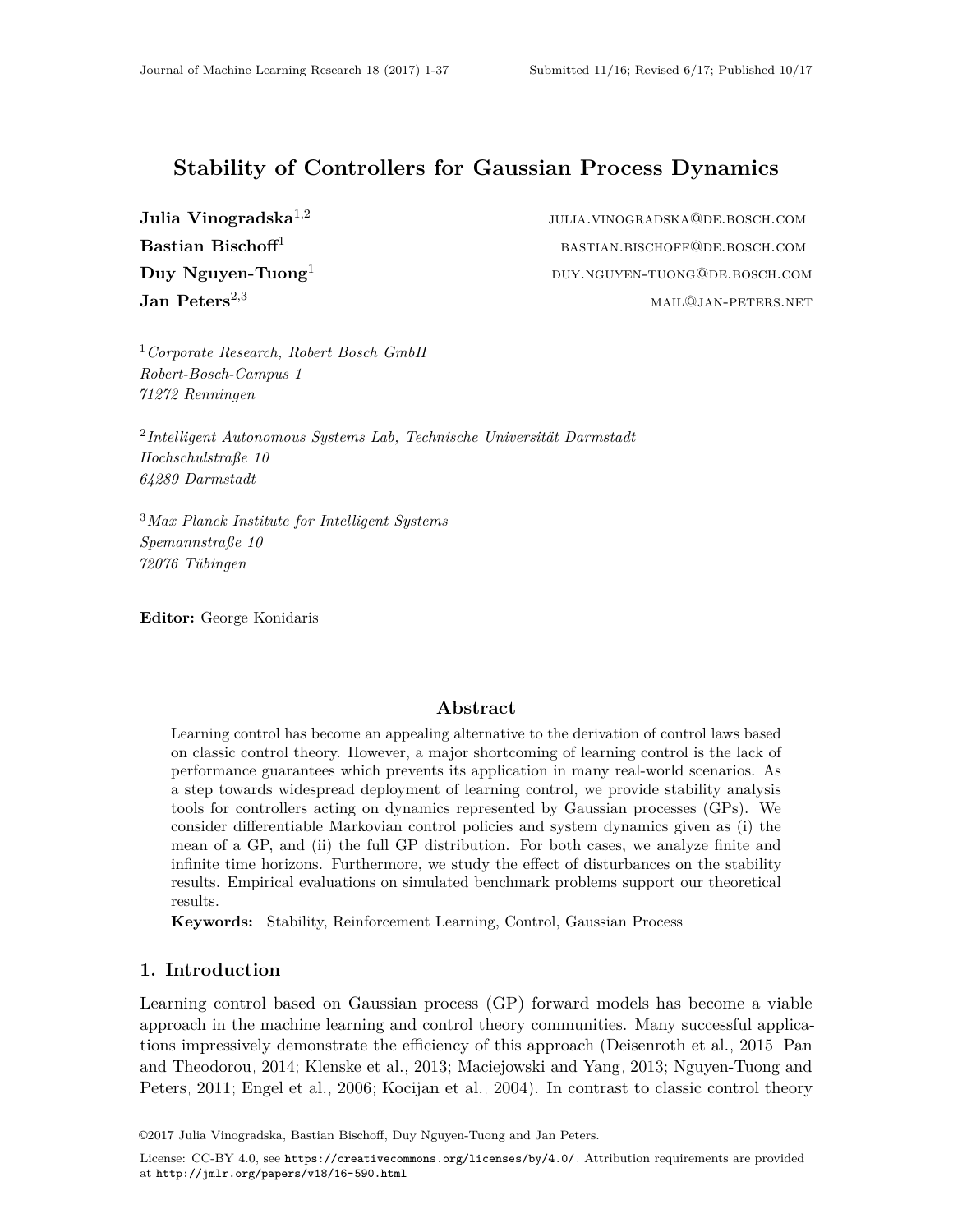# Stability of Controllers for Gaussian Process Dynamics

**Julia Vinogradska**[1,2] julia.vinogradska@de.bosch.com

**Bastian Bischoff**[1] bastian.bischoff@de.bosch.com

**Duy Nguyen-Tuong**[1] duy.nguyen-tuong@de.bosch.com

**Jan Peters**[2,3] mail@jan-peters.net

[1] *Corporate Research, Robert Bosch GmbH*
*Robert-Bosch-Campus 1*
*71272 Renningen*

[2] *Intelligent Autonomous Systems Lab, Technische Universität Darmstadt*
*Hochschulstraße 10*
*64289 Darmstadt*

[3] *Max Planck Institute for Intelligent Systems*
*Spemannstraße 10*
*72076 Tübingen*

**Editor:** George Konidaris

## Abstract

Learning control has become an appealing alternative to the derivation of control laws based on classic control theory. However, a major shortcoming of learning control is the lack of performance guarantees which prevents its application in many real-world scenarios. As a step towards widespread deployment of learning control, we provide stability analysis tools for controllers acting on dynamics represented by Gaussian processes (GPs). We consider differentiable Markovian control policies and system dynamics given as (i) the mean of a GP, and (ii) the full GP distribution. For both cases, we analyze finite and infinite time horizons. Furthermore, we study the effect of disturbances on the stability results. Empirical evaluations on simulated benchmark problems support our theoretical results.

**Keywords:** Stability, Reinforcement Learning, Control, Gaussian Process

## 1. Introduction

Learning control based on Gaussian process (GP) forward models has become a viable approach in the machine learning and control theory communities. Many successful applications impressively demonstrate the efficiency of this approach (Deisenroth et al., 2015; Pan and Theodorou, 2014; Klenske et al., 2013; Maciejowski and Yang, 2013; Nguyen-Tuong and Peters, 2011; Engel et al., 2006; Kocijan et al., 2004). In contrast to classic control theory

©2017 Julia Vinogradska, Bastian Bischoff, Duy Nguyen-Tuong and Jan Peters.

License: CC-BY 4.0, see https://creativecommons.org/licenses/by/4.0/. Attribution requirements are provided at http://jmlr.org/papers/v18/16-590.html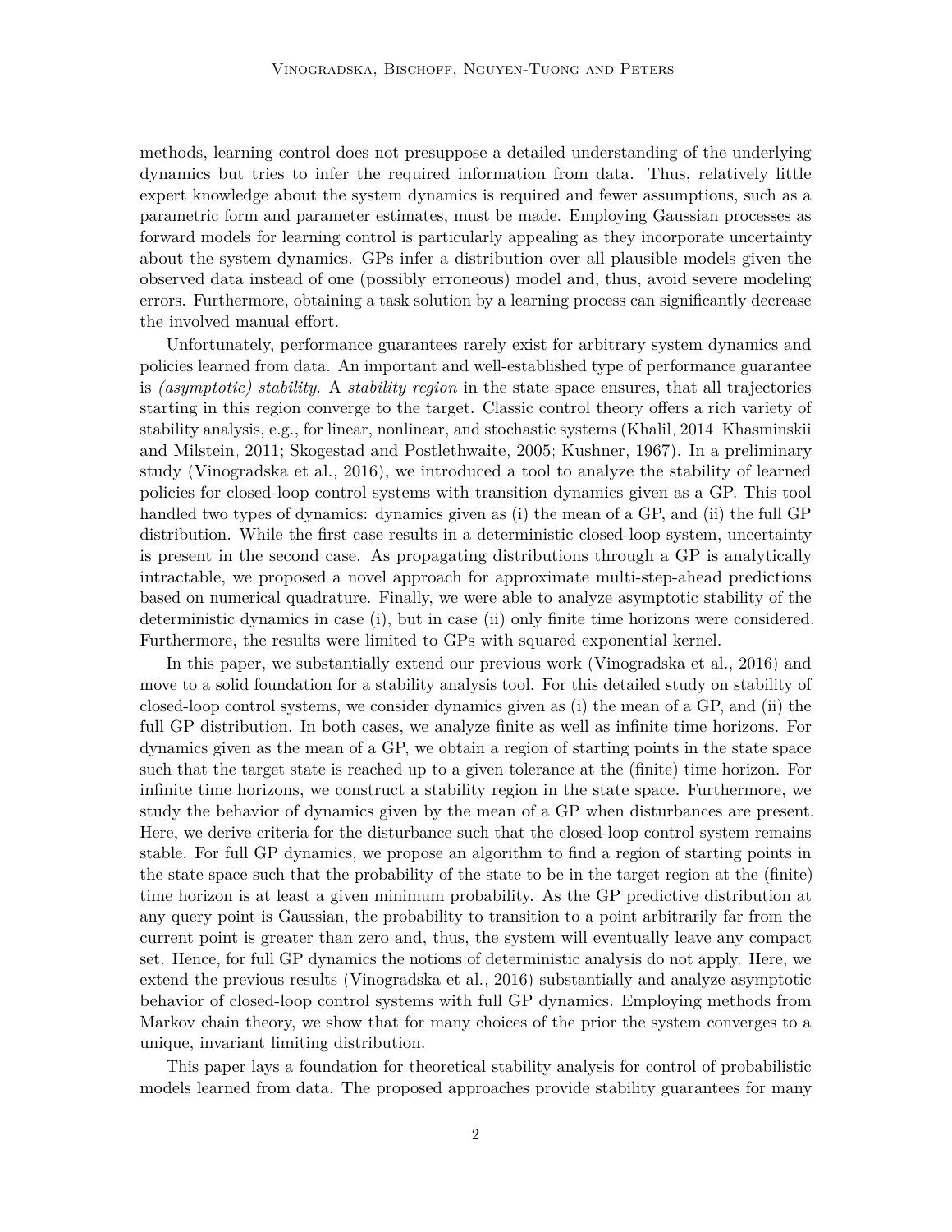methods, learning control does not presuppose a detailed understanding of the underlying dynamics but tries to infer the required information from data. Thus, relatively little expert knowledge about the system dynamics is required and fewer assumptions, such as a parametric form and parameter estimates, must be made. Employing Gaussian processes as forward models for learning control is particularly appealing as they incorporate uncertainty about the system dynamics. GPs infer a distribution over all plausible models given the observed data instead of one (possibly erroneous) model and, thus, avoid severe modeling errors. Furthermore, obtaining a task solution by a learning process can significantly decrease the involved manual effort.

Unfortunately, performance guarantees rarely exist for arbitrary system dynamics and policies learned from data. An important and well-established type of performance guarantee is *(asymptotic) stability*. A *stability region* in the state space ensures, that all trajectories starting in this region converge to the target. Classic control theory offers a rich variety of stability analysis, e.g., for linear, nonlinear, and stochastic systems (Khalil, 2014; Khasminskii and Milstein, 2011; Skogestad and Postlethwaite, 2005; Kushner, 1967). In a preliminary study (Vinogradska et al., 2016), we introduced a tool to analyze the stability of learned policies for closed-loop control systems with transition dynamics given as a GP. This tool handled two types of dynamics: dynamics given as (i) the mean of a GP, and (ii) the full GP distribution. While the first case results in a deterministic closed-loop system, uncertainty is present in the second case. As propagating distributions through a GP is analytically intractable, we proposed a novel approach for approximate multi-step-ahead predictions based on numerical quadrature. Finally, we were able to analyze asymptotic stability of the deterministic dynamics in case (i), but in case (ii) only finite time horizons were considered. Furthermore, the results were limited to GPs with squared exponential kernel.

In this paper, we substantially extend our previous work (Vinogradska et al., 2016) and move to a solid foundation for a stability analysis tool. For this detailed study on stability of closed-loop control systems, we consider dynamics given as (i) the mean of a GP, and (ii) the full GP distribution. In both cases, we analyze finite as well as infinite time horizons. For dynamics given as the mean of a GP, we obtain a region of starting points in the state space such that the target state is reached up to a given tolerance at the (finite) time horizon. For infinite time horizons, we construct a stability region in the state space. Furthermore, we study the behavior of dynamics given by the mean of a GP when disturbances are present. Here, we derive criteria for the disturbance such that the closed-loop control system remains stable. For full GP dynamics, we propose an algorithm to find a region of starting points in the state space such that the probability of the state to be in the target region at the (finite) time horizon is at least a given minimum probability. As the GP predictive distribution at any query point is Gaussian, the probability to transition to a point arbitrarily far from the current point is greater than zero and, thus, the system will eventually leave any compact set. Hence, for full GP dynamics the notions of deterministic analysis do not apply. Here, we extend the previous results (Vinogradska et al., 2016) substantially and analyze asymptotic behavior of closed-loop control systems with full GP dynamics. Employing methods from Markov chain theory, we show that for many choices of the prior the system converges to a unique, invariant limiting distribution.

This paper lays a foundation for theoretical stability analysis for control of probabilistic models learned from data. The proposed approaches provide stability guarantees for many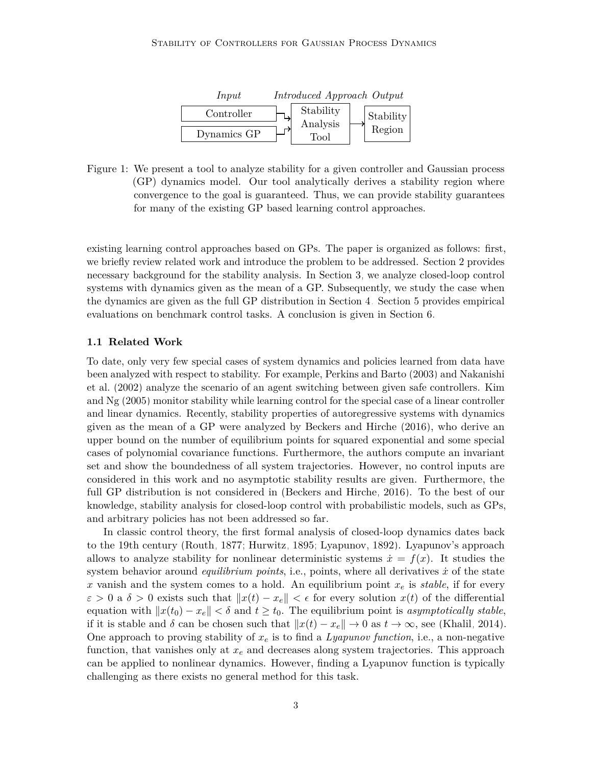| *Input* | *Introduced Approach* | *Output* |
| --- | --- | --- |
| Controller<br>Dynamics GP | Stability Analysis Tool | Stability Region |

Figure 1: We present a tool to analyze stability for a given controller and Gaussian process (GP) dynamics model. Our tool analytically derives a stability region where convergence to the goal is guaranteed. Thus, we can provide stability guarantees for many of the existing GP based learning control approaches.

existing learning control approaches based on GPs. The paper is organized as follows: first, we briefly review related work and introduce the problem to be addressed. Section 2 provides necessary background for the stability analysis. In Section 3, we analyze closed-loop control systems with dynamics given as the mean of a GP. Subsequently, we study the case when the dynamics are given as the full GP distribution in Section 4. Section 5 provides empirical evaluations on benchmark control tasks. A conclusion is given in Section 6.

### 1.1 Related Work

To date, only very few special cases of system dynamics and policies learned from data have been analyzed with respect to stability. For example, Perkins and Barto (2003) and Nakanishi et al. (2002) analyze the scenario of an agent switching between given safe controllers. Kim and Ng (2005) monitor stability while learning control for the special case of a linear controller and linear dynamics. Recently, stability properties of autoregressive systems with dynamics given as the mean of a GP were analyzed by Beckers and Hirche (2016), who derive an upper bound on the number of equilibrium points for squared exponential and some special cases of polynomial covariance functions. Furthermore, the authors compute an invariant set and show the boundedness of all system trajectories. However, no control inputs are considered in this work and no asymptotic stability results are given. Furthermore, the full GP distribution is not considered in (Beckers and Hirche, 2016). To the best of our knowledge, stability analysis for closed-loop control with probabilistic models, such as GPs, and arbitrary policies has not been addressed so far.

In classic control theory, the first formal analysis of closed-loop dynamics dates back to the 19th century (Routh, 1877; Hurwitz, 1895; Lyapunov, 1892). Lyapunov's approach allows to analyze stability for nonlinear deterministic systems $\dot{x} = f(x)$. It studies the system behavior around *equilibrium points*, i.e., points, where all derivatives $\dot{x}$ of the state $x$ vanish and the system comes to a hold. An equilibrium point $x_e$ is *stable*, if for every $\varepsilon > 0$ a $\delta > 0$ exists such that $\|x(t) - x_e\| < \epsilon$ for every solution $x(t)$ of the differential equation with $\|x(t_0) - x_e\| < \delta$ and $t \geq t_0$. The equilibrium point is *asymptotically stable*, if it is stable and $\delta$ can be chosen such that $\|x(t) - x_e\| \to 0$ as $t \to \infty$, see (Khalil, 2014). One approach to proving stability of $x_e$ is to find a *Lyapunov function*, i.e., a non-negative function, that vanishes only at $x_e$ and decreases along system trajectories. This approach can be applied to nonlinear dynamics. However, finding a Lyapunov function is typically challenging as there exists no general method for this task.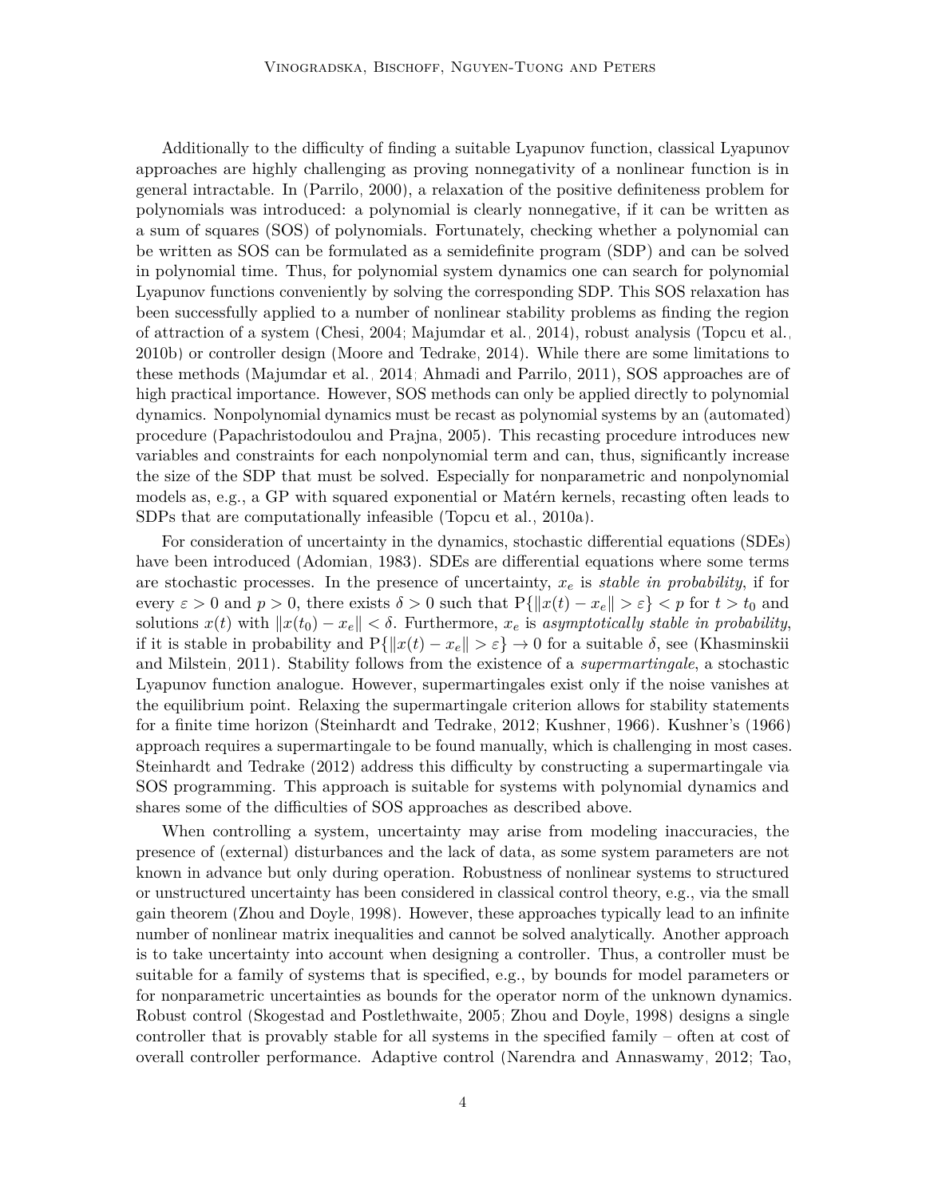Additionally to the difficulty of finding a suitable Lyapunov function, classical Lyapunov approaches are highly challenging as proving nonnegativity of a nonlinear function is in general intractable. In (Parrilo, 2000), a relaxation of the positive definiteness problem for polynomials was introduced: a polynomial is clearly nonnegative, if it can be written as a sum of squares (SOS) of polynomials. Fortunately, checking whether a polynomial can be written as SOS can be formulated as a semidefinite program (SDP) and can be solved in polynomial time. Thus, for polynomial system dynamics one can search for polynomial Lyapunov functions conveniently by solving the corresponding SDP. This SOS relaxation has been successfully applied to a number of nonlinear stability problems as finding the region of attraction of a system (Chesi, 2004; Majumdar et al., 2014), robust analysis (Topcu et al., 2010b) or controller design (Moore and Tedrake, 2014). While there are some limitations to these methods (Majumdar et al., 2014; Ahmadi and Parrilo, 2011), SOS approaches are of high practical importance. However, SOS methods can only be applied directly to polynomial dynamics. Nonpolynomial dynamics must be recast as polynomial systems by an (automated) procedure (Papachristodoulou and Prajna, 2005). This recasting procedure introduces new variables and constraints for each nonpolynomial term and can, thus, significantly increase the size of the SDP that must be solved. Especially for nonparametric and nonpolynomial models as, e.g., a GP with squared exponential or Matérn kernels, recasting often leads to SDPs that are computationally infeasible (Topcu et al., 2010a).

For consideration of uncertainty in the dynamics, stochastic differential equations (SDEs) have been introduced (Adomian, 1983). SDEs are differential equations where some terms are stochastic processes. In the presence of uncertainty, $x_e$ is *stable in probability*, if for every $\varepsilon > 0$ and $p > 0$, there exists $\delta > 0$ such that $\mathrm{P}\{\|x(t) - x_e\| > \varepsilon\} < p$ for $t > t_0$ and solutions $x(t)$ with $\|x(t_0) - x_e\| < \delta$. Furthermore, $x_e$ is *asymptotically stable in probability*, if it is stable in probability and $\mathrm{P}\{\|x(t) - x_e\| > \varepsilon\} \to 0$ for a suitable $\delta$, see (Khasminskii and Milstein, 2011). Stability follows from the existence of a *supermartingale*, a stochastic Lyapunov function analogue. However, supermartingales exist only if the noise vanishes at the equilibrium point. Relaxing the supermartingale criterion allows for stability statements for a finite time horizon (Steinhardt and Tedrake, 2012; Kushner, 1966). Kushner's (1966) approach requires a supermartingale to be found manually, which is challenging in most cases. Steinhardt and Tedrake (2012) address this difficulty by constructing a supermartingale via SOS programming. This approach is suitable for systems with polynomial dynamics and shares some of the difficulties of SOS approaches as described above.

When controlling a system, uncertainty may arise from modeling inaccuracies, the presence of (external) disturbances and the lack of data, as some system parameters are not known in advance but only during operation. Robustness of nonlinear systems to structured or unstructured uncertainty has been considered in classical control theory, e.g., via the small gain theorem (Zhou and Doyle, 1998). However, these approaches typically lead to an infinite number of nonlinear matrix inequalities and cannot be solved analytically. Another approach is to take uncertainty into account when designing a controller. Thus, a controller must be suitable for a family of systems that is specified, e.g., by bounds for model parameters or for nonparametric uncertainties as bounds for the operator norm of the unknown dynamics. Robust control (Skogestad and Postlethwaite, 2005; Zhou and Doyle, 1998) designs a single controller that is provably stable for all systems in the specified family – often at cost of overall controller performance. Adaptive control (Narendra and Annaswamy, 2012; Tao,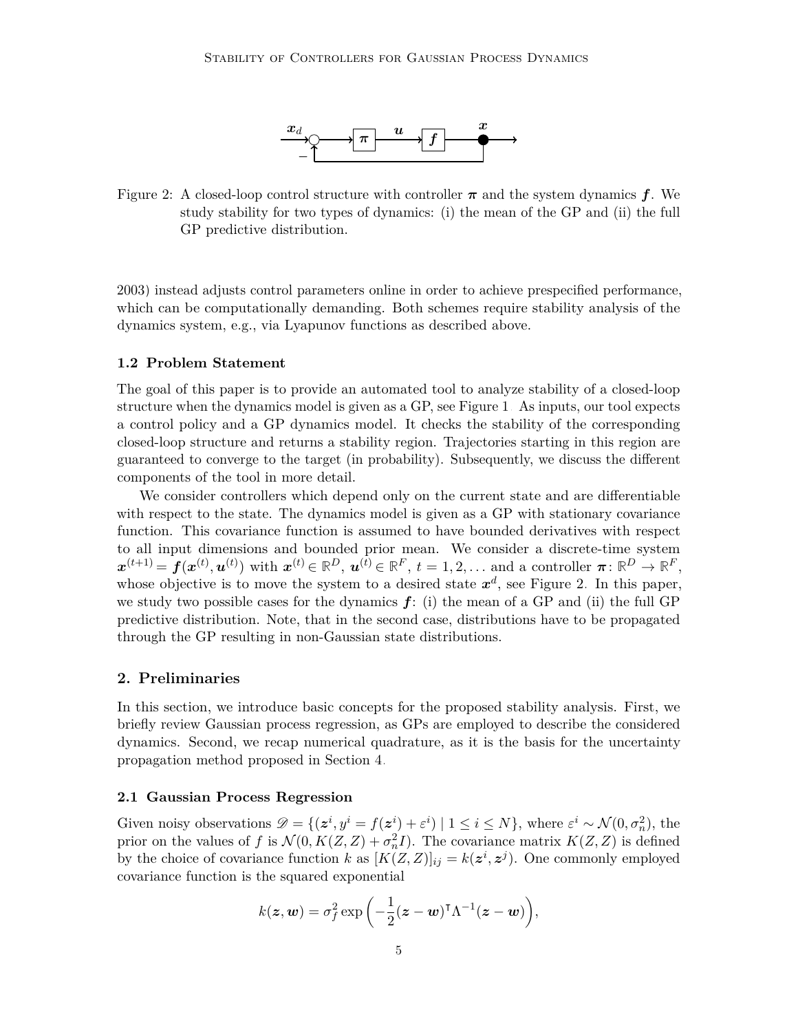Figure 2: A closed-loop control structure with controller $\boldsymbol{\pi}$ and the system dynamics $\boldsymbol{f}$. We study stability for two types of dynamics: (i) the mean of the GP and (ii) the full GP predictive distribution.

2003) instead adjusts control parameters online in order to achieve prespecified performance, which can be computationally demanding. Both schemes require stability analysis of the dynamics system, e.g., via Lyapunov functions as described above.

### 1.2 Problem Statement

The goal of this paper is to provide an automated tool to analyze stability of a closed-loop structure when the dynamics model is given as a GP, see Figure 1. As inputs, our tool expects a control policy and a GP dynamics model. It checks the stability of the corresponding closed-loop structure and returns a stability region. Trajectories starting in this region are guaranteed to converge to the target (in probability). Subsequently, we discuss the different components of the tool in more detail.

We consider controllers which depend only on the current state and are differentiable with respect to the state. The dynamics model is given as a GP with stationary covariance function. This covariance function is assumed to have bounded derivatives with respect to all input dimensions and bounded prior mean. We consider a discrete-time system $\boldsymbol{x}^{(t+1)} = \boldsymbol{f}(\boldsymbol{x}^{(t)}, \boldsymbol{u}^{(t)})$ with $\boldsymbol{x}^{(t)} \in \mathbb{R}^D$, $\boldsymbol{u}^{(t)} \in \mathbb{R}^F$, $t = 1, 2, \ldots$ and a controller $\boldsymbol{\pi} \colon \mathbb{R}^D \to \mathbb{R}^F$, whose objective is to move the system to a desired state $\boldsymbol{x}^d$, see Figure 2. In this paper, we study two possible cases for the dynamics $\boldsymbol{f}$: (i) the mean of a GP and (ii) the full GP predictive distribution. Note, that in the second case, distributions have to be propagated through the GP resulting in non-Gaussian state distributions.

## 2. Preliminaries

In this section, we introduce basic concepts for the proposed stability analysis. First, we briefly review Gaussian process regression, as GPs are employed to describe the considered dynamics. Second, we recap numerical quadrature, as it is the basis for the uncertainty propagation method proposed in Section 4.

### 2.1 Gaussian Process Regression

Given noisy observations $\mathscr{D} = \{(\boldsymbol{z}^i, y^i = f(\boldsymbol{z}^i) + \varepsilon^i) \mid 1 \leq i \leq N\}$, where $\varepsilon^i \sim \mathcal{N}(0, \sigma_n^2)$, the prior on the values of $f$ is $\mathcal{N}(0, K(Z,Z) + \sigma_n^2 I)$. The covariance matrix $K(Z,Z)$ is defined by the choice of covariance function $k$ as $[K(Z,Z)]_{ij} = k(\boldsymbol{z}^i, \boldsymbol{z}^j)$. One commonly employed covariance function is the squared exponential

$$k(\boldsymbol{z}, \boldsymbol{w}) = \sigma_f^2 \exp\left(-\frac{1}{2}(\boldsymbol{z} - \boldsymbol{w})^\intercal \Lambda^{-1} (\boldsymbol{z} - \boldsymbol{w})\right),$$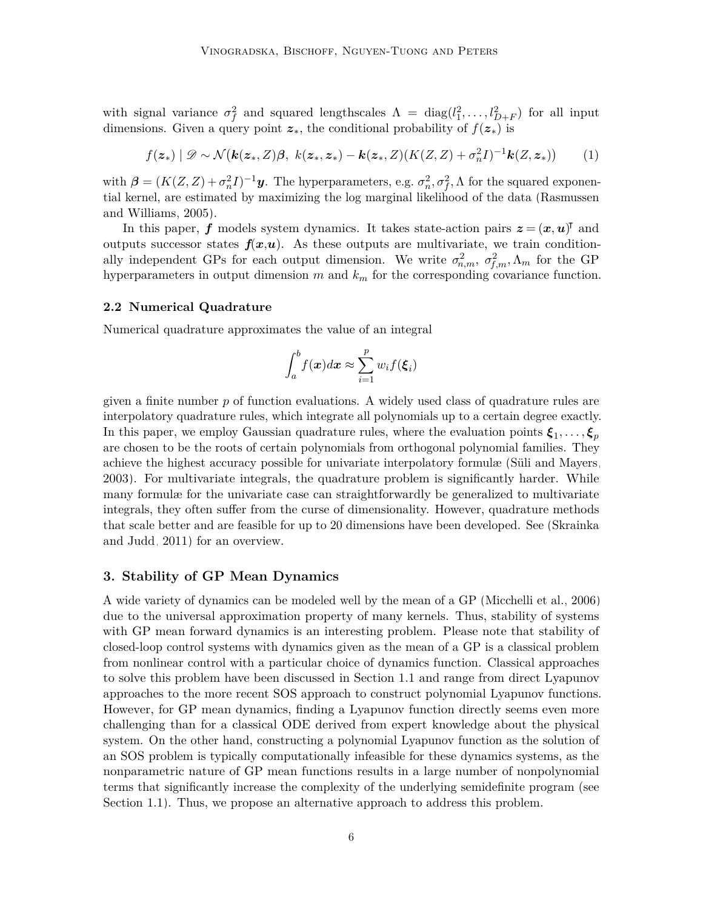with signal variance $\sigma_f^2$ and squared lengthscales $\Lambda = \operatorname{diag}(l_1^2, \ldots, l_{D+F}^2)$ for all input dimensions. Given a query point $\boldsymbol{z}_*$, the conditional probability of $f(\boldsymbol{z}_*)$ is

$$f(\boldsymbol{z}_*) \mid \mathscr{D} \sim \mathcal{N}\big(\boldsymbol{k}(\boldsymbol{z}_*, Z)\boldsymbol{\beta},\ k(\boldsymbol{z}_*, \boldsymbol{z}_*) - \boldsymbol{k}(\boldsymbol{z}_*, Z)(K(Z,Z) + \sigma_n^2 I)^{-1}\boldsymbol{k}(Z, \boldsymbol{z}_*)\big) \tag{1}$$

with $\boldsymbol{\beta} = (K(Z,Z) + \sigma_n^2 I)^{-1}\boldsymbol{y}$. The hyperparameters, e.g. $\sigma_n^2, \sigma_f^2, \Lambda$ for the squared exponential kernel, are estimated by maximizing the log marginal likelihood of the data (Rasmussen and Williams, 2005).

In this paper, $\boldsymbol{f}$ models system dynamics. It takes state-action pairs $\boldsymbol{z} = (\boldsymbol{x}, \boldsymbol{u})^\intercal$ and outputs successor states $\boldsymbol{f}(\boldsymbol{x}, \boldsymbol{u})$. As these outputs are multivariate, we train conditionally independent GPs for each output dimension. We write $\sigma_{n,m}^2$, $\sigma_{f,m}^2, \Lambda_m$ for the GP hyperparameters in output dimension $m$ and $k_m$ for the corresponding covariance function.

### 2.2 Numerical Quadrature

Numerical quadrature approximates the value of an integral

$$\int_a^b f(\boldsymbol{x}) d\boldsymbol{x} \approx \sum_{i=1}^{p} w_i f(\boldsymbol{\xi}_i)$$

given a finite number $p$ of function evaluations. A widely used class of quadrature rules are interpolatory quadrature rules, which integrate all polynomials up to a certain degree exactly. In this paper, we employ Gaussian quadrature rules, where the evaluation points $\boldsymbol{\xi}_1, \ldots, \boldsymbol{\xi}_p$ are chosen to be the roots of certain polynomials from orthogonal polynomial families. They achieve the highest accuracy possible for univariate interpolatory formulæ (Süli and Mayers, 2003). For multivariate integrals, the quadrature problem is significantly harder. While many formulæ for the univariate case can straightforwardly be generalized to multivariate integrals, they often suffer from the curse of dimensionality. However, quadrature methods that scale better and are feasible for up to 20 dimensions have been developed. See (Skrainka and Judd, 2011) for an overview.

## 3. Stability of GP Mean Dynamics

A wide variety of dynamics can be modeled well by the mean of a GP (Micchelli et al., 2006) due to the universal approximation property of many kernels. Thus, stability of systems with GP mean forward dynamics is an interesting problem. Please note that stability of closed-loop control systems with dynamics given as the mean of a GP is a classical problem from nonlinear control with a particular choice of dynamics function. Classical approaches to solve this problem have been discussed in Section 1.1 and range from direct Lyapunov approaches to the more recent SOS approach to construct polynomial Lyapunov functions. However, for GP mean dynamics, finding a Lyapunov function directly seems even more challenging than for a classical ODE derived from expert knowledge about the physical system. On the other hand, constructing a polynomial Lyapunov function as the solution of an SOS problem is typically computationally infeasible for these dynamics systems, as the nonparametric nature of GP mean functions results in a large number of nonpolynomial terms that significantly increase the complexity of the underlying semidefinite program (see Section 1.1). Thus, we propose an alternative approach to address this problem.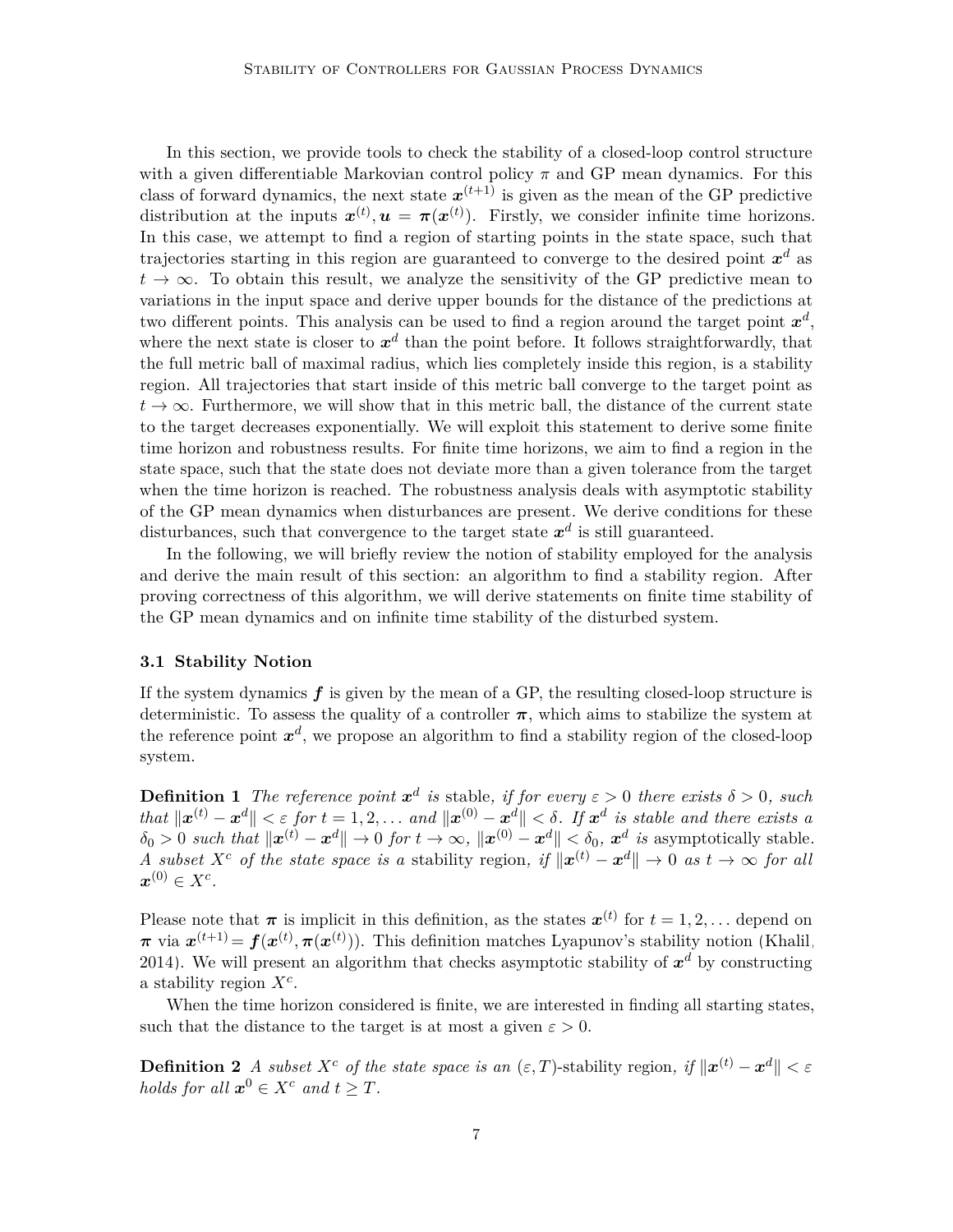In this section, we provide tools to check the stability of a closed-loop control structure with a given differentiable Markovian control policy $\pi$ and GP mean dynamics. For this class of forward dynamics, the next state $\boldsymbol{x}^{(t+1)}$ is given as the mean of the GP predictive distribution at the inputs $\boldsymbol{x}^{(t)}, \boldsymbol{u} = \boldsymbol{\pi}(\boldsymbol{x}^{(t)})$. Firstly, we consider infinite time horizons. In this case, we attempt to find a region of starting points in the state space, such that trajectories starting in this region are guaranteed to converge to the desired point $\boldsymbol{x}^d$ as $t \to \infty$. To obtain this result, we analyze the sensitivity of the GP predictive mean to variations in the input space and derive upper bounds for the distance of the predictions at two different points. This analysis can be used to find a region around the target point $\boldsymbol{x}^d$, where the next state is closer to $\boldsymbol{x}^d$ than the point before. It follows straightforwardly, that the full metric ball of maximal radius, which lies completely inside this region, is a stability region. All trajectories that start inside of this metric ball converge to the target point as $t \to \infty$. Furthermore, we will show that in this metric ball, the distance of the current state to the target decreases exponentially. We will exploit this statement to derive some finite time horizon and robustness results. For finite time horizons, we aim to find a region in the state space, such that the state does not deviate more than a given tolerance from the target when the time horizon is reached. The robustness analysis deals with asymptotic stability of the GP mean dynamics when disturbances are present. We derive conditions for these disturbances, such that convergence to the target state $\boldsymbol{x}^d$ is still guaranteed.

In the following, we will briefly review the notion of stability employed for the analysis and derive the main result of this section: an algorithm to find a stability region. After proving correctness of this algorithm, we will derive statements on finite time stability of the GP mean dynamics and on infinite time stability of the disturbed system.

### 3.1 Stability Notion

If the system dynamics $\boldsymbol{f}$ is given by the mean of a GP, the resulting closed-loop structure is deterministic. To assess the quality of a controller $\boldsymbol{\pi}$, which aims to stabilize the system at the reference point $\boldsymbol{x}^d$, we propose an algorithm to find a stability region of the closed-loop system.

**Definition 1** *The reference point $\boldsymbol{x}^d$ is* stable*, if for every $\varepsilon > 0$ there exists $\delta > 0$, such that $\|\boldsymbol{x}^{(t)} - \boldsymbol{x}^d\| < \varepsilon$ for $t = 1, 2, \ldots$ and $\|\boldsymbol{x}^{(0)} - \boldsymbol{x}^d\| < \delta$. If $\boldsymbol{x}^d$ is stable and there exists a $\delta_0 > 0$ such that $\|\boldsymbol{x}^{(t)} - \boldsymbol{x}^d\| \to 0$ for $t \to \infty$, $\|\boldsymbol{x}^{(0)} - \boldsymbol{x}^d\| < \delta_0$, $\boldsymbol{x}^d$ is* asymptotically stable*. A subset $X^c$ of the state space is a* stability region*, if $\|\boldsymbol{x}^{(t)} - \boldsymbol{x}^d\| \to 0$ as $t \to \infty$ for all $\boldsymbol{x}^{(0)} \in X^c$.*

Please note that $\boldsymbol{\pi}$ is implicit in this definition, as the states $\boldsymbol{x}^{(t)}$ for $t = 1, 2, \ldots$ depend on $\boldsymbol{\pi}$ via $\boldsymbol{x}^{(t+1)} = \boldsymbol{f}(\boldsymbol{x}^{(t)}, \boldsymbol{\pi}(\boldsymbol{x}^{(t)}))$. This definition matches Lyapunov's stability notion (Khalil, 2014). We will present an algorithm that checks asymptotic stability of $\boldsymbol{x}^d$ by constructing a stability region $X^c$.

When the time horizon considered is finite, we are interested in finding all starting states, such that the distance to the target is at most a given $\varepsilon > 0$.

**Definition 2** *A subset $X^c$ of the state space is an $(\varepsilon, T)$-*stability region*, if $\|\boldsymbol{x}^{(t)} - \boldsymbol{x}^d\| < \varepsilon$ holds for all $\boldsymbol{x}^0 \in X^c$ and $t \geq T$.*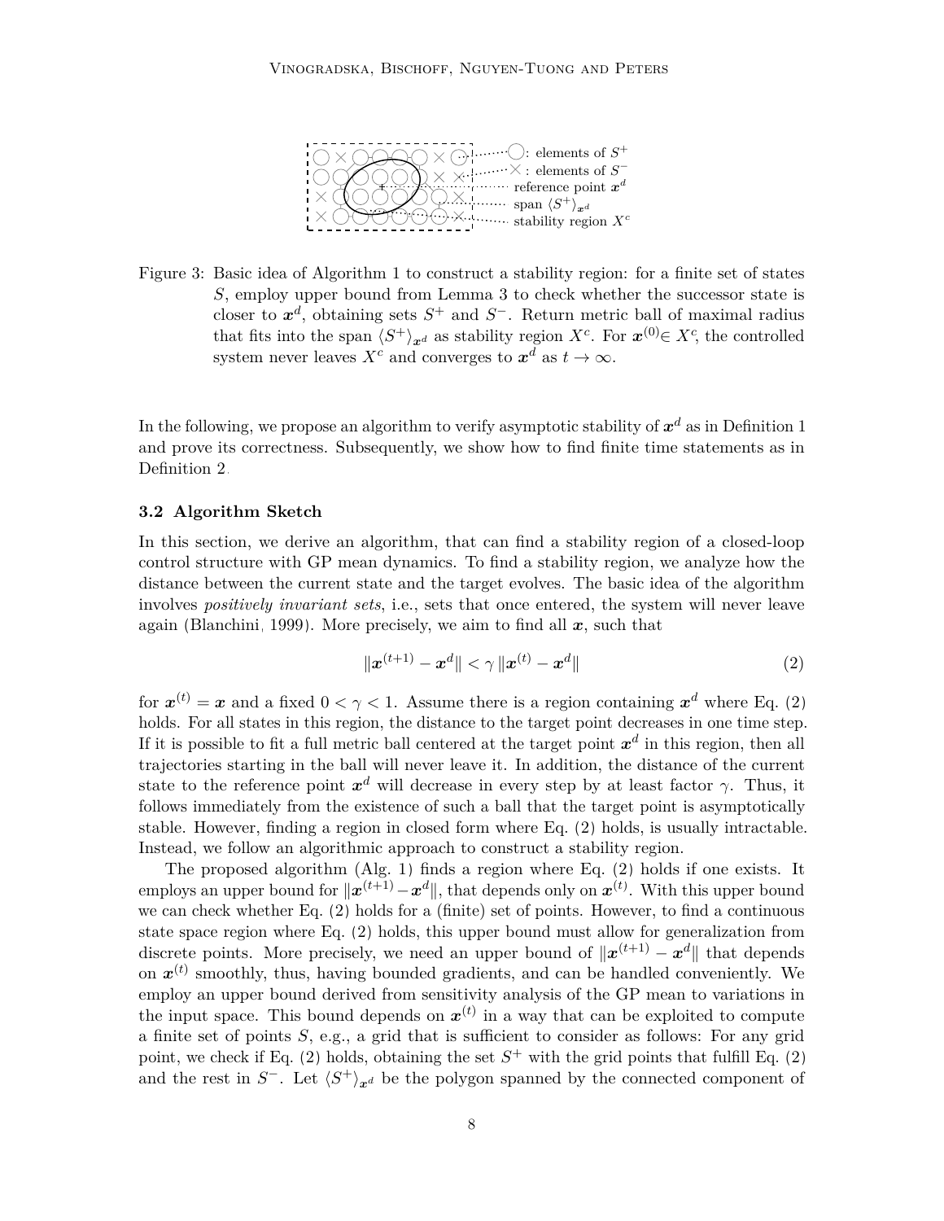Figure 3: Basic idea of Algorithm 1 to construct a stability region: for a finite set of states $S$, employ upper bound from Lemma 3 to check whether the successor state is closer to $\boldsymbol{x}^d$, obtaining sets $S^+$ and $S^-$. Return metric ball of maximal radius that fits into the span $\langle S^+ \rangle_{\boldsymbol{x}^d}$ as stability region $X^c$. For $\boldsymbol{x}^{(0)} \in X^c$, the controlled system never leaves $X^c$ and converges to $\boldsymbol{x}^d$ as $t \to \infty$.

In the following, we propose an algorithm to verify asymptotic stability of $\boldsymbol{x}^d$ as in Definition 1 and prove its correctness. Subsequently, we show how to find finite time statements as in Definition 2.

### 3.2 Algorithm Sketch

In this section, we derive an algorithm, that can find a stability region of a closed-loop control structure with GP mean dynamics. To find a stability region, we analyze how the distance between the current state and the target evolves. The basic idea of the algorithm involves *positively invariant sets*, i.e., sets that once entered, the system will never leave again (Blanchini, 1999). More precisely, we aim to find all $\boldsymbol{x}$, such that

$$\|\boldsymbol{x}^{(t+1)} - \boldsymbol{x}^d\| < \gamma \, \|\boldsymbol{x}^{(t)} - \boldsymbol{x}^d\| \tag{2}$$

for $\boldsymbol{x}^{(t)} = \boldsymbol{x}$ and a fixed $0 < \gamma < 1$. Assume there is a region containing $\boldsymbol{x}^d$ where Eq. (2) holds. For all states in this region, the distance to the target point decreases in one time step. If it is possible to fit a full metric ball centered at the target point $\boldsymbol{x}^d$ in this region, then all trajectories starting in the ball will never leave it. In addition, the distance of the current state to the reference point $\boldsymbol{x}^d$ will decrease in every step by at least factor $\gamma$. Thus, it follows immediately from the existence of such a ball that the target point is asymptotically stable. However, finding a region in closed form where Eq. (2) holds, is usually intractable. Instead, we follow an algorithmic approach to construct a stability region.

The proposed algorithm (Alg. 1) finds a region where Eq. (2) holds if one exists. It employs an upper bound for $\|\boldsymbol{x}^{(t+1)} - \boldsymbol{x}^d\|$, that depends only on $\boldsymbol{x}^{(t)}$. With this upper bound we can check whether Eq. (2) holds for a (finite) set of points. However, to find a continuous state space region where Eq. (2) holds, this upper bound must allow for generalization from discrete points. More precisely, we need an upper bound of $\|\boldsymbol{x}^{(t+1)} - \boldsymbol{x}^d\|$ that depends on $\boldsymbol{x}^{(t)}$ smoothly, thus, having bounded gradients, and can be handled conveniently. We employ an upper bound derived from sensitivity analysis of the GP mean to variations in the input space. This bound depends on $\boldsymbol{x}^{(t)}$ in a way that can be exploited to compute a finite set of points $S$, e.g., a grid that is sufficient to consider as follows: For any grid point, we check if Eq. (2) holds, obtaining the set $S^+$ with the grid points that fulfill Eq. (2) and the rest in $S^-$. Let $\langle S^+ \rangle_{\boldsymbol{x}^d}$ be the polygon spanned by the connected component of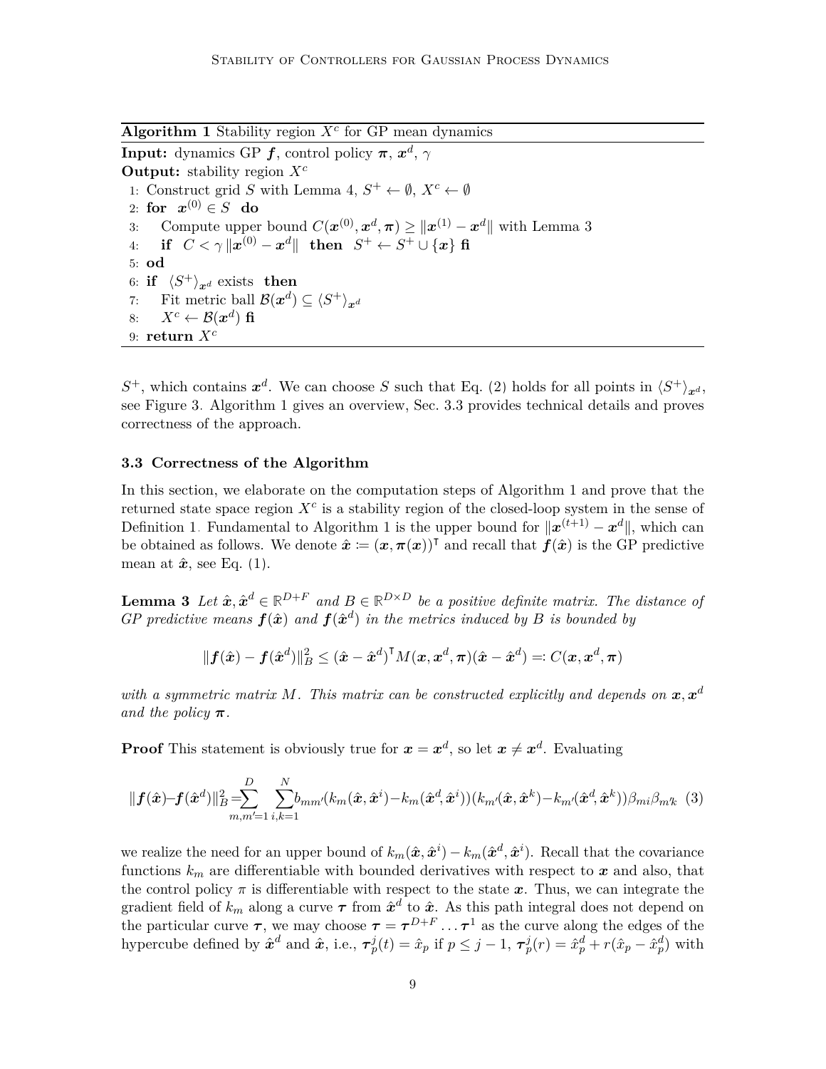**Algorithm 1** Stability region $X^c$ for GP mean dynamics

**Input:** dynamics GP $\boldsymbol{f}$, control policy $\boldsymbol{\pi}$, $\boldsymbol{x}^d$, $\gamma$
**Output:** stability region $X^c$

1: Construct grid $S$ with Lemma 4, $S^+ \leftarrow \emptyset$, $X^c \leftarrow \emptyset$
2: **for** $\boldsymbol{x}^{(0)} \in S$ **do**
3: Compute upper bound $C(\boldsymbol{x}^{(0)}, \boldsymbol{x}^d, \boldsymbol{\pi}) \geq \|\boldsymbol{x}^{(1)} - \boldsymbol{x}^d\|$ with Lemma 3
4: **if** $C < \gamma \|\boldsymbol{x}^{(0)} - \boldsymbol{x}^d\|$ **then** $S^+ \leftarrow S^+ \cup \{\boldsymbol{x}\}$ **fi**
5: **od**
6: **if** $\langle S^+ \rangle_{\boldsymbol{x}^d}$ exists **then**
7: Fit metric ball $\mathcal{B}(\boldsymbol{x}^d) \subseteq \langle S^+ \rangle_{\boldsymbol{x}^d}$
8: $X^c \leftarrow \mathcal{B}(\boldsymbol{x}^d)$ **fi**
9: **return** $X^c$

$S^+$, which contains $\boldsymbol{x}^d$. We can choose $S$ such that Eq. (2) holds for all points in $\langle S^+ \rangle_{\boldsymbol{x}^d}$, see Figure 3. Algorithm 1 gives an overview, Sec. 3.3 provides technical details and proves correctness of the approach.

### 3.3 Correctness of the Algorithm

In this section, we elaborate on the computation steps of Algorithm 1 and prove that the returned state space region $X^c$ is a stability region of the closed-loop system in the sense of Definition 1. Fundamental to Algorithm 1 is the upper bound for $\|\boldsymbol{x}^{(t+1)} - \boldsymbol{x}^d\|$, which can be obtained as follows. We denote $\hat{\boldsymbol{x}} := (\boldsymbol{x}, \boldsymbol{\pi}(\boldsymbol{x}))^\intercal$ and recall that $\boldsymbol{f}(\hat{\boldsymbol{x}})$ is the GP predictive mean at $\hat{\boldsymbol{x}}$, see Eq. (1).

**Lemma 3** *Let $\hat{\boldsymbol{x}}, \hat{\boldsymbol{x}}^d \in \mathbb{R}^{D+F}$ and $B \in \mathbb{R}^{D \times D}$ be a positive definite matrix. The distance of GP predictive means $\boldsymbol{f}(\hat{\boldsymbol{x}})$ and $\boldsymbol{f}(\hat{\boldsymbol{x}}^d)$ in the metrics induced by $B$ is bounded by*

$$\|\boldsymbol{f}(\hat{\boldsymbol{x}}) - \boldsymbol{f}(\hat{\boldsymbol{x}}^d)\|_B^2 \leq (\hat{\boldsymbol{x}} - \hat{\boldsymbol{x}}^d)^\intercal M(\boldsymbol{x}, \boldsymbol{x}^d, \boldsymbol{\pi})(\hat{\boldsymbol{x}} - \hat{\boldsymbol{x}}^d) =: C(\boldsymbol{x}, \boldsymbol{x}^d, \boldsymbol{\pi})$$

*with a symmetric matrix $M$. This matrix can be constructed explicitly and depends on $\boldsymbol{x}, \boldsymbol{x}^d$ and the policy $\boldsymbol{\pi}$.*

**Proof** This statement is obviously true for $\boldsymbol{x} = \boldsymbol{x}^d$, so let $\boldsymbol{x} \neq \boldsymbol{x}^d$. Evaluating

$$\|\boldsymbol{f}(\hat{\boldsymbol{x}}) - \boldsymbol{f}(\hat{\boldsymbol{x}}^d)\|_B^2 = \sum_{m,m'=1}^{D} \sum_{i,k=1}^{N} b_{mm'}(k_m(\hat{\boldsymbol{x}}, \hat{\boldsymbol{x}}^i) - k_m(\hat{\boldsymbol{x}}^d, \hat{\boldsymbol{x}}^i))(k_{m'}(\hat{\boldsymbol{x}}, \hat{\boldsymbol{x}}^k) - k_{m'}(\hat{\boldsymbol{x}}^d, \hat{\boldsymbol{x}}^k))\beta_{mi}\beta_{m'k} \quad (3)$$

we realize the need for an upper bound of $k_m(\hat{\boldsymbol{x}}, \hat{\boldsymbol{x}}^i) - k_m(\hat{\boldsymbol{x}}^d, \hat{\boldsymbol{x}}^i)$. Recall that the covariance functions $k_m$ are differentiable with bounded derivatives with respect to $\boldsymbol{x}$ and also, that the control policy $\pi$ is differentiable with respect to the state $\boldsymbol{x}$. Thus, we can integrate the gradient field of $k_m$ along a curve $\boldsymbol{\tau}$ from $\hat{\boldsymbol{x}}^d$ to $\hat{\boldsymbol{x}}$. As this path integral does not depend on the particular curve $\boldsymbol{\tau}$, we may choose $\boldsymbol{\tau} = \boldsymbol{\tau}^{D+F} \ldots \boldsymbol{\tau}^1$ as the curve along the edges of the hypercube defined by $\hat{\boldsymbol{x}}^d$ and $\hat{\boldsymbol{x}}$, i.e., $\boldsymbol{\tau}_p^j(t) = \hat{x}_p$ if $p \leq j-1$, $\boldsymbol{\tau}_p^j(r) = \hat{x}_p^d + r(\hat{x}_p - \hat{x}_p^d)$ with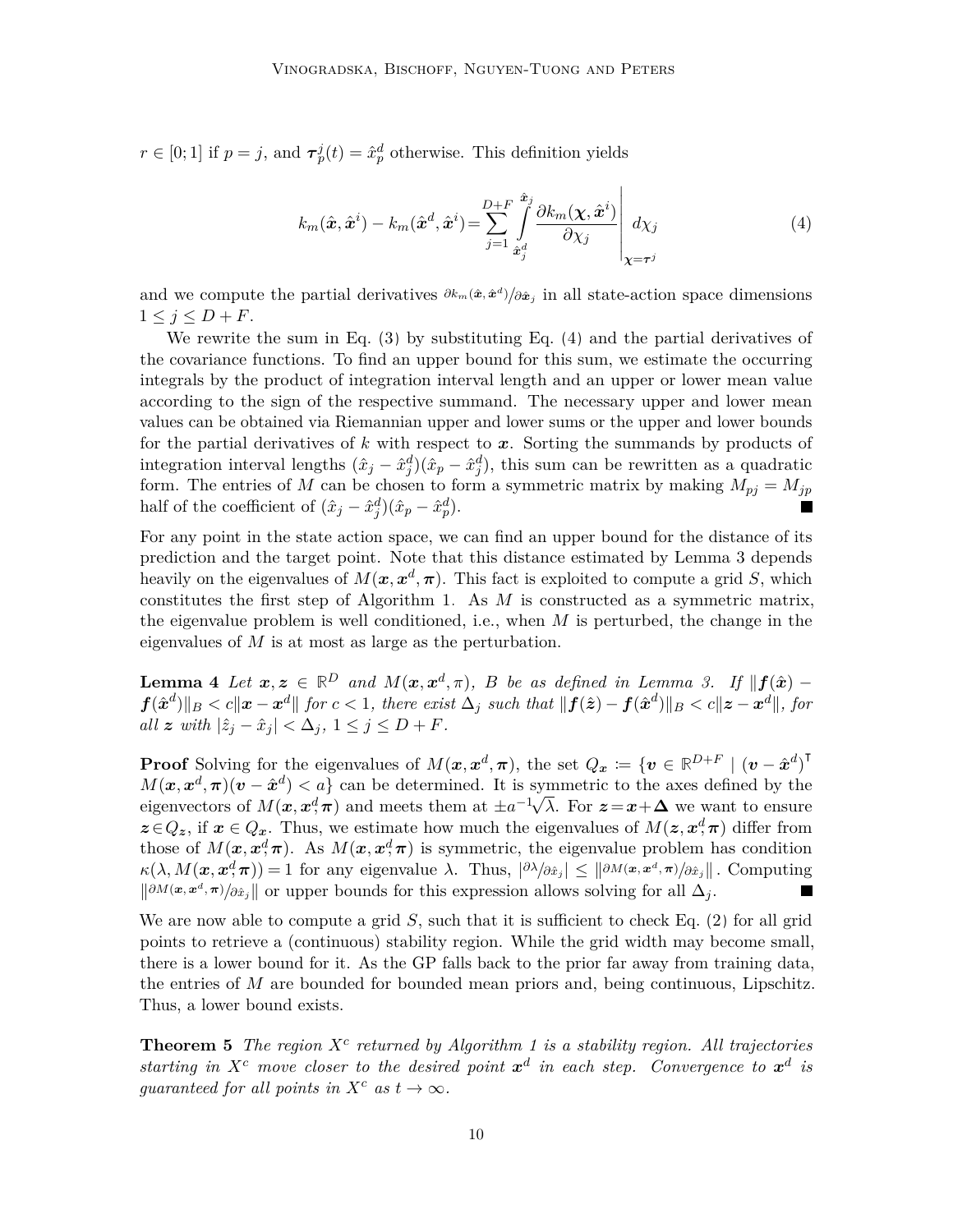$r \in [0;1]$ if $p = j$, and $\boldsymbol{\tau}_p^j(t) = \hat{x}_p^d$ otherwise. This definition yields

$$
k_m(\hat{\boldsymbol{x}}, \hat{\boldsymbol{x}}^i) - k_m(\hat{\boldsymbol{x}}^d, \hat{\boldsymbol{x}}^i) = \sum_{j=1}^{D+F} \int_{\hat{x}_j^d}^{\hat{x}_j} \left. \frac{\partial k_m(\boldsymbol{\chi}, \hat{\boldsymbol{x}}^i)}{\partial \chi_j} \right|_{\boldsymbol{\chi}=\boldsymbol{\tau}^j} d\chi_j \tag{4}
$$

and we compute the partial derivatives $\partial k_m(\hat{\boldsymbol{x}}, \hat{\boldsymbol{x}}^d) / \partial \hat{x}_j$ in all state-action space dimensions $1 \leq j \leq D + F$.

We rewrite the sum in Eq. (3) by substituting Eq. (4) and the partial derivatives of the covariance functions. To find an upper bound for this sum, we estimate the occurring integrals by the product of integration interval length and an upper or lower mean value according to the sign of the respective summand. The necessary upper and lower mean values can be obtained via Riemannian upper and lower sums or the upper and lower bounds for the partial derivatives of $k$ with respect to $\boldsymbol{x}$. Sorting the summands by products of integration interval lengths $(\hat{x}_j - \hat{x}_j^d)(\hat{x}_p - \hat{x}_j^d)$, this sum can be rewritten as a quadratic form. The entries of $M$ can be chosen to form a symmetric matrix by making $M_{pj} = M_{jp}$ half of the coefficient of $(\hat{x}_j - \hat{x}_j^d)(\hat{x}_p - \hat{x}_p^d)$. ■

For any point in the state action space, we can find an upper bound for the distance of its prediction and the target point. Note that this distance estimated by Lemma 3 depends heavily on the eigenvalues of $M(\boldsymbol{x}, \boldsymbol{x}^d, \boldsymbol{\pi})$. This fact is exploited to compute a grid $S$, which constitutes the first step of Algorithm 1. As $M$ is constructed as a symmetric matrix, the eigenvalue problem is well conditioned, i.e., when $M$ is perturbed, the change in the eigenvalues of $M$ is at most as large as the perturbation.

**Lemma 4** *Let $\boldsymbol{x}, \boldsymbol{z} \in \mathbb{R}^D$ and $M(\boldsymbol{x}, \boldsymbol{x}^d, \pi)$, $B$ be as defined in Lemma 3. If $\|\boldsymbol{f}(\hat{\boldsymbol{x}}) - \boldsymbol{f}(\hat{\boldsymbol{x}}^d)\|_B < c\|\boldsymbol{x} - \boldsymbol{x}^d\|$ for $c < 1$, there exist $\Delta_j$ such that $\|\boldsymbol{f}(\hat{\boldsymbol{z}}) - \boldsymbol{f}(\hat{\boldsymbol{x}}^d)\|_B < c\|\boldsymbol{z} - \boldsymbol{x}^d\|$, for all $\boldsymbol{z}$ with $|\hat{z}_j - \hat{x}_j| < \Delta_j$, $1 \leq j \leq D + F$.*

**Proof** Solving for the eigenvalues of $M(\boldsymbol{x}, \boldsymbol{x}^d, \boldsymbol{\pi})$, the set $Q_{\boldsymbol{x}} \coloneqq \{\boldsymbol{v} \in \mathbb{R}^{D+F} \mid (\boldsymbol{v} - \hat{\boldsymbol{x}}^d)^\intercal M(\boldsymbol{x}, \boldsymbol{x}^d, \boldsymbol{\pi})(\boldsymbol{v} - \hat{\boldsymbol{x}}^d) < a\}$ can be determined. It is symmetric to the axes defined by the eigenvectors of $M(\boldsymbol{x}, \boldsymbol{x}^d, \boldsymbol{\pi})$ and meets them at $\pm a^{-1}\sqrt{\lambda}$. For $\boldsymbol{z} = \boldsymbol{x} + \boldsymbol{\Delta}$ we want to ensure $\boldsymbol{z} \in Q_{\boldsymbol{z}}$, if $\boldsymbol{x} \in Q_{\boldsymbol{x}}$. Thus, we estimate how much the eigenvalues of $M(\boldsymbol{z}, \boldsymbol{x}^d, \boldsymbol{\pi})$ differ from those of $M(\boldsymbol{x}, \boldsymbol{x}^d, \boldsymbol{\pi})$. As $M(\boldsymbol{x}, \boldsymbol{x}^d, \boldsymbol{\pi})$ is symmetric, the eigenvalue problem has condition $\kappa(\lambda, M(\boldsymbol{x}, \boldsymbol{x}^d, \boldsymbol{\pi})) = 1$ for any eigenvalue $\lambda$. Thus, $|\partial \lambda / \partial \hat{x}_j| \leq \|\partial M(\boldsymbol{x}, \boldsymbol{x}^d, \boldsymbol{\pi}) / \partial \hat{x}_j\|$. Computing $\|\partial M(\boldsymbol{x}, \boldsymbol{x}^d, \boldsymbol{\pi}) / \partial \hat{x}_j\|$ or upper bounds for this expression allows solving for all $\Delta_j$. ■

We are now able to compute a grid $S$, such that it is sufficient to check Eq. (2) for all grid points to retrieve a (continuous) stability region. While the grid width may become small, there is a lower bound for it. As the GP falls back to the prior far away from training data, the entries of $M$ are bounded for bounded mean priors and, being continuous, Lipschitz. Thus, a lower bound exists.

**Theorem 5** *The region $X^c$ returned by Algorithm 1 is a stability region. All trajectories starting in $X^c$ move closer to the desired point $\boldsymbol{x}^d$ in each step. Convergence to $\boldsymbol{x}^d$ is guaranteed for all points in $X^c$ as $t \to \infty$.*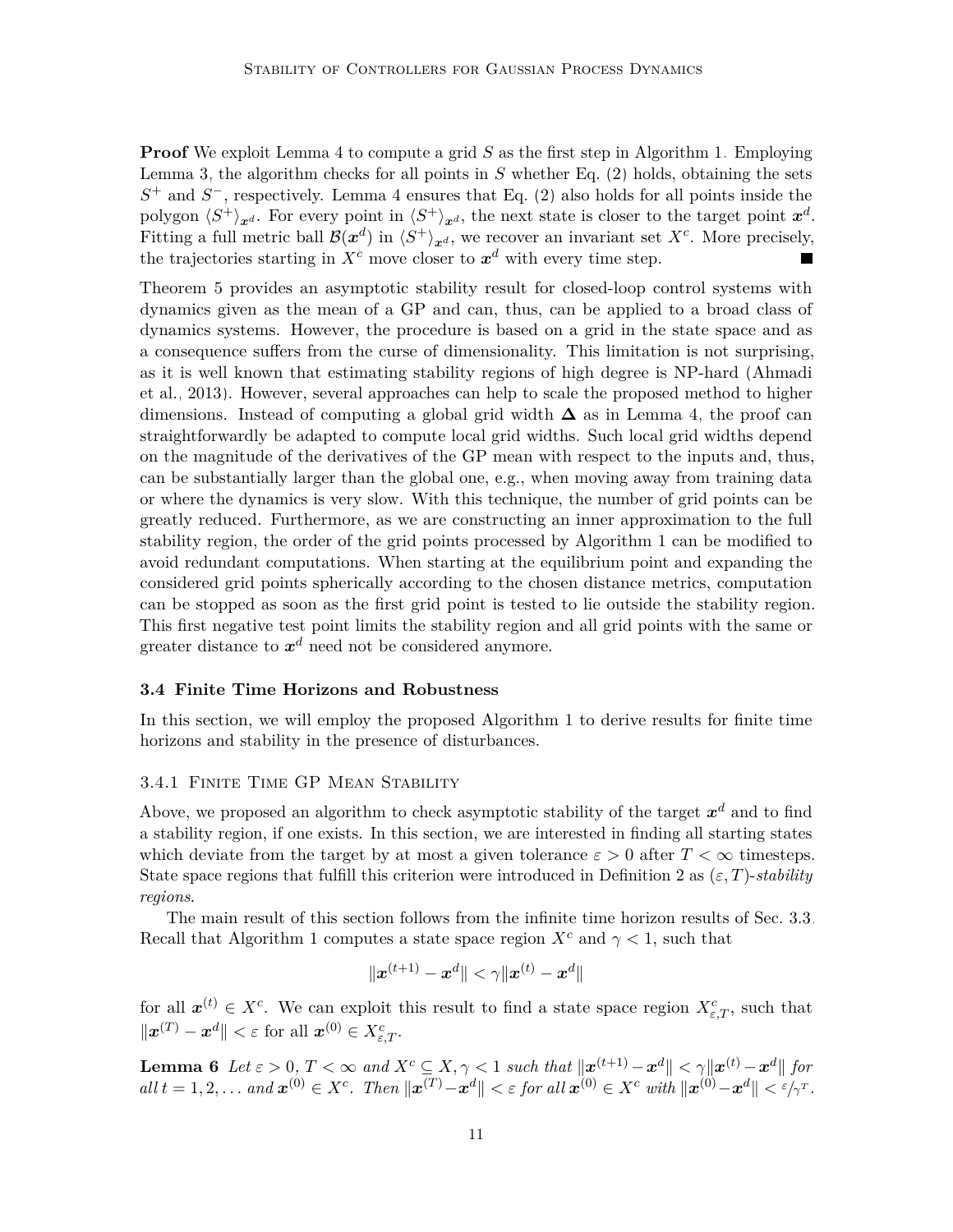**Proof** We exploit Lemma 4 to compute a grid $S$ as the first step in Algorithm 1. Employing Lemma 3, the algorithm checks for all points in $S$ whether Eq. (2) holds, obtaining the sets $S^+$ and $S^-$, respectively. Lemma 4 ensures that Eq. (2) also holds for all points inside the polygon $\langle S^+ \rangle_{\boldsymbol{x}^d}$. For every point in $\langle S^+ \rangle_{\boldsymbol{x}^d}$, the next state is closer to the target point $\boldsymbol{x}^d$. Fitting a full metric ball $\mathcal{B}(\boldsymbol{x}^d)$ in $\langle S^+ \rangle_{\boldsymbol{x}^d}$, we recover an invariant set $X^c$. More precisely, the trajectories starting in $X^c$ move closer to $\boldsymbol{x}^d$ with every time step. ∎

Theorem 5 provides an asymptotic stability result for closed-loop control systems with dynamics given as the mean of a GP and can, thus, can be applied to a broad class of dynamics systems. However, the procedure is based on a grid in the state space and as a consequence suffers from the curse of dimensionality. This limitation is not surprising, as it is well known that estimating stability regions of high degree is NP-hard (Ahmadi et al., 2013). However, several approaches can help to scale the proposed method to higher dimensions. Instead of computing a global grid width $\boldsymbol{\Delta}$ as in Lemma 4, the proof can straightforwardly be adapted to compute local grid widths. Such local grid widths depend on the magnitude of the derivatives of the GP mean with respect to the inputs and, thus, can be substantially larger than the global one, e.g., when moving away from training data or where the dynamics is very slow. With this technique, the number of grid points can be greatly reduced. Furthermore, as we are constructing an inner approximation to the full stability region, the order of the grid points processed by Algorithm 1 can be modified to avoid redundant computations. When starting at the equilibrium point and expanding the considered grid points spherically according to the chosen distance metrics, computation can be stopped as soon as the first grid point is tested to lie outside the stability region. This first negative test point limits the stability region and all grid points with the same or greater distance to $\boldsymbol{x}^d$ need not be considered anymore.

### 3.4 Finite Time Horizons and Robustness

In this section, we will employ the proposed Algorithm 1 to derive results for finite time horizons and stability in the presence of disturbances.

#### 3.4.1 Finite Time GP Mean Stability

Above, we proposed an algorithm to check asymptotic stability of the target $\boldsymbol{x}^d$ and to find a stability region, if one exists. In this section, we are interested in finding all starting states which deviate from the target by at most a given tolerance $\varepsilon > 0$ after $T < \infty$ timesteps. State space regions that fulfill this criterion were introduced in Definition 2 as $(\varepsilon, T)$-*stability regions*.

The main result of this section follows from the infinite time horizon results of Sec. 3.3. Recall that Algorithm 1 computes a state space region $X^c$ and $\gamma < 1$, such that

$$\|\boldsymbol{x}^{(t+1)} - \boldsymbol{x}^d\| < \gamma \|\boldsymbol{x}^{(t)} - \boldsymbol{x}^d\|$$

for all $\boldsymbol{x}^{(t)} \in X^c$. We can exploit this result to find a state space region $X^c_{\varepsilon,T}$, such that $\|\boldsymbol{x}^{(T)} - \boldsymbol{x}^d\| < \varepsilon$ for all $\boldsymbol{x}^{(0)} \in X^c_{\varepsilon,T}$.

**Lemma 6** *Let $\varepsilon > 0$, $T < \infty$ and $X^c \subseteq X, \gamma < 1$ such that $\|\boldsymbol{x}^{(t+1)} - \boldsymbol{x}^d\| < \gamma \|\boldsymbol{x}^{(t)} - \boldsymbol{x}^d\|$ for all $t = 1, 2, \dots$ and $\boldsymbol{x}^{(0)} \in X^c$. Then $\|\boldsymbol{x}^{(T)} - \boldsymbol{x}^d\| < \varepsilon$ for all $\boldsymbol{x}^{(0)} \in X^c$ with $\|\boldsymbol{x}^{(0)} - \boldsymbol{x}^d\| < \varepsilon/\gamma^T$.*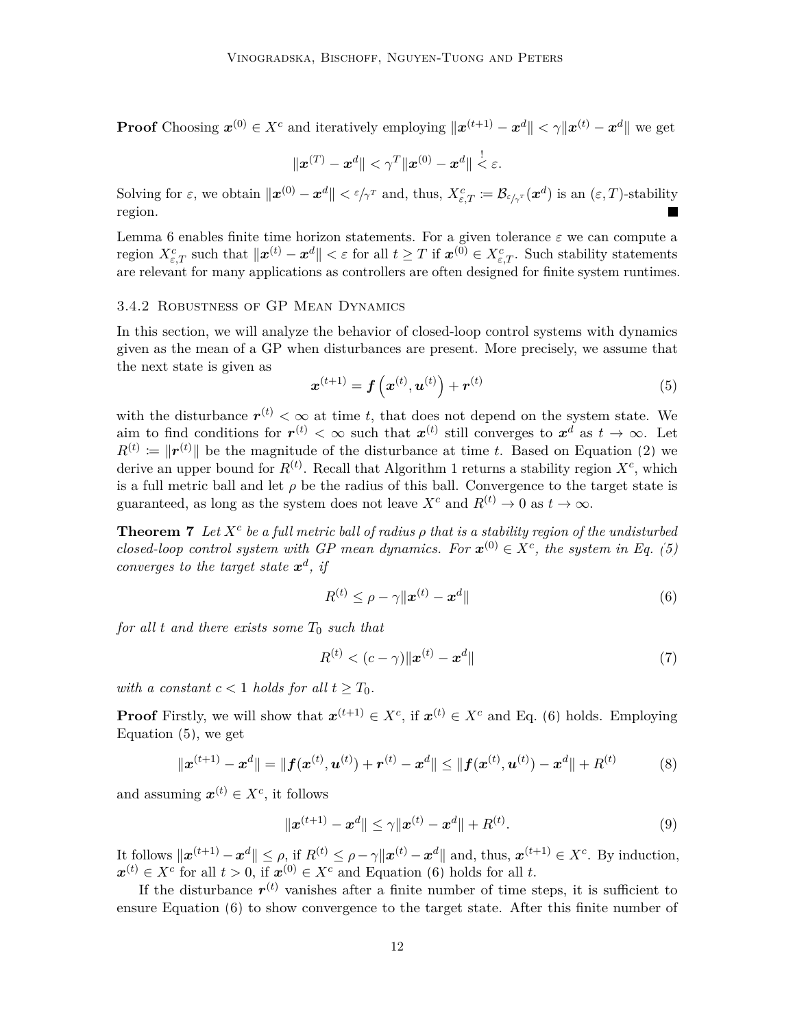**Proof** Choosing $\boldsymbol{x}^{(0)} \in X^c$ and iteratively employing $\|\boldsymbol{x}^{(t+1)} - \boldsymbol{x}^d\| < \gamma \|\boldsymbol{x}^{(t)} - \boldsymbol{x}^d\|$ we get

$$\|\boldsymbol{x}^{(T)} - \boldsymbol{x}^d\| < \gamma^T \|\boldsymbol{x}^{(0)} - \boldsymbol{x}^d\| \stackrel{!}{<} \varepsilon.$$

Solving for $\varepsilon$, we obtain $\|\boldsymbol{x}^{(0)} - \boldsymbol{x}^d\| < \varepsilon/\gamma^T$ and, thus, $X^c_{\varepsilon,T} := \mathcal{B}_{\varepsilon/\gamma^T}(\boldsymbol{x}^d)$ is an $(\varepsilon, T)$-stability region. ∎

Lemma 6 enables finite time horizon statements. For a given tolerance $\varepsilon$ we can compute a region $X^c_{\varepsilon,T}$ such that $\|\boldsymbol{x}^{(t)} - \boldsymbol{x}^d\| < \varepsilon$ for all $t \geq T$ if $\boldsymbol{x}^{(0)} \in X^c_{\varepsilon,T}$. Such stability statements are relevant for many applications as controllers are often designed for finite system runtimes.

### 3.4.2 Robustness of GP Mean Dynamics

In this section, we will analyze the behavior of closed-loop control systems with dynamics given as the mean of a GP when disturbances are present. More precisely, we assume that the next state is given as

$$\boldsymbol{x}^{(t+1)} = \boldsymbol{f}\left(\boldsymbol{x}^{(t)}, \boldsymbol{u}^{(t)}\right) + \boldsymbol{r}^{(t)} \tag{5}$$

with the disturbance $\boldsymbol{r}^{(t)} < \infty$ at time $t$, that does not depend on the system state. We aim to find conditions for $\boldsymbol{r}^{(t)} < \infty$ such that $\boldsymbol{x}^{(t)}$ still converges to $\boldsymbol{x}^d$ as $t \to \infty$. Let $R^{(t)} := \|\boldsymbol{r}^{(t)}\|$ be the magnitude of the disturbance at time $t$. Based on Equation (2) we derive an upper bound for $R^{(t)}$. Recall that Algorithm 1 returns a stability region $X^c$, which is a full metric ball and let $\rho$ be the radius of this ball. Convergence to the target state is guaranteed, as long as the system does not leave $X^c$ and $R^{(t)} \to 0$ as $t \to \infty$.

**Theorem 7** *Let $X^c$ be a full metric ball of radius $\rho$ that is a stability region of the undisturbed closed-loop control system with GP mean dynamics. For $\boldsymbol{x}^{(0)} \in X^c$, the system in Eq. (5) converges to the target state $\boldsymbol{x}^d$, if*

$$R^{(t)} \leq \rho - \gamma \|\boldsymbol{x}^{(t)} - \boldsymbol{x}^d\| \tag{6}$$

*for all $t$ and there exists some $T_0$ such that*

$$R^{(t)} < (c - \gamma)\|\boldsymbol{x}^{(t)} - \boldsymbol{x}^d\| \tag{7}$$

*with a constant $c < 1$ holds for all $t \geq T_0$.*

**Proof** Firstly, we will show that $\boldsymbol{x}^{(t+1)} \in X^c$, if $\boldsymbol{x}^{(t)} \in X^c$ and Eq. (6) holds. Employing Equation (5), we get

$$\|\boldsymbol{x}^{(t+1)} - \boldsymbol{x}^d\| = \|\boldsymbol{f}(\boldsymbol{x}^{(t)}, \boldsymbol{u}^{(t)}) + \boldsymbol{r}^{(t)} - \boldsymbol{x}^d\| \leq \|\boldsymbol{f}(\boldsymbol{x}^{(t)}, \boldsymbol{u}^{(t)}) - \boldsymbol{x}^d\| + R^{(t)} \tag{8}$$

and assuming $\boldsymbol{x}^{(t)} \in X^c$, it follows

$$\|\boldsymbol{x}^{(t+1)} - \boldsymbol{x}^d\| \leq \gamma \|\boldsymbol{x}^{(t)} - \boldsymbol{x}^d\| + R^{(t)}. \tag{9}$$

It follows $\|\boldsymbol{x}^{(t+1)} - \boldsymbol{x}^d\| \leq \rho$, if $R^{(t)} \leq \rho - \gamma \|\boldsymbol{x}^{(t)} - \boldsymbol{x}^d\|$ and, thus, $\boldsymbol{x}^{(t+1)} \in X^c$. By induction, $\boldsymbol{x}^{(t)} \in X^c$ for all $t > 0$, if $\boldsymbol{x}^{(0)} \in X^c$ and Equation (6) holds for all $t$.

If the disturbance $\boldsymbol{r}^{(t)}$ vanishes after a finite number of time steps, it is sufficient to ensure Equation (6) to show convergence to the target state. After this finite number of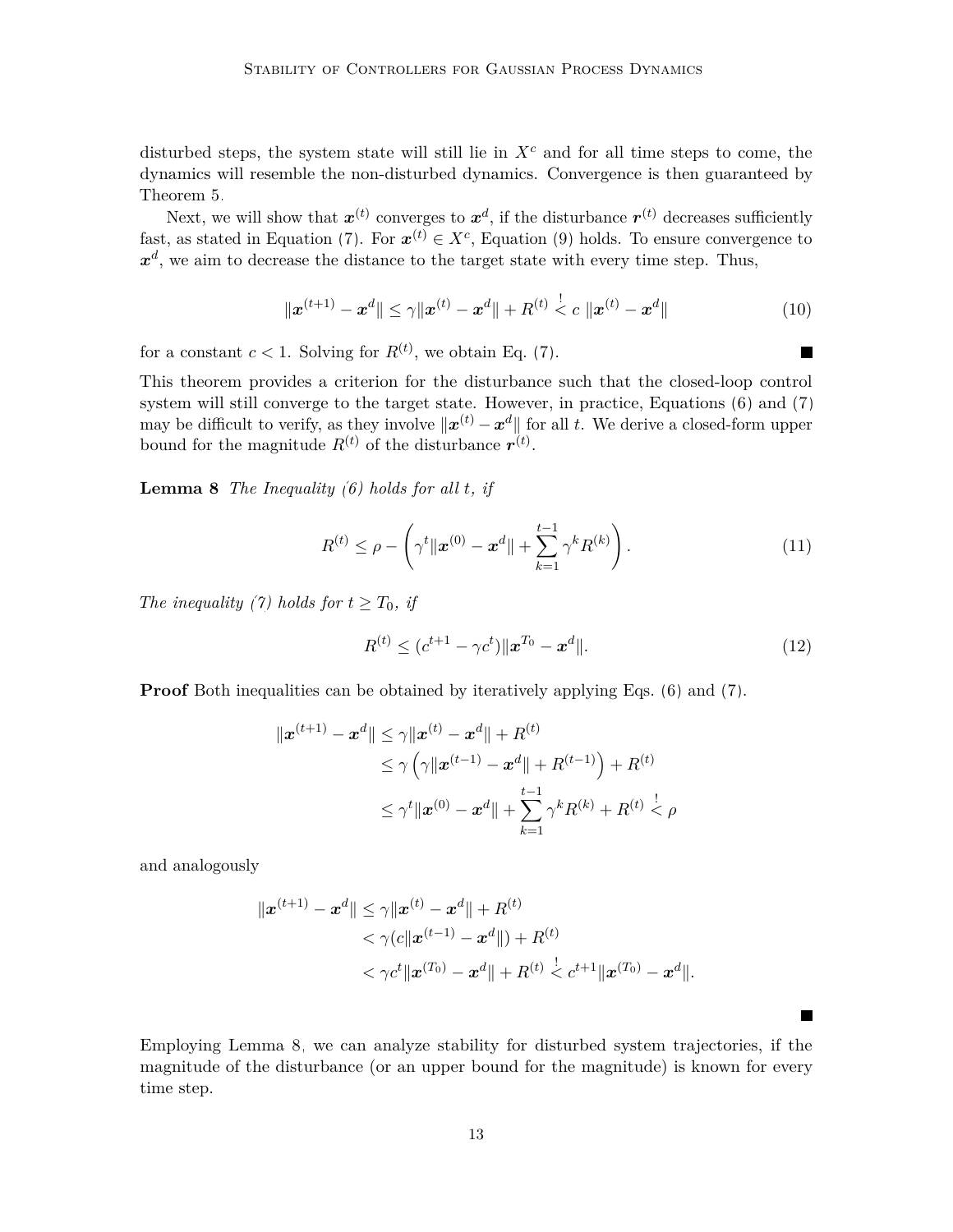disturbed steps, the system state will still lie in $X^c$ and for all time steps to come, the dynamics will resemble the non-disturbed dynamics. Convergence is then guaranteed by Theorem 5.

Next, we will show that $\boldsymbol{x}^{(t)}$ converges to $\boldsymbol{x}^d$, if the disturbance $\boldsymbol{r}^{(t)}$ decreases sufficiently fast, as stated in Equation (7). For $\boldsymbol{x}^{(t)} \in X^c$, Equation (9) holds. To ensure convergence to $\boldsymbol{x}^d$, we aim to decrease the distance to the target state with every time step. Thus,

$$\|\boldsymbol{x}^{(t+1)} - \boldsymbol{x}^d\| \leq \gamma \|\boldsymbol{x}^{(t)} - \boldsymbol{x}^d\| + R^{(t)} \overset{!}{<} c \ \|\boldsymbol{x}^{(t)} - \boldsymbol{x}^d\| \tag{10}$$

for a constant $c < 1$. Solving for $R^{(t)}$, we obtain Eq. (7). ∎

This theorem provides a criterion for the disturbance such that the closed-loop control system will still converge to the target state. However, in practice, Equations (6) and (7) may be difficult to verify, as they involve $\|\boldsymbol{x}^{(t)} - \boldsymbol{x}^d\|$ for all $t$. We derive a closed-form upper bound for the magnitude $R^{(t)}$ of the disturbance $\boldsymbol{r}^{(t)}$.

**Lemma 8** *The Inequality (6) holds for all $t$, if*

$$R^{(t)} \leq \rho - \left( \gamma^t \|\boldsymbol{x}^{(0)} - \boldsymbol{x}^d\| + \sum_{k=1}^{t-1} \gamma^k R^{(k)} \right). \tag{11}$$

*The inequality (7) holds for $t \geq T_0$, if*

$$R^{(t)} \leq (c^{t+1} - \gamma c^t) \|\boldsymbol{x}^{T_0} - \boldsymbol{x}^d\|. \tag{12}$$

**Proof** Both inequalities can be obtained by iteratively applying Eqs. (6) and (7).

$$\begin{aligned}
\|\boldsymbol{x}^{(t+1)} - \boldsymbol{x}^d\| &\leq \gamma \|\boldsymbol{x}^{(t)} - \boldsymbol{x}^d\| + R^{(t)} \\
&\leq \gamma \left( \gamma \|\boldsymbol{x}^{(t-1)} - \boldsymbol{x}^d\| + R^{(t-1)} \right) + R^{(t)} \\
&\leq \gamma^t \|\boldsymbol{x}^{(0)} - \boldsymbol{x}^d\| + \sum_{k=1}^{t-1} \gamma^k R^{(k)} + R^{(t)} \overset{!}{<} \rho
\end{aligned}$$

and analogously

$$\begin{aligned}
\|\boldsymbol{x}^{(t+1)} - \boldsymbol{x}^d\| &\leq \gamma \|\boldsymbol{x}^{(t)} - \boldsymbol{x}^d\| + R^{(t)} \\
&< \gamma (c \|\boldsymbol{x}^{(t-1)} - \boldsymbol{x}^d\|) + R^{(t)} \\
&< \gamma c^t \|\boldsymbol{x}^{(T_0)} - \boldsymbol{x}^d\| + R^{(t)} \overset{!}{<} c^{t+1} \|\boldsymbol{x}^{(T_0)} - \boldsymbol{x}^d\|.
\end{aligned}$$

∎

Employing Lemma 8, we can analyze stability for disturbed system trajectories, if the magnitude of the disturbance (or an upper bound for the magnitude) is known for every time step.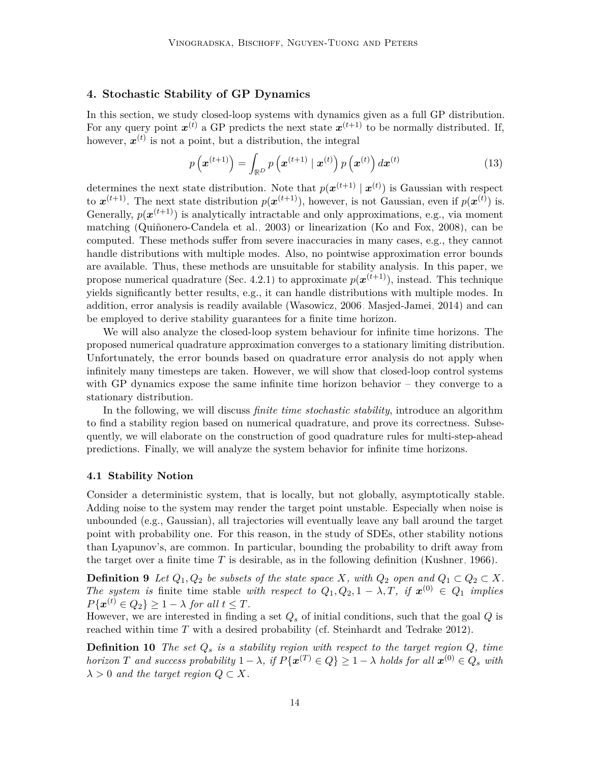## 4. Stochastic Stability of GP Dynamics

In this section, we study closed-loop systems with dynamics given as a full GP distribution. For any query point $\boldsymbol{x}^{(t)}$ a GP predicts the next state $\boldsymbol{x}^{(t+1)}$ to be normally distributed. If, however, $\boldsymbol{x}^{(t)}$ is not a point, but a distribution, the integral

$$p\left(\boldsymbol{x}^{(t+1)}\right) = \int_{\mathbb{R}^D} p\left(\boldsymbol{x}^{(t+1)} \mid \boldsymbol{x}^{(t)}\right) p\left(\boldsymbol{x}^{(t)}\right) d\boldsymbol{x}^{(t)} \tag{13}$$

determines the next state distribution. Note that $p(\boldsymbol{x}^{(t+1)} \mid \boldsymbol{x}^{(t)})$ is Gaussian with respect to $\boldsymbol{x}^{(t+1)}$. The next state distribution $p(\boldsymbol{x}^{(t+1)})$, however, is not Gaussian, even if $p(\boldsymbol{x}^{(t)})$ is. Generally, $p(\boldsymbol{x}^{(t+1)})$ is analytically intractable and only approximations, e.g., via moment matching (Quiñonero-Candela et al., 2003) or linearization (Ko and Fox, 2008), can be computed. These methods suffer from severe inaccuracies in many cases, e.g., they cannot handle distributions with multiple modes. Also, no pointwise approximation error bounds are available. Thus, these methods are unsuitable for stability analysis. In this paper, we propose numerical quadrature (Sec. 4.2.1) to approximate $p(\boldsymbol{x}^{(t+1)})$, instead. This technique yields significantly better results, e.g., it can handle distributions with multiple modes. In addition, error analysis is readily available (Wasowicz, 2006; Masjed-Jamei, 2014) and can be employed to derive stability guarantees for a finite time horizon.

We will also analyze the closed-loop system behaviour for infinite time horizons. The proposed numerical quadrature approximation converges to a stationary limiting distribution. Unfortunately, the error bounds based on quadrature error analysis do not apply when infinitely many timesteps are taken. However, we will show that closed-loop control systems with GP dynamics expose the same infinite time horizon behavior – they converge to a stationary distribution.

In the following, we will discuss *finite time stochastic stability*, introduce an algorithm to find a stability region based on numerical quadrature, and prove its correctness. Subsequently, we will elaborate on the construction of good quadrature rules for multi-step-ahead predictions. Finally, we will analyze the system behavior for infinite time horizons.

### 4.1 Stability Notion

Consider a deterministic system, that is locally, but not globally, asymptotically stable. Adding noise to the system may render the target point unstable. Especially when noise is unbounded (e.g., Gaussian), all trajectories will eventually leave any ball around the target point with probability one. For this reason, in the study of SDEs, other stability notions than Lyapunov's, are common. In particular, bounding the probability to drift away from the target over a finite time $T$ is desirable, as in the following definition (Kushner, 1966).

**Definition 9** *Let $Q_1, Q_2$ be subsets of the state space $X$, with $Q_2$ open and $Q_1 \subset Q_2 \subset X$. The system is* finite time stable *with respect to $Q_1, Q_2, 1-\lambda, T$, if $\boldsymbol{x}^{(0)} \in Q_1$ implies $P\{\boldsymbol{x}^{(t)} \in Q_2\} \geq 1 - \lambda$ for all $t \leq T$.*

However, we are interested in finding a set $Q_s$ of initial conditions, such that the goal $Q$ is reached within time $T$ with a desired probability (cf. Steinhardt and Tedrake 2012).

**Definition 10** *The set $Q_s$ is a stability region with respect to the target region $Q$, time horizon $T$ and success probability $1 - \lambda$, if $P\{\boldsymbol{x}^{(T)} \in Q\} \geq 1 - \lambda$ holds for all $\boldsymbol{x}^{(0)} \in Q_s$ with $\lambda > 0$ and the target region $Q \subset X$.*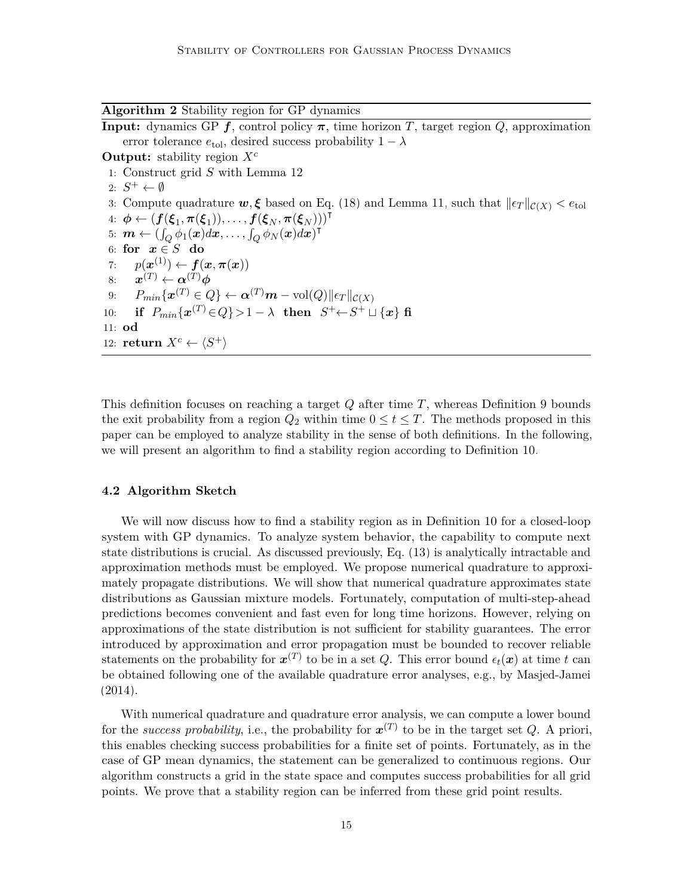**Algorithm 2** Stability region for GP dynamics

```
Input: dynamics GP f, control policy π, time horizon T, target region Q, approximation
       error tolerance e_tol, desired success probability 1 − λ
Output: stability region X^c
 1: Construct grid S with Lemma 12
 2: S⁺ ← ∅
 3: Compute quadrature w, ξ based on Eq. (18) and Lemma 11, such that ‖ε_T‖_C(X) < e_tol
 4: φ ← (f(ξ_1, π(ξ_1)), ..., f(ξ_N, π(ξ_N)))^T
 5: m ← (∫_Q φ_1(x)dx, ..., ∫_Q φ_N(x)dx)^T
 6: for x ∈ S do
 7:     p(x^(1)) ← f(x, π(x))
 8:     x^(T) ← α^(T) φ
 9:     P_min{x^(T) ∈ Q} ← α^(T) m − vol(Q)‖ε_T‖_C(X)
10:     if P_min{x^(T) ∈ Q} > 1 − λ then S⁺ ← S⁺ ⊔ {x} fi
11: od
12: return X^c ← ⟨S⁺⟩
```

This definition focuses on reaching a target $Q$ after time $T$, whereas Definition 9 bounds the exit probability from a region $Q_2$ within time $0 \leq t \leq T$. The methods proposed in this paper can be employed to analyze stability in the sense of both definitions. In the following, we will present an algorithm to find a stability region according to Definition 10.

### 4.2 Algorithm Sketch

We will now discuss how to find a stability region as in Definition 10 for a closed-loop system with GP dynamics. To analyze system behavior, the capability to compute next state distributions is crucial. As discussed previously, Eq. (13) is analytically intractable and approximation methods must be employed. We propose numerical quadrature to approximately propagate distributions. We will show that numerical quadrature approximates state distributions as Gaussian mixture models. Fortunately, computation of multi-step-ahead predictions becomes convenient and fast even for long time horizons. However, relying on approximations of the state distribution is not sufficient for stability guarantees. The error introduced by approximation and error propagation must be bounded to recover reliable statements on the probability for $\boldsymbol{x}^{(T)}$ to be in a set $Q$. This error bound $\epsilon_t(\boldsymbol{x})$ at time $t$ can be obtained following one of the available quadrature error analyses, e.g., by Masjed-Jamei (2014).

With numerical quadrature and quadrature error analysis, we can compute a lower bound for the *success probability*, i.e., the probability for $\boldsymbol{x}^{(T)}$ to be in the target set $Q$. A priori, this enables checking success probabilities for a finite set of points. Fortunately, as in the case of GP mean dynamics, the statement can be generalized to continuous regions. Our algorithm constructs a grid in the state space and computes success probabilities for all grid points. We prove that a stability region can be inferred from these grid point results.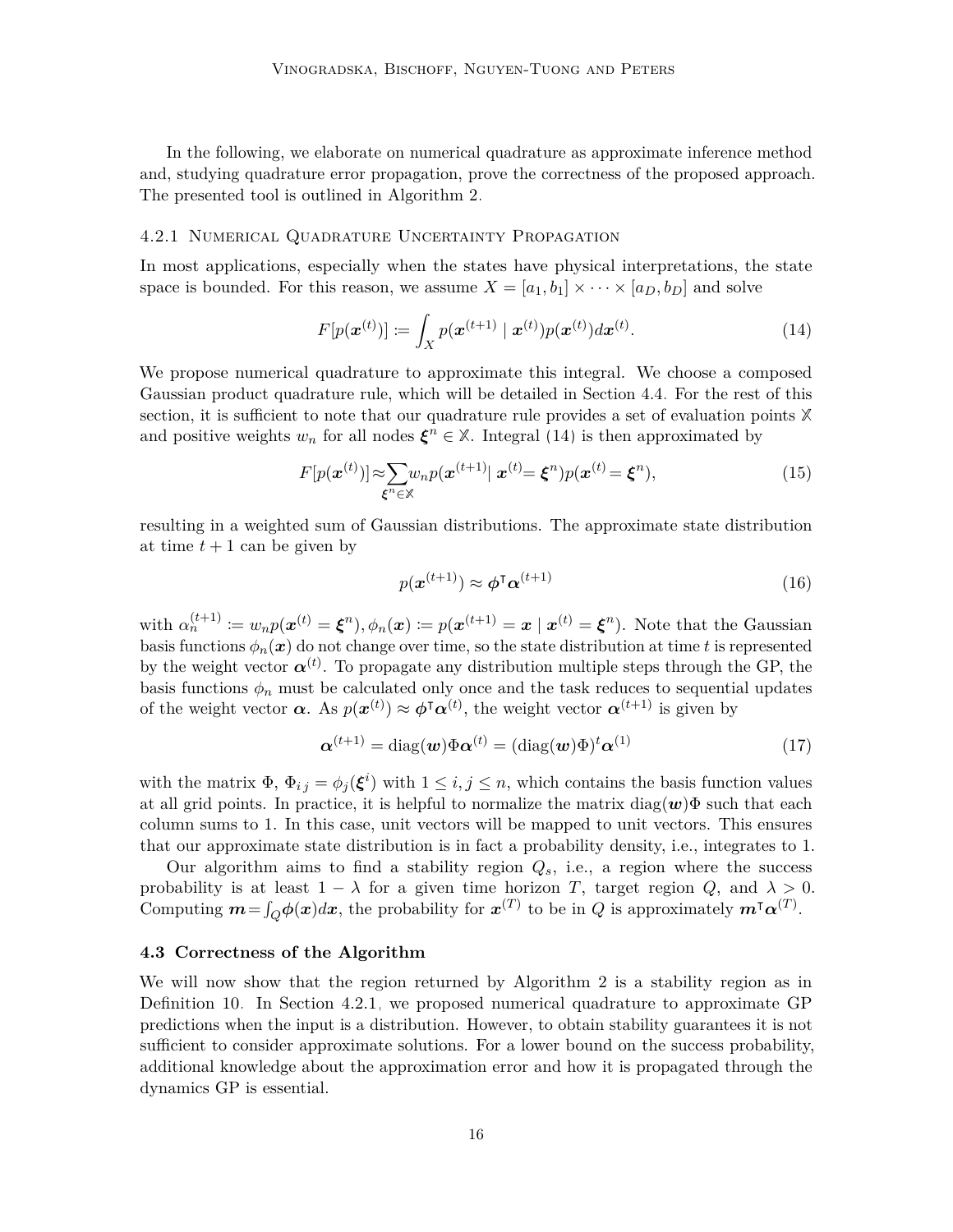In the following, we elaborate on numerical quadrature as approximate inference method and, studying quadrature error propagation, prove the correctness of the proposed approach. The presented tool is outlined in Algorithm 2.

#### 4.2.1 Numerical Quadrature Uncertainty Propagation

In most applications, especially when the states have physical interpretations, the state space is bounded. For this reason, we assume $X = [a_1, b_1] \times \cdots \times [a_D, b_D]$ and solve

$$F[p(\boldsymbol{x}^{(t)})] := \int_X p(\boldsymbol{x}^{(t+1)} \mid \boldsymbol{x}^{(t)}) p(\boldsymbol{x}^{(t)}) d\boldsymbol{x}^{(t)}. \tag{14}$$

We propose numerical quadrature to approximate this integral. We choose a composed Gaussian product quadrature rule, which will be detailed in Section 4.4. For the rest of this section, it is sufficient to note that our quadrature rule provides a set of evaluation points $\mathbb{X}$ and positive weights $w_n$ for all nodes $\boldsymbol{\xi}^n \in \mathbb{X}$. Integral (14) is then approximated by

$$F[p(\boldsymbol{x}^{(t)})] \approx \sum_{\boldsymbol{\xi}^n \in \mathbb{X}} w_n p(\boldsymbol{x}^{(t+1)} \mid \boldsymbol{x}^{(t)} = \boldsymbol{\xi}^n) p(\boldsymbol{x}^{(t)} = \boldsymbol{\xi}^n), \tag{15}$$

resulting in a weighted sum of Gaussian distributions. The approximate state distribution at time $t+1$ can be given by

$$p(\boldsymbol{x}^{(t+1)}) \approx \boldsymbol{\phi}^\intercal \boldsymbol{\alpha}^{(t+1)} \tag{16}$$

with $\alpha_n^{(t+1)} := w_n p(\boldsymbol{x}^{(t)} = \boldsymbol{\xi}^n), \phi_n(\boldsymbol{x}) := p(\boldsymbol{x}^{(t+1)} = \boldsymbol{x} \mid \boldsymbol{x}^{(t)} = \boldsymbol{\xi}^n)$. Note that the Gaussian basis functions $\phi_n(\boldsymbol{x})$ do not change over time, so the state distribution at time $t$ is represented by the weight vector $\boldsymbol{\alpha}^{(t)}$. To propagate any distribution multiple steps through the GP, the basis functions $\phi_n$ must be calculated only once and the task reduces to sequential updates of the weight vector $\boldsymbol{\alpha}$. As $p(\boldsymbol{x}^{(t)}) \approx \boldsymbol{\phi}^\intercal \boldsymbol{\alpha}^{(t)}$, the weight vector $\boldsymbol{\alpha}^{(t+1)}$ is given by

$$\boldsymbol{\alpha}^{(t+1)} = \operatorname{diag}(\boldsymbol{w}) \Phi \boldsymbol{\alpha}^{(t)} = (\operatorname{diag}(\boldsymbol{w}) \Phi)^t \boldsymbol{\alpha}^{(1)} \tag{17}$$

with the matrix $\Phi$, $\Phi_{ij} = \phi_j(\boldsymbol{\xi}^i)$ with $1 \leq i, j \leq n$, which contains the basis function values at all grid points. In practice, it is helpful to normalize the matrix $\operatorname{diag}(\boldsymbol{w})\Phi$ such that each column sums to 1. In this case, unit vectors will be mapped to unit vectors. This ensures that our approximate state distribution is in fact a probability density, i.e., integrates to 1.

Our algorithm aims to find a stability region $Q_s$, i.e., a region where the success probability is at least $1 - \lambda$ for a given time horizon $T$, target region $Q$, and $\lambda > 0$. Computing $\boldsymbol{m} = \int_Q \boldsymbol{\phi}(\boldsymbol{x}) d\boldsymbol{x}$, the probability for $\boldsymbol{x}^{(T)}$ to be in $Q$ is approximately $\boldsymbol{m}^\intercal \boldsymbol{\alpha}^{(T)}$.

### 4.3 Correctness of the Algorithm

We will now show that the region returned by Algorithm 2 is a stability region as in Definition 10. In Section 4.2.1, we proposed numerical quadrature to approximate GP predictions when the input is a distribution. However, to obtain stability guarantees it is not sufficient to consider approximate solutions. For a lower bound on the success probability, additional knowledge about the approximation error and how it is propagated through the dynamics GP is essential.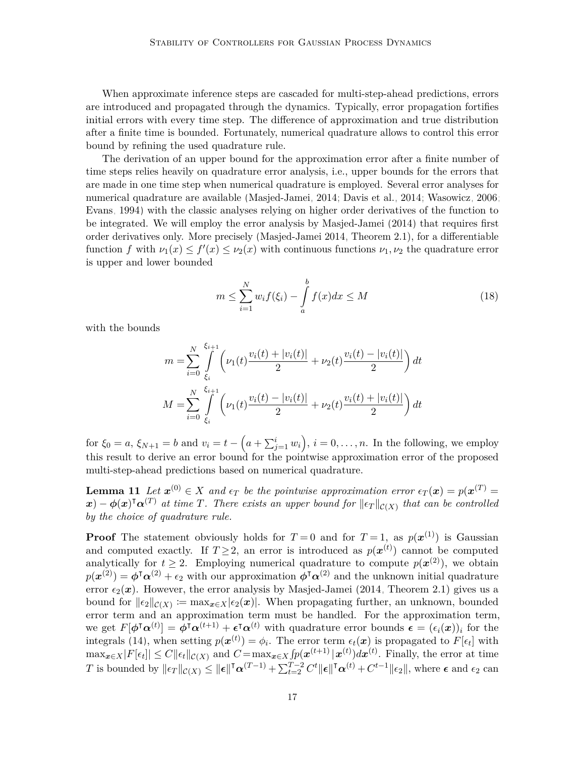When approximate inference steps are cascaded for multi-step-ahead predictions, errors are introduced and propagated through the dynamics. Typically, error propagation fortifies initial errors with every time step. The difference of approximation and true distribution after a finite time is bounded. Fortunately, numerical quadrature allows to control this error bound by refining the used quadrature rule.

The derivation of an upper bound for the approximation error after a finite number of time steps relies heavily on quadrature error analysis, i.e., upper bounds for the errors that are made in one time step when numerical quadrature is employed. Several error analyses for numerical quadrature are available (Masjed-Jamei, 2014; Davis et al., 2014; Wasowicz, 2006; Evans, 1994) with the classic analyses relying on higher order derivatives of the function to be integrated. We will employ the error analysis by Masjed-Jamei (2014) that requires first order derivatives only. More precisely (Masjed-Jamei 2014, Theorem 2.1), for a differentiable function $f$ with $\nu_1(x) \leq f'(x) \leq \nu_2(x)$ with continuous functions $\nu_1, \nu_2$ the quadrature error is upper and lower bounded

$$m \leq \sum_{i=1}^{N} w_i f(\xi_i) - \int_a^b f(x)dx \leq M \tag{18}$$

with the bounds

$$m = \sum_{i=0}^{N} \int_{\xi_i}^{\xi_{i+1}} \left( \nu_1(t)\frac{v_i(t) + |v_i(t)|}{2} + \nu_2(t)\frac{v_i(t) - |v_i(t)|}{2} \right) dt$$

$$M = \sum_{i=0}^{N} \int_{\xi_i}^{\xi_{i+1}} \left( \nu_1(t)\frac{v_i(t) - |v_i(t)|}{2} + \nu_2(t)\frac{v_i(t) + |v_i(t)|}{2} \right) dt$$

for $\xi_0 = a$, $\xi_{N+1} = b$ and $v_i = t - \left(a + \sum_{j=1}^{i} w_i\right)$, $i = 0, \ldots, n$. In the following, we employ this result to derive an error bound for the pointwise approximation error of the proposed multi-step-ahead predictions based on numerical quadrature.

**Lemma 11** *Let $\boldsymbol{x}^{(0)} \in X$ and $\epsilon_T$ be the pointwise approximation error $\epsilon_T(\boldsymbol{x}) = p(\boldsymbol{x}^{(T)} = \boldsymbol{x}) - \boldsymbol{\phi}(\boldsymbol{x})^\intercal \boldsymbol{\alpha}^{(T)}$ at time $T$. There exists an upper bound for $\|\epsilon_T\|_{\mathcal{C}(X)}$ that can be controlled by the choice of quadrature rule.*

**Proof** The statement obviously holds for $T=0$ and for $T=1$, as $p(\boldsymbol{x}^{(1)})$ is Gaussian and computed exactly. If $T \geq 2$, an error is introduced as $p(\boldsymbol{x}^{(t)})$ cannot be computed analytically for $t \geq 2$. Employing numerical quadrature to compute $p(\boldsymbol{x}^{(2)})$, we obtain $p(\boldsymbol{x}^{(2)}) = \boldsymbol{\phi}^\intercal \boldsymbol{\alpha}^{(2)} + \epsilon_2$ with our approximation $\boldsymbol{\phi}^\intercal \boldsymbol{\alpha}^{(2)}$ and the unknown initial quadrature error $\epsilon_2(\boldsymbol{x})$. However, the error analysis by Masjed-Jamei (2014, Theorem 2.1) gives us a bound for $\|\epsilon_2\|_{\mathcal{C}(X)} \coloneqq \max_{\boldsymbol{x} \in X} |\epsilon_2(\boldsymbol{x})|$. When propagating further, an unknown, bounded error term and an approximation term must be handled. For the approximation term, we get $F[\boldsymbol{\phi}^\intercal \boldsymbol{\alpha}^{(t)}] = \boldsymbol{\phi}^\intercal \boldsymbol{\alpha}^{(t+1)} + \boldsymbol{\epsilon}^\intercal \boldsymbol{\alpha}^{(t)}$ with quadrature error bounds $\boldsymbol{\epsilon} = (\epsilon_i(\boldsymbol{x}))_i$ for the integrals (14), when setting $p(\boldsymbol{x}^{(t)}) = \phi_i$. The error term $\epsilon_t(\boldsymbol{x})$ is propagated to $F[\epsilon_t]$ with $\max_{\boldsymbol{x} \in X} |F[\epsilon_t]| \leq C \|\epsilon_t\|_{\mathcal{C}(X)}$ and $C = \max_{\boldsymbol{x} \in X} \int p(\boldsymbol{x}^{(t+1)} \,|\, \boldsymbol{x}^{(t)}) d\boldsymbol{x}^{(t)}$. Finally, the error at time $T$ is bounded by $\|\epsilon_T\|_{\mathcal{C}(X)} \leq \|\boldsymbol{\epsilon}\|^\intercal \boldsymbol{\alpha}^{(T-1)} + \sum_{t=2}^{T-2} C^t \|\boldsymbol{\epsilon}\|^\intercal \boldsymbol{\alpha}^{(t)} + C^{t-1}\|\epsilon_2\|$, where $\boldsymbol{\epsilon}$ and $\epsilon_2$ can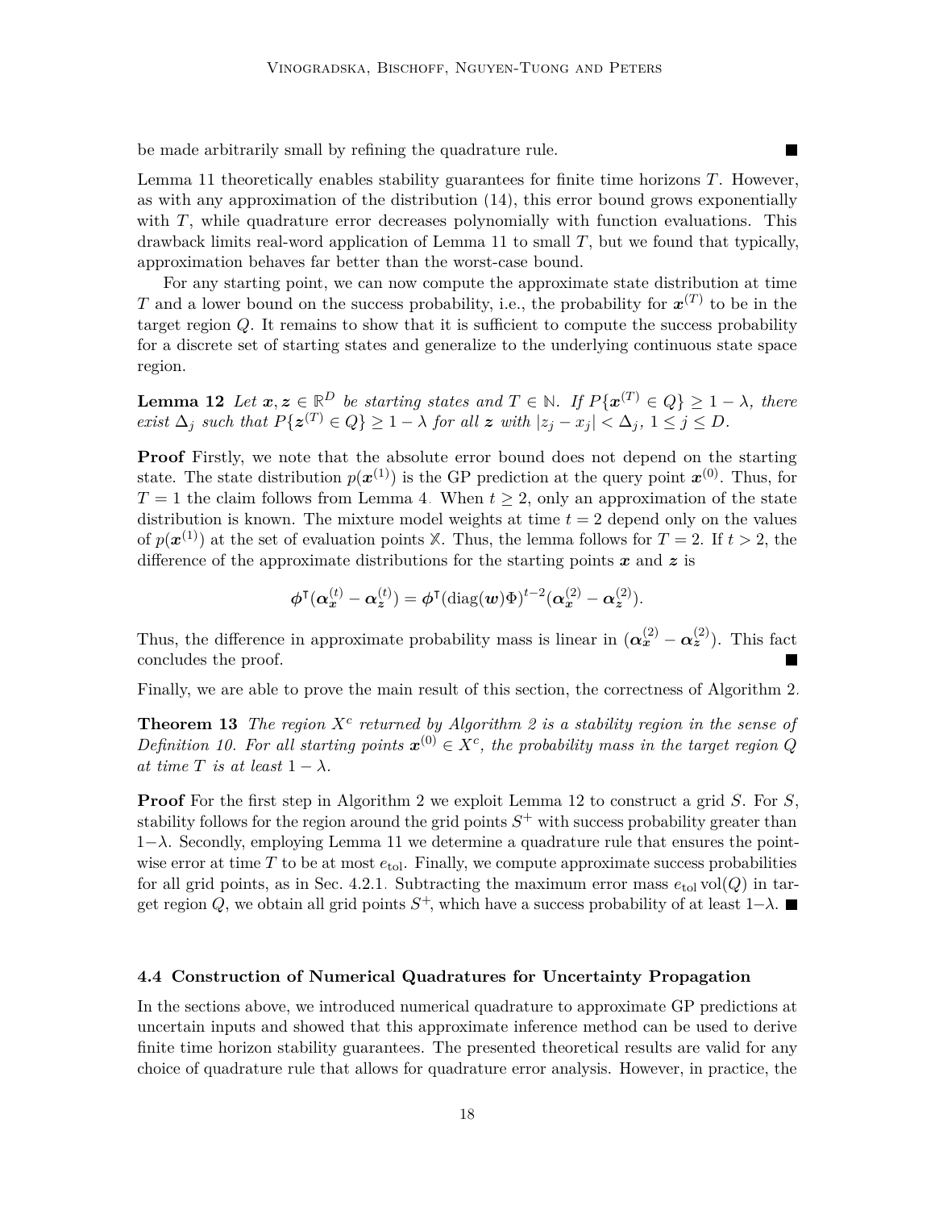be made arbitrarily small by refining the quadrature rule. ■

Lemma 11 theoretically enables stability guarantees for finite time horizons $T$. However, as with any approximation of the distribution (14), this error bound grows exponentially with $T$, while quadrature error decreases polynomially with function evaluations. This drawback limits real-word application of Lemma 11 to small $T$, but we found that typically, approximation behaves far better than the worst-case bound.

For any starting point, we can now compute the approximate state distribution at time $T$ and a lower bound on the success probability, i.e., the probability for $\boldsymbol{x}^{(T)}$ to be in the target region $Q$. It remains to show that it is sufficient to compute the success probability for a discrete set of starting states and generalize to the underlying continuous state space region.

**Lemma 12** *Let $\boldsymbol{x}, \boldsymbol{z} \in \mathbb{R}^D$ be starting states and $T \in \mathbb{N}$. If $P\{\boldsymbol{x}^{(T)} \in Q\} \geq 1 - \lambda$, there exist $\Delta_j$ such that $P\{\boldsymbol{z}^{(T)} \in Q\} \geq 1 - \lambda$ for all $\boldsymbol{z}$ with $|z_j - x_j| < \Delta_j$, $1 \leq j \leq D$.*

**Proof** Firstly, we note that the absolute error bound does not depend on the starting state. The state distribution $p(\boldsymbol{x}^{(1)})$ is the GP prediction at the query point $\boldsymbol{x}^{(0)}$. Thus, for $T = 1$ the claim follows from Lemma 4. When $t \geq 2$, only an approximation of the state distribution is known. The mixture model weights at time $t = 2$ depend only on the values of $p(\boldsymbol{x}^{(1)})$ at the set of evaluation points $\mathbb{X}$. Thus, the lemma follows for $T = 2$. If $t > 2$, the difference of the approximate distributions for the starting points $\boldsymbol{x}$ and $\boldsymbol{z}$ is

$$\boldsymbol{\phi}^\intercal(\boldsymbol{\alpha}_{\boldsymbol{x}}^{(t)} - \boldsymbol{\alpha}_{\boldsymbol{z}}^{(t)}) = \boldsymbol{\phi}^\intercal(\operatorname{diag}(\boldsymbol{w})\Phi)^{t-2}(\boldsymbol{\alpha}_{\boldsymbol{x}}^{(2)} - \boldsymbol{\alpha}_{\boldsymbol{z}}^{(2)}).$$

Thus, the difference in approximate probability mass is linear in $(\boldsymbol{\alpha}_{\boldsymbol{x}}^{(2)} - \boldsymbol{\alpha}_{\boldsymbol{z}}^{(2)})$. This fact concludes the proof. ■

Finally, we are able to prove the main result of this section, the correctness of Algorithm 2.

**Theorem 13** *The region $X^c$ returned by Algorithm 2 is a stability region in the sense of Definition 10. For all starting points $\boldsymbol{x}^{(0)} \in X^c$, the probability mass in the target region $Q$ at time $T$ is at least $1 - \lambda$.*

**Proof** For the first step in Algorithm 2 we exploit Lemma 12 to construct a grid $S$. For $S$, stability follows for the region around the grid points $S^+$ with success probability greater than $1-\lambda$. Secondly, employing Lemma 11 we determine a quadrature rule that ensures the point-wise error at time $T$ to be at most $e_{\text{tol}}$. Finally, we compute approximate success probabilities for all grid points, as in Sec. 4.2.1. Subtracting the maximum error mass $e_{\text{tol}} \operatorname{vol}(Q)$ in target region $Q$, we obtain all grid points $S^+$, which have a success probability of at least $1-\lambda$. ■

### 4.4 Construction of Numerical Quadratures for Uncertainty Propagation

In the sections above, we introduced numerical quadrature to approximate GP predictions at uncertain inputs and showed that this approximate inference method can be used to derive finite time horizon stability guarantees. The presented theoretical results are valid for any choice of quadrature rule that allows for quadrature error analysis. However, in practice, the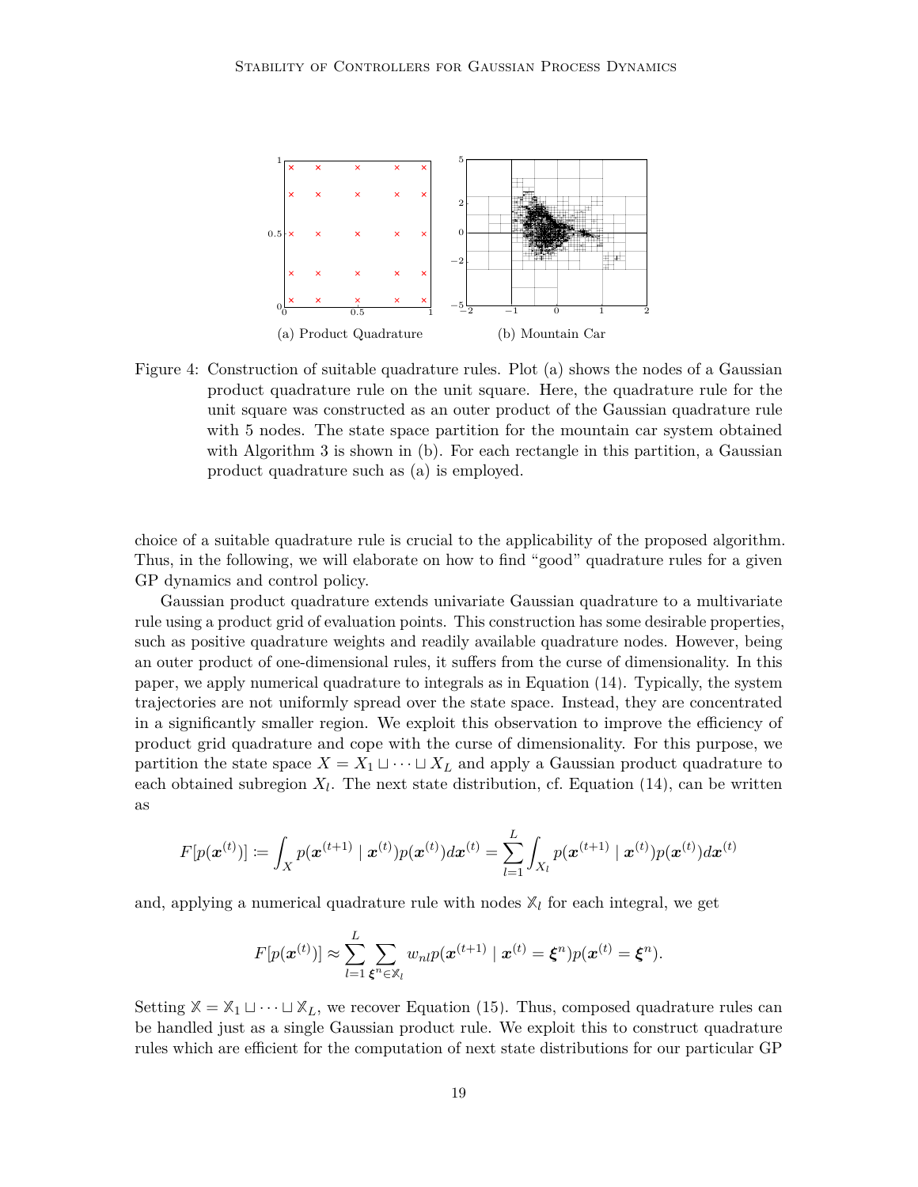Figure 4: Construction of suitable quadrature rules. Plot (a) shows the nodes of a Gaussian product quadrature rule on the unit square. Here, the quadrature rule for the unit square was constructed as an outer product of the Gaussian quadrature rule with 5 nodes. The state space partition for the mountain car system obtained with Algorithm 3 is shown in (b). For each rectangle in this partition, a Gaussian product quadrature such as (a) is employed.

choice of a suitable quadrature rule is crucial to the applicability of the proposed algorithm. Thus, in the following, we will elaborate on how to find "good" quadrature rules for a given GP dynamics and control policy.

Gaussian product quadrature extends univariate Gaussian quadrature to a multivariate rule using a product grid of evaluation points. This construction has some desirable properties, such as positive quadrature weights and readily available quadrature nodes. However, being an outer product of one-dimensional rules, it suffers from the curse of dimensionality. In this paper, we apply numerical quadrature to integrals as in Equation (14). Typically, the system trajectories are not uniformly spread over the state space. Instead, they are concentrated in a significantly smaller region. We exploit this observation to improve the efficiency of product grid quadrature and cope with the curse of dimensionality. For this purpose, we partition the state space $X = X_1 \sqcup \cdots \sqcup X_L$ and apply a Gaussian product quadrature to each obtained subregion $X_l$. The next state distribution, cf. Equation (14), can be written as

$$F[p(\boldsymbol{x}^{(t)})] := \int_X p(\boldsymbol{x}^{(t+1)} \mid \boldsymbol{x}^{(t)}) p(\boldsymbol{x}^{(t)}) d\boldsymbol{x}^{(t)} = \sum_{l=1}^{L} \int_{X_l} p(\boldsymbol{x}^{(t+1)} \mid \boldsymbol{x}^{(t)}) p(\boldsymbol{x}^{(t)}) d\boldsymbol{x}^{(t)}$$

and, applying a numerical quadrature rule with nodes $\mathbb{X}_l$ for each integral, we get

$$F[p(\boldsymbol{x}^{(t)})] \approx \sum_{l=1}^{L} \sum_{\boldsymbol{\xi}^n \in \mathbb{X}_l} w_{nl} p(\boldsymbol{x}^{(t+1)} \mid \boldsymbol{x}^{(t)} = \boldsymbol{\xi}^n) p(\boldsymbol{x}^{(t)} = \boldsymbol{\xi}^n).$$

Setting $\mathbb{X} = \mathbb{X}_1 \sqcup \cdots \sqcup \mathbb{X}_L$, we recover Equation (15). Thus, composed quadrature rules can be handled just as a single Gaussian product rule. We exploit this to construct quadrature rules which are efficient for the computation of next state distributions for our particular GP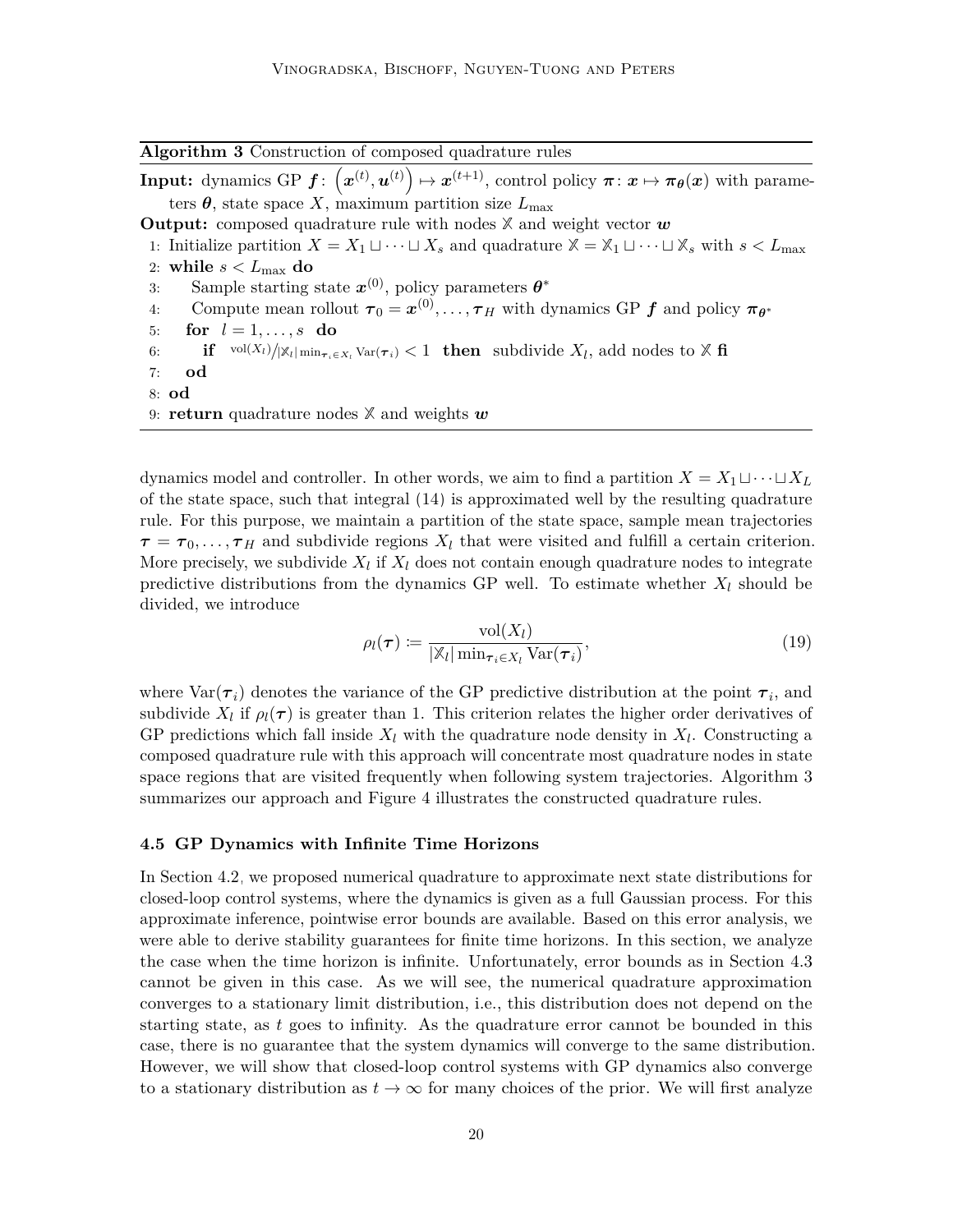**Algorithm 3** Construction of composed quadrature rules

**Input:** dynamics GP $\boldsymbol{f}\colon \left(\boldsymbol{x}^{(t)}, \boldsymbol{u}^{(t)}\right) \mapsto \boldsymbol{x}^{(t+1)}$, control policy $\boldsymbol{\pi}\colon \boldsymbol{x} \mapsto \boldsymbol{\pi}_{\boldsymbol{\theta}}(\boldsymbol{x})$ with parameters $\boldsymbol{\theta}$, state space $X$, maximum partition size $L_{\max}$

**Output:** composed quadrature rule with nodes $\mathbb{X}$ and weight vector $\boldsymbol{w}$

1: Initialize partition $X = X_1 \sqcup \cdots \sqcup X_s$ and quadrature $\mathbb{X} = \mathbb{X}_1 \sqcup \cdots \sqcup \mathbb{X}_s$ with $s < L_{\max}$
2: **while** $s < L_{\max}$ **do**
3: &nbsp;&nbsp;&nbsp;&nbsp;Sample starting state $\boldsymbol{x}^{(0)}$, policy parameters $\boldsymbol{\theta}^*$
4: &nbsp;&nbsp;&nbsp;&nbsp;Compute mean rollout $\boldsymbol{\tau}_0 = \boldsymbol{x}^{(0)}, \ldots, \boldsymbol{\tau}_H$ with dynamics GP $\boldsymbol{f}$ and policy $\boldsymbol{\pi}_{\boldsymbol{\theta}^*}$
5: &nbsp;&nbsp;&nbsp;&nbsp;**for** $l = 1, \ldots, s$ **do**
6: &nbsp;&nbsp;&nbsp;&nbsp;&nbsp;&nbsp;&nbsp;&nbsp;**if** $\operatorname{vol}(X_l) / |\mathbb{X}_l| \min_{\boldsymbol{\tau}_i \in X_l} \operatorname{Var}(\boldsymbol{\tau}_i) < 1$ **then** subdivide $X_l$, add nodes to $\mathbb{X}$ **fi**
7: &nbsp;&nbsp;&nbsp;&nbsp;**od**
8: **od**
9: **return** quadrature nodes $\mathbb{X}$ and weights $\boldsymbol{w}$

dynamics model and controller. In other words, we aim to find a partition $X = X_1 \sqcup \cdots \sqcup X_L$ of the state space, such that integral (14) is approximated well by the resulting quadrature rule. For this purpose, we maintain a partition of the state space, sample mean trajectories $\boldsymbol{\tau} = \boldsymbol{\tau}_0, \ldots, \boldsymbol{\tau}_H$ and subdivide regions $X_l$ that were visited and fulfill a certain criterion. More precisely, we subdivide $X_l$ if $X_l$ does not contain enough quadrature nodes to integrate predictive distributions from the dynamics GP well. To estimate whether $X_l$ should be divided, we introduce

$$\rho_l(\boldsymbol{\tau}) \coloneqq \frac{\operatorname{vol}(X_l)}{|\mathbb{X}_l| \min_{\boldsymbol{\tau}_i \in X_l} \operatorname{Var}(\boldsymbol{\tau}_i)}, \tag{19}$$

where $\operatorname{Var}(\boldsymbol{\tau}_i)$ denotes the variance of the GP predictive distribution at the point $\boldsymbol{\tau}_i$, and subdivide $X_l$ if $\rho_l(\boldsymbol{\tau})$ is greater than 1. This criterion relates the higher order derivatives of GP predictions which fall inside $X_l$ with the quadrature node density in $X_l$. Constructing a composed quadrature rule with this approach will concentrate most quadrature nodes in state space regions that are visited frequently when following system trajectories. Algorithm 3 summarizes our approach and Figure 4 illustrates the constructed quadrature rules.

### 4.5 GP Dynamics with Infinite Time Horizons

In Section 4.2, we proposed numerical quadrature to approximate next state distributions for closed-loop control systems, where the dynamics is given as a full Gaussian process. For this approximate inference, pointwise error bounds are available. Based on this error analysis, we were able to derive stability guarantees for finite time horizons. In this section, we analyze the case when the time horizon is infinite. Unfortunately, error bounds as in Section 4.3 cannot be given in this case. As we will see, the numerical quadrature approximation converges to a stationary limit distribution, i.e., this distribution does not depend on the starting state, as $t$ goes to infinity. As the quadrature error cannot be bounded in this case, there is no guarantee that the system dynamics will converge to the same distribution. However, we will show that closed-loop control systems with GP dynamics also converge to a stationary distribution as $t \to \infty$ for many choices of the prior. We will first analyze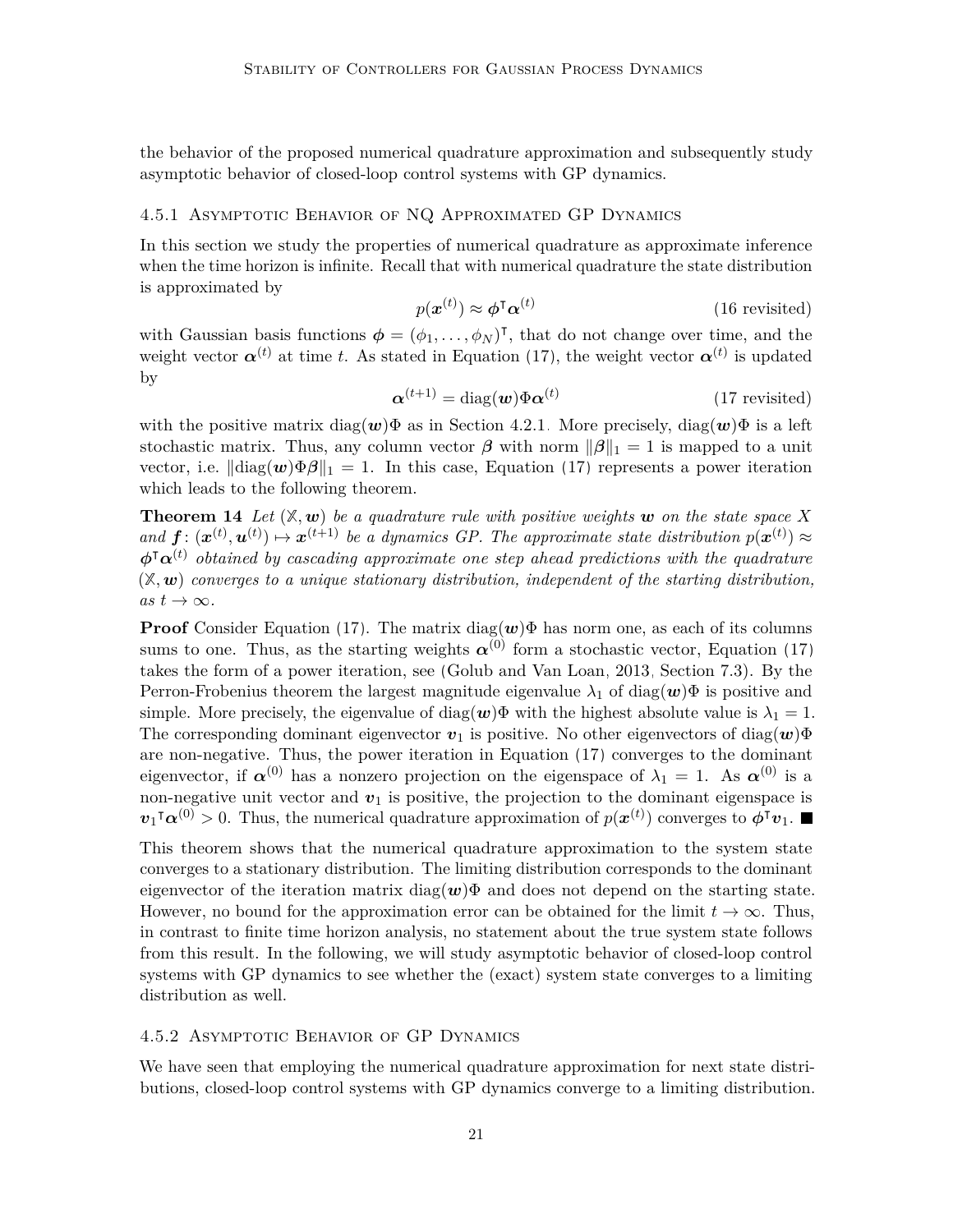the behavior of the proposed numerical quadrature approximation and subsequently study asymptotic behavior of closed-loop control systems with GP dynamics.

### 4.5.1 Asymptotic Behavior of NQ Approximated GP Dynamics

In this section we study the properties of numerical quadrature as approximate inference when the time horizon is infinite. Recall that with numerical quadrature the state distribution is approximated by

$$p(\boldsymbol{x}^{(t)}) \approx \boldsymbol{\phi}^\intercal \boldsymbol{\alpha}^{(t)} \qquad \text{(16 revisited)}$$

with Gaussian basis functions $\boldsymbol{\phi} = (\phi_1, \dots, \phi_N)^\intercal$, that do not change over time, and the weight vector $\boldsymbol{\alpha}^{(t)}$ at time $t$. As stated in Equation (17), the weight vector $\boldsymbol{\alpha}^{(t)}$ is updated by

$$\boldsymbol{\alpha}^{(t+1)} = \mathrm{diag}(\boldsymbol{w})\Phi\boldsymbol{\alpha}^{(t)} \qquad \text{(17 revisited)}$$

with the positive matrix $\mathrm{diag}(\boldsymbol{w})\Phi$ as in Section 4.2.1. More precisely, $\mathrm{diag}(\boldsymbol{w})\Phi$ is a left stochastic matrix. Thus, any column vector $\boldsymbol{\beta}$ with norm $\|\boldsymbol{\beta}\|_1 = 1$ is mapped to a unit vector, i.e. $\|\mathrm{diag}(\boldsymbol{w})\Phi\boldsymbol{\beta}\|_1 = 1$. In this case, Equation (17) represents a power iteration which leads to the following theorem.

**Theorem 14** *Let $(\mathbb{X}, \boldsymbol{w})$ be a quadrature rule with positive weights $\boldsymbol{w}$ on the state space $X$ and $\boldsymbol{f}\colon (\boldsymbol{x}^{(t)}, \boldsymbol{u}^{(t)}) \mapsto \boldsymbol{x}^{(t+1)}$ be a dynamics GP. The approximate state distribution $p(\boldsymbol{x}^{(t)}) \approx \boldsymbol{\phi}^\intercal \boldsymbol{\alpha}^{(t)}$ obtained by cascading approximate one step ahead predictions with the quadrature $(\mathbb{X}, \boldsymbol{w})$ converges to a unique stationary distribution, independent of the starting distribution, as $t \to \infty$.*

**Proof** Consider Equation (17). The matrix $\mathrm{diag}(\boldsymbol{w})\Phi$ has norm one, as each of its columns sums to one. Thus, as the starting weights $\boldsymbol{\alpha}^{(0)}$ form a stochastic vector, Equation (17) takes the form of a power iteration, see (Golub and Van Loan, 2013, Section 7.3). By the Perron-Frobenius theorem the largest magnitude eigenvalue $\lambda_1$ of $\mathrm{diag}(\boldsymbol{w})\Phi$ is positive and simple. More precisely, the eigenvalue of $\mathrm{diag}(\boldsymbol{w})\Phi$ with the highest absolute value is $\lambda_1 = 1$. The corresponding dominant eigenvector $\boldsymbol{v}_1$ is positive. No other eigenvectors of $\mathrm{diag}(\boldsymbol{w})\Phi$ are non-negative. Thus, the power iteration in Equation (17) converges to the dominant eigenvector, if $\boldsymbol{\alpha}^{(0)}$ has a nonzero projection on the eigenspace of $\lambda_1 = 1$. As $\boldsymbol{\alpha}^{(0)}$ is a non-negative unit vector and $\boldsymbol{v}_1$ is positive, the projection to the dominant eigenspace is $\boldsymbol{v}_1{}^\intercal \boldsymbol{\alpha}^{(0)} > 0$. Thus, the numerical quadrature approximation of $p(\boldsymbol{x}^{(t)})$ converges to $\boldsymbol{\phi}^\intercal \boldsymbol{v}_1$. ■

This theorem shows that the numerical quadrature approximation to the system state converges to a stationary distribution. The limiting distribution corresponds to the dominant eigenvector of the iteration matrix $\mathrm{diag}(\boldsymbol{w})\Phi$ and does not depend on the starting state. However, no bound for the approximation error can be obtained for the limit $t \to \infty$. Thus, in contrast to finite time horizon analysis, no statement about the true system state follows from this result. In the following, we will study asymptotic behavior of closed-loop control systems with GP dynamics to see whether the (exact) system state converges to a limiting distribution as well.

### 4.5.2 Asymptotic Behavior of GP Dynamics

We have seen that employing the numerical quadrature approximation for next state distributions, closed-loop control systems with GP dynamics converge to a limiting distribution.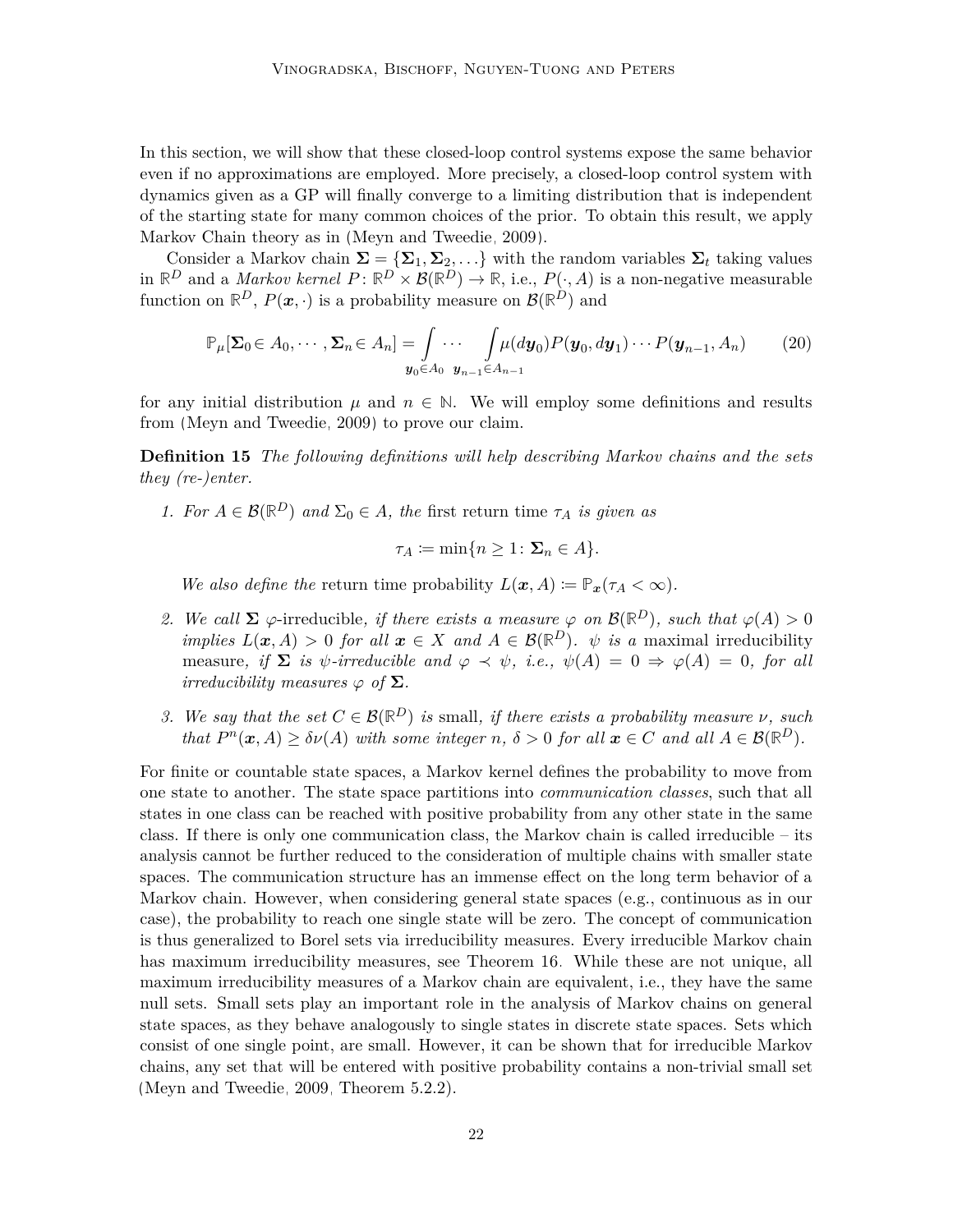In this section, we will show that these closed-loop control systems expose the same behavior even if no approximations are employed. More precisely, a closed-loop control system with dynamics given as a GP will finally converge to a limiting distribution that is independent of the starting state for many common choices of the prior. To obtain this result, we apply Markov Chain theory as in (Meyn and Tweedie, 2009).

Consider a Markov chain $\boldsymbol{\Sigma} = \{\boldsymbol{\Sigma}_1, \boldsymbol{\Sigma}_2, \ldots\}$ with the random variables $\boldsymbol{\Sigma}_t$ taking values in $\mathbb{R}^D$ and a *Markov kernel* $P\colon \mathbb{R}^D \times \mathcal{B}(\mathbb{R}^D) \to \mathbb{R}$, i.e., $P(\cdot, A)$ is a non-negative measurable function on $\mathbb{R}^D$, $P(\boldsymbol{x}, \cdot)$ is a probability measure on $\mathcal{B}(\mathbb{R}^D)$ and

$$\mathbb{P}_\mu[\boldsymbol{\Sigma}_0 \in A_0, \cdots, \boldsymbol{\Sigma}_n \in A_n] = \int_{\boldsymbol{y}_0 \in A_0} \cdots \int_{\boldsymbol{y}_{n-1} \in A_{n-1}} \mu(d\boldsymbol{y}_0) P(\boldsymbol{y}_0, d\boldsymbol{y}_1) \cdots P(\boldsymbol{y}_{n-1}, A_n) \tag{20}$$

for any initial distribution $\mu$ and $n \in \mathbb{N}$. We will employ some definitions and results from (Meyn and Tweedie, 2009) to prove our claim.

**Definition 15** *The following definitions will help describing Markov chains and the sets they (re-)enter.*

1. *For $A \in \mathcal{B}(\mathbb{R}^D)$ and $\Sigma_0 \in A$, the* first return time *$\tau_A$ is given as*

   $$\tau_A := \min\{n \geq 1\colon \boldsymbol{\Sigma}_n \in A\}.$$

   *We also define the* return time probability *$L(\boldsymbol{x}, A) := \mathbb{P}_{\boldsymbol{x}}(\tau_A < \infty)$.*

2. *We call $\boldsymbol{\Sigma}$ $\varphi$-*irreducible*, if there exists a measure $\varphi$ on $\mathcal{B}(\mathbb{R}^D)$, such that $\varphi(A) > 0$ implies $L(\boldsymbol{x}, A) > 0$ for all $\boldsymbol{x} \in X$ and $A \in \mathcal{B}(\mathbb{R}^D)$. $\psi$ is a* maximal irreducibility measure*, if $\boldsymbol{\Sigma}$ is $\psi$-irreducible and $\varphi \prec \psi$, i.e., $\psi(A) = 0 \Rightarrow \varphi(A) = 0$, for all irreducibility measures $\varphi$ of $\boldsymbol{\Sigma}$.*

3. *We say that the set $C \in \mathcal{B}(\mathbb{R}^D)$ is* small*, if there exists a probability measure $\nu$, such that $P^n(\boldsymbol{x}, A) \geq \delta\nu(A)$ with some integer $n$, $\delta > 0$ for all $\boldsymbol{x} \in C$ and all $A \in \mathcal{B}(\mathbb{R}^D)$.*

For finite or countable state spaces, a Markov kernel defines the probability to move from one state to another. The state space partitions into *communication classes*, such that all states in one class can be reached with positive probability from any other state in the same class. If there is only one communication class, the Markov chain is called irreducible – its analysis cannot be further reduced to the consideration of multiple chains with smaller state spaces. The communication structure has an immense effect on the long term behavior of a Markov chain. However, when considering general state spaces (e.g., continuous as in our case), the probability to reach one single state will be zero. The concept of communication is thus generalized to Borel sets via irreducibility measures. Every irreducible Markov chain has maximum irreducibility measures, see Theorem 16. While these are not unique, all maximum irreducibility measures of a Markov chain are equivalent, i.e., they have the same null sets. Small sets play an important role in the analysis of Markov chains on general state spaces, as they behave analogously to single states in discrete state spaces. Sets which consist of one single point, are small. However, it can be shown that for irreducible Markov chains, any set that will be entered with positive probability contains a non-trivial small set (Meyn and Tweedie, 2009, Theorem 5.2.2).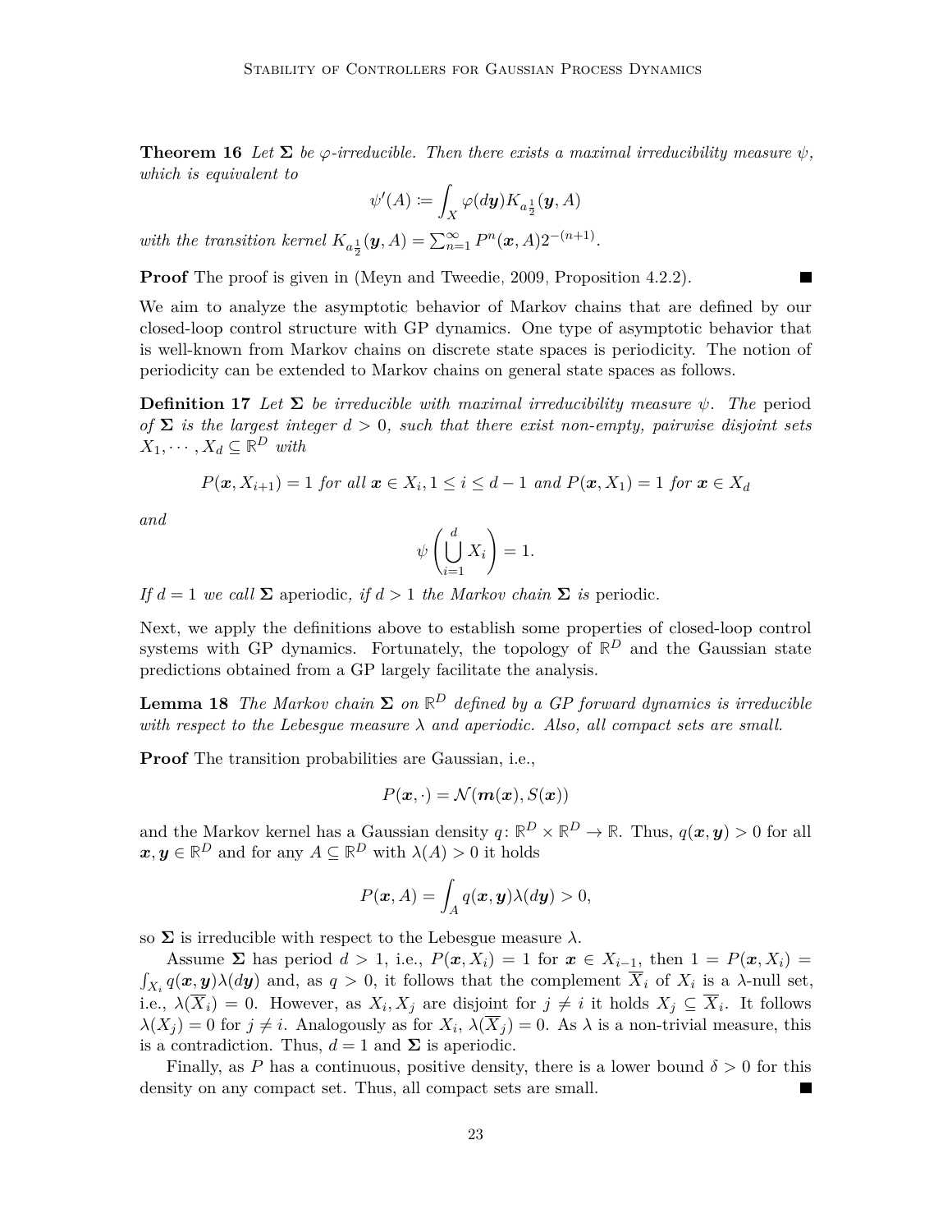**Theorem 16** *Let $\boldsymbol{\Sigma}$ be $\varphi$-irreducible. Then there exists a maximal irreducibility measure $\psi$, which is equivalent to*

$$\psi'(A) \coloneqq \int_X \varphi(d\boldsymbol{y}) K_{a_{\frac{1}{2}}}(\boldsymbol{y}, A)$$

*with the transition kernel $K_{a_{\frac{1}{2}}}(\boldsymbol{y}, A) = \sum_{n=1}^{\infty} P^n(\boldsymbol{x}, A) 2^{-(n+1)}$.*

**Proof** The proof is given in (Meyn and Tweedie, 2009, Proposition 4.2.2). ■

We aim to analyze the asymptotic behavior of Markov chains that are defined by our closed-loop control structure with GP dynamics. One type of asymptotic behavior that is well-known from Markov chains on discrete state spaces is periodicity. The notion of periodicity can be extended to Markov chains on general state spaces as follows.

**Definition 17** *Let $\boldsymbol{\Sigma}$ be irreducible with maximal irreducibility measure $\psi$. The* period *of $\boldsymbol{\Sigma}$ is the largest integer $d > 0$, such that there exist non-empty, pairwise disjoint sets $X_1, \cdots, X_d \subseteq \mathbb{R}^D$ with*

$$P(\boldsymbol{x}, X_{i+1}) = 1 \text{ for all } \boldsymbol{x} \in X_i, 1 \leq i \leq d-1 \text{ and } P(\boldsymbol{x}, X_1) = 1 \text{ for } \boldsymbol{x} \in X_d$$

*and*

$$\psi\left(\bigcup_{i=1}^{d} X_i\right) = 1.$$

*If $d = 1$ we call $\boldsymbol{\Sigma}$* aperiodic*, if $d > 1$ the Markov chain $\boldsymbol{\Sigma}$ is* periodic*.*

Next, we apply the definitions above to establish some properties of closed-loop control systems with GP dynamics. Fortunately, the topology of $\mathbb{R}^D$ and the Gaussian state predictions obtained from a GP largely facilitate the analysis.

**Lemma 18** *The Markov chain $\boldsymbol{\Sigma}$ on $\mathbb{R}^D$ defined by a GP forward dynamics is irreducible with respect to the Lebesgue measure $\lambda$ and aperiodic. Also, all compact sets are small.*

**Proof** The transition probabilities are Gaussian, i.e.,

$$P(\boldsymbol{x}, \cdot) = \mathcal{N}(\boldsymbol{m}(\boldsymbol{x}), S(\boldsymbol{x}))$$

and the Markov kernel has a Gaussian density $q \colon \mathbb{R}^D \times \mathbb{R}^D \to \mathbb{R}$. Thus, $q(\boldsymbol{x}, \boldsymbol{y}) > 0$ for all $\boldsymbol{x}, \boldsymbol{y} \in \mathbb{R}^D$ and for any $A \subseteq \mathbb{R}^D$ with $\lambda(A) > 0$ it holds

$$P(\boldsymbol{x}, A) = \int_A q(\boldsymbol{x}, \boldsymbol{y}) \lambda(d\boldsymbol{y}) > 0,$$

so $\boldsymbol{\Sigma}$ is irreducible with respect to the Lebesgue measure $\lambda$.

Assume $\boldsymbol{\Sigma}$ has period $d > 1$, i.e., $P(\boldsymbol{x}, X_i) = 1$ for $\boldsymbol{x} \in X_{i-1}$, then $1 = P(\boldsymbol{x}, X_i) = \int_{X_i} q(\boldsymbol{x}, \boldsymbol{y}) \lambda(d\boldsymbol{y})$ and, as $q > 0$, it follows that the complement $\overline{X}_i$ of $X_i$ is a $\lambda$-null set, i.e., $\lambda(\overline{X}_i) = 0$. However, as $X_i, X_j$ are disjoint for $j \neq i$ it holds $X_j \subseteq \overline{X}_i$. It follows $\lambda(X_j) = 0$ for $j \neq i$. Analogously as for $X_i$, $\lambda(\overline{X}_j) = 0$. As $\lambda$ is a non-trivial measure, this is a contradiction. Thus, $d = 1$ and $\boldsymbol{\Sigma}$ is aperiodic.

Finally, as $P$ has a continuous, positive density, there is a lower bound $\delta > 0$ for this density on any compact set. Thus, all compact sets are small. ■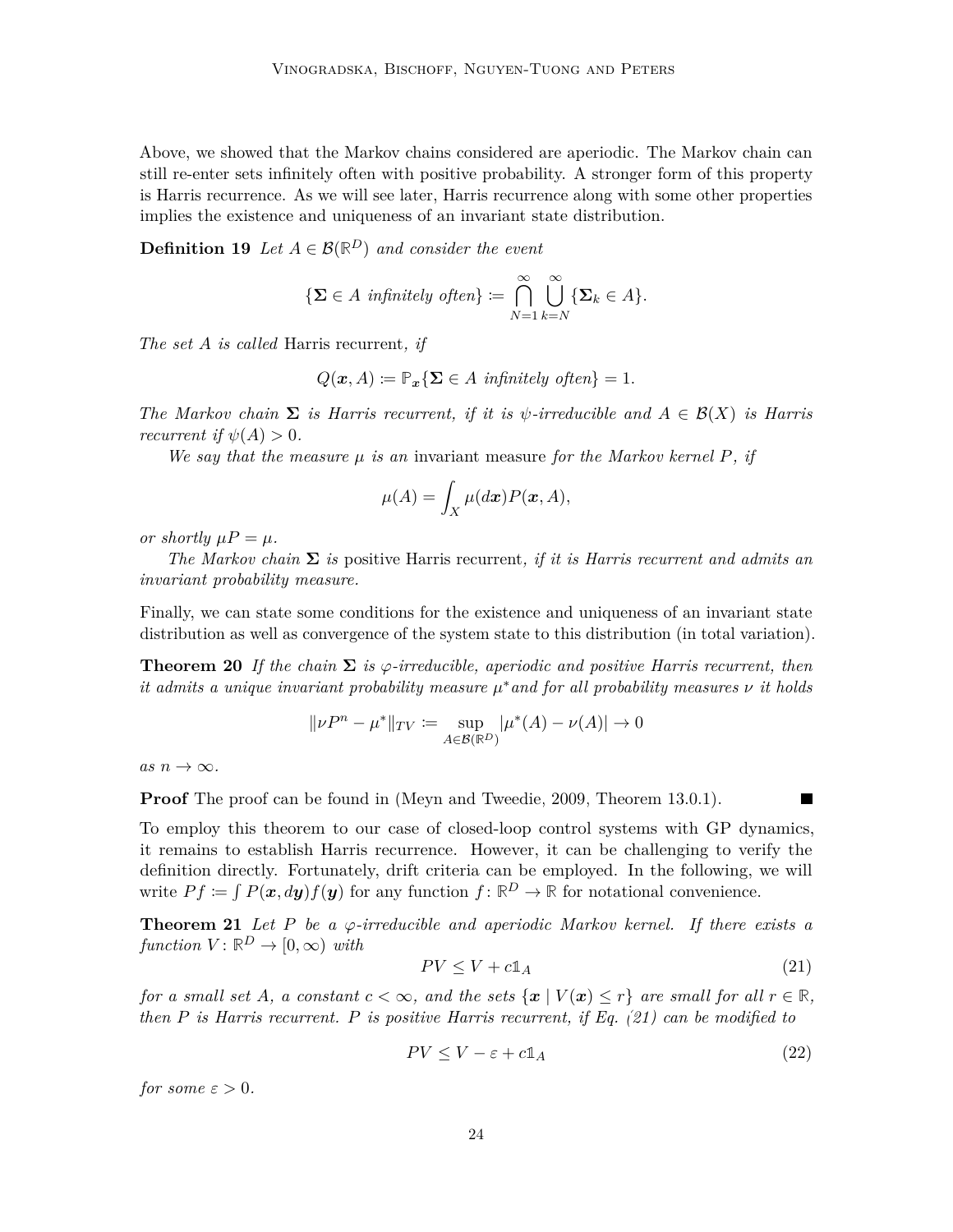Above, we showed that the Markov chains considered are aperiodic. The Markov chain can still re-enter sets infinitely often with positive probability. A stronger form of this property is Harris recurrence. As we will see later, Harris recurrence along with some other properties implies the existence and uniqueness of an invariant state distribution.

**Definition 19** *Let $A \in \mathcal{B}(\mathbb{R}^D)$ and consider the event*

$$\{\boldsymbol{\Sigma} \in A \text{ infinitely often}\} := \bigcap_{N=1}^{\infty} \bigcup_{k=N}^{\infty} \{\boldsymbol{\Sigma}_k \in A\}.$$

*The set $A$ is called* Harris recurrent*, if*

$$Q(\boldsymbol{x}, A) := \mathbb{P}_{\boldsymbol{x}}\{\boldsymbol{\Sigma} \in A \text{ infinitely often}\} = 1.$$

*The Markov chain $\boldsymbol{\Sigma}$ is Harris recurrent, if it is $\psi$-irreducible and $A \in \mathcal{B}(X)$ is Harris recurrent if $\psi(A) > 0$.*

*We say that the measure $\mu$ is an* invariant measure *for the Markov kernel $P$, if*

$$\mu(A) = \int_X \mu(d\boldsymbol{x}) P(\boldsymbol{x}, A),$$

*or shortly $\mu P = \mu$.*

*The Markov chain $\boldsymbol{\Sigma}$ is* positive Harris recurrent*, if it is Harris recurrent and admits an invariant probability measure.*

Finally, we can state some conditions for the existence and uniqueness of an invariant state distribution as well as convergence of the system state to this distribution (in total variation).

**Theorem 20** *If the chain $\boldsymbol{\Sigma}$ is $\varphi$-irreducible, aperiodic and positive Harris recurrent, then it admits a unique invariant probability measure $\mu^*$ and for all probability measures $\nu$ it holds*

$$\|\nu P^n - \mu^*\|_{TV} := \sup_{A \in \mathcal{B}(\mathbb{R}^D)} |\mu^*(A) - \nu(A)| \to 0$$

*as $n \to \infty$.*

**Proof** The proof can be found in (Meyn and Tweedie, 2009, Theorem 13.0.1). ■

To employ this theorem to our case of closed-loop control systems with GP dynamics, it remains to establish Harris recurrence. However, it can be challenging to verify the definition directly. Fortunately, drift criteria can be employed. In the following, we will write $Pf := \int P(\boldsymbol{x}, d\boldsymbol{y}) f(\boldsymbol{y})$ for any function $f\colon \mathbb{R}^D \to \mathbb{R}$ for notational convenience.

**Theorem 21** *Let $P$ be a $\varphi$-irreducible and aperiodic Markov kernel. If there exists a function $V\colon \mathbb{R}^D \to [0, \infty)$ with*

$$PV \leq V + c\mathbb{1}_A \tag{21}$$

*for a small set $A$, a constant $c < \infty$, and the sets $\{\boldsymbol{x} \mid V(\boldsymbol{x}) \leq r\}$ are small for all $r \in \mathbb{R}$, then $P$ is Harris recurrent. $P$ is positive Harris recurrent, if Eq. (21) can be modified to*

$$PV \leq V - \varepsilon + c\mathbb{1}_A \tag{22}$$

*for some $\varepsilon > 0$.*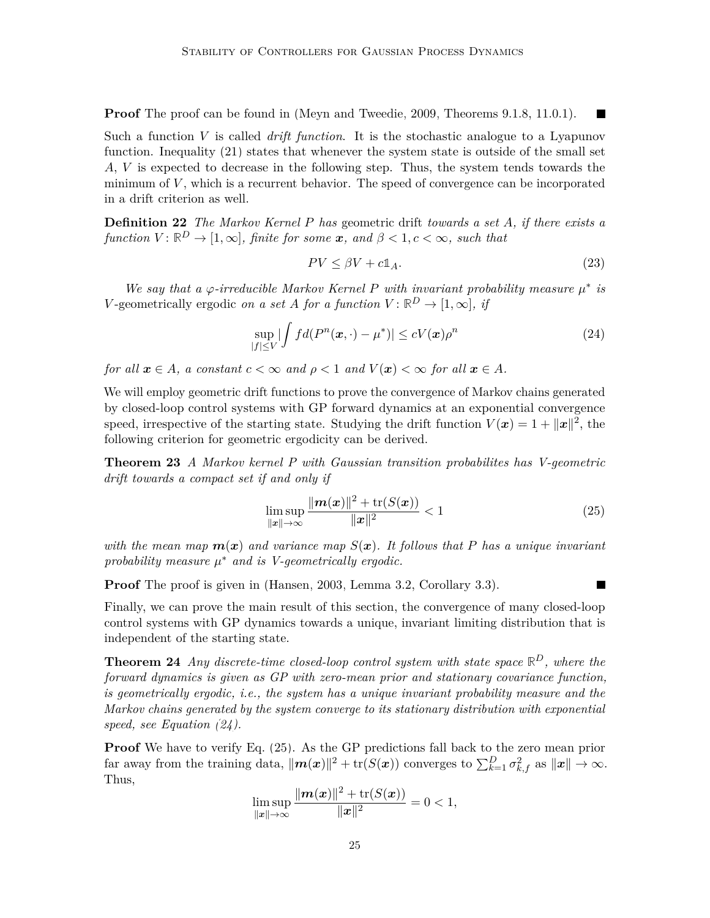**Proof** The proof can be found in (Meyn and Tweedie, 2009, Theorems 9.1.8, 11.0.1). ■

Such a function $V$ is called *drift function*. It is the stochastic analogue to a Lyapunov function. Inequality (21) states that whenever the system state is outside of the small set $A$, $V$ is expected to decrease in the following step. Thus, the system tends towards the minimum of $V$, which is a recurrent behavior. The speed of convergence can be incorporated in a drift criterion as well.

**Definition 22** *The Markov Kernel $P$ has* geometric drift *towards a set $A$, if there exists a function $V\colon \mathbb{R}^D \to [1, \infty]$, finite for some $\boldsymbol{x}$, and $\beta < 1, c < \infty$, such that*

$$PV \leq \beta V + c\mathbb{1}_A. \tag{23}$$

*We say that a $\varphi$-irreducible Markov Kernel $P$ with invariant probability measure $\mu^*$ is $V$-*geometrically ergodic *on a set $A$ for a function $V\colon \mathbb{R}^D \to [1, \infty]$, if*

$$\sup_{|f|\leq V} |\int f d(P^n(\boldsymbol{x}, \cdot) - \mu^*)| \leq cV(\boldsymbol{x})\rho^n \tag{24}$$

*for all $\boldsymbol{x} \in A$, a constant $c < \infty$ and $\rho < 1$ and $V(\boldsymbol{x}) < \infty$ for all $\boldsymbol{x} \in A$.*

We will employ geometric drift functions to prove the convergence of Markov chains generated by closed-loop control systems with GP forward dynamics at an exponential convergence speed, irrespective of the starting state. Studying the drift function $V(\boldsymbol{x}) = 1 + \|\boldsymbol{x}\|^2$, the following criterion for geometric ergodicity can be derived.

**Theorem 23** *A Markov kernel $P$ with Gaussian transition probabilites has V-geometric drift towards a compact set if and only if*

$$\limsup_{\|\boldsymbol{x}\|\to\infty} \frac{\|\boldsymbol{m}(\boldsymbol{x})\|^2 + \operatorname{tr}(S(\boldsymbol{x}))}{\|\boldsymbol{x}\|^2} < 1 \tag{25}$$

*with the mean map $\boldsymbol{m}(\boldsymbol{x})$ and variance map $S(\boldsymbol{x})$. It follows that $P$ has a unique invariant probability measure $\mu^*$ and is V-geometrically ergodic.*

**Proof** The proof is given in (Hansen, 2003, Lemma 3.2, Corollary 3.3). ■

Finally, we can prove the main result of this section, the convergence of many closed-loop control systems with GP dynamics towards a unique, invariant limiting distribution that is independent of the starting state.

**Theorem 24** *Any discrete-time closed-loop control system with state space $\mathbb{R}^D$, where the forward dynamics is given as GP with zero-mean prior and stationary covariance function, is geometrically ergodic, i.e., the system has a unique invariant probability measure and the Markov chains generated by the system converge to its stationary distribution with exponential speed, see Equation (24).*

**Proof** We have to verify Eq. (25). As the GP predictions fall back to the zero mean prior far away from the training data, $\|\boldsymbol{m}(\boldsymbol{x})\|^2 + \operatorname{tr}(S(\boldsymbol{x}))$ converges to $\sum_{k=1}^{D} \sigma_{k,f}^2$ as $\|\boldsymbol{x}\| \to \infty$. Thus,

$$\limsup_{\|\boldsymbol{x}\|\to\infty} \frac{\|\boldsymbol{m}(\boldsymbol{x})\|^2 + \operatorname{tr}(S(\boldsymbol{x}))}{\|\boldsymbol{x}\|^2} = 0 < 1,$$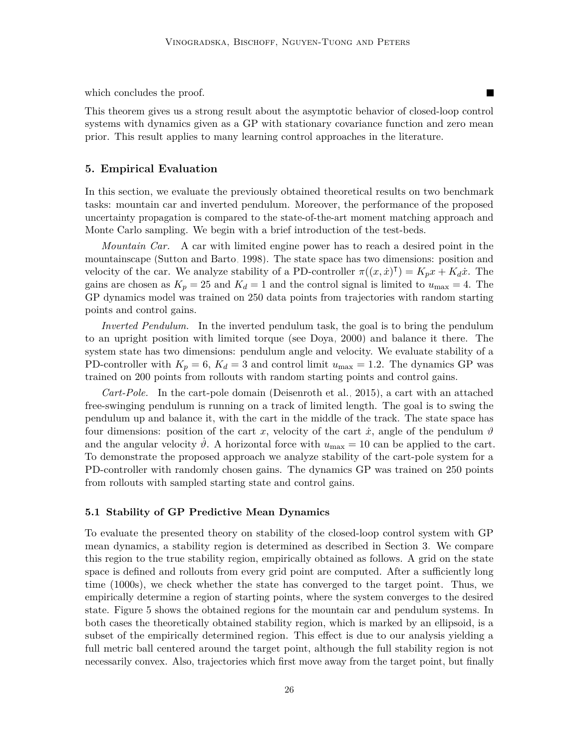which concludes the proof. ■

This theorem gives us a strong result about the asymptotic behavior of closed-loop control systems with dynamics given as a GP with stationary covariance function and zero mean prior. This result applies to many learning control approaches in the literature.

## 5. Empirical Evaluation

In this section, we evaluate the previously obtained theoretical results on two benchmark tasks: mountain car and inverted pendulum. Moreover, the performance of the proposed uncertainty propagation is compared to the state-of-the-art moment matching approach and Monte Carlo sampling. We begin with a brief introduction of the test-beds.

*Mountain Car.* A car with limited engine power has to reach a desired point in the mountainscape (Sutton and Barto, 1998). The state space has two dimensions: position and velocity of the car. We analyze stability of a PD-controller $\pi((x, \dot{x})^\intercal) = K_p x + K_d \dot{x}$. The gains are chosen as $K_p = 25$ and $K_d = 1$ and the control signal is limited to $u_{\max} = 4$. The GP dynamics model was trained on 250 data points from trajectories with random starting points and control gains.

*Inverted Pendulum.* In the inverted pendulum task, the goal is to bring the pendulum to an upright position with limited torque (see Doya, 2000) and balance it there. The system state has two dimensions: pendulum angle and velocity. We evaluate stability of a PD-controller with $K_p = 6$, $K_d = 3$ and control limit $u_{\max} = 1.2$. The dynamics GP was trained on 200 points from rollouts with random starting points and control gains.

*Cart-Pole.* In the cart-pole domain (Deisenroth et al., 2015), a cart with an attached free-swinging pendulum is running on a track of limited length. The goal is to swing the pendulum up and balance it, with the cart in the middle of the track. The state space has four dimensions: position of the cart $x$, velocity of the cart $\dot{x}$, angle of the pendulum $\vartheta$ and the angular velocity $\dot{\vartheta}$. A horizontal force with $u_{\max} = 10$ can be applied to the cart. To demonstrate the proposed approach we analyze stability of the cart-pole system for a PD-controller with randomly chosen gains. The dynamics GP was trained on 250 points from rollouts with sampled starting state and control gains.

### 5.1 Stability of GP Predictive Mean Dynamics

To evaluate the presented theory on stability of the closed-loop control system with GP mean dynamics, a stability region is determined as described in Section 3. We compare this region to the true stability region, empirically obtained as follows. A grid on the state space is defined and rollouts from every grid point are computed. After a sufficiently long time (1000s), we check whether the state has converged to the target point. Thus, we empirically determine a region of starting points, where the system converges to the desired state. Figure 5 shows the obtained regions for the mountain car and pendulum systems. In both cases the theoretically obtained stability region, which is marked by an ellipsoid, is a subset of the empirically determined region. This effect is due to our analysis yielding a full metric ball centered around the target point, although the full stability region is not necessarily convex. Also, trajectories which first move away from the target point, but finally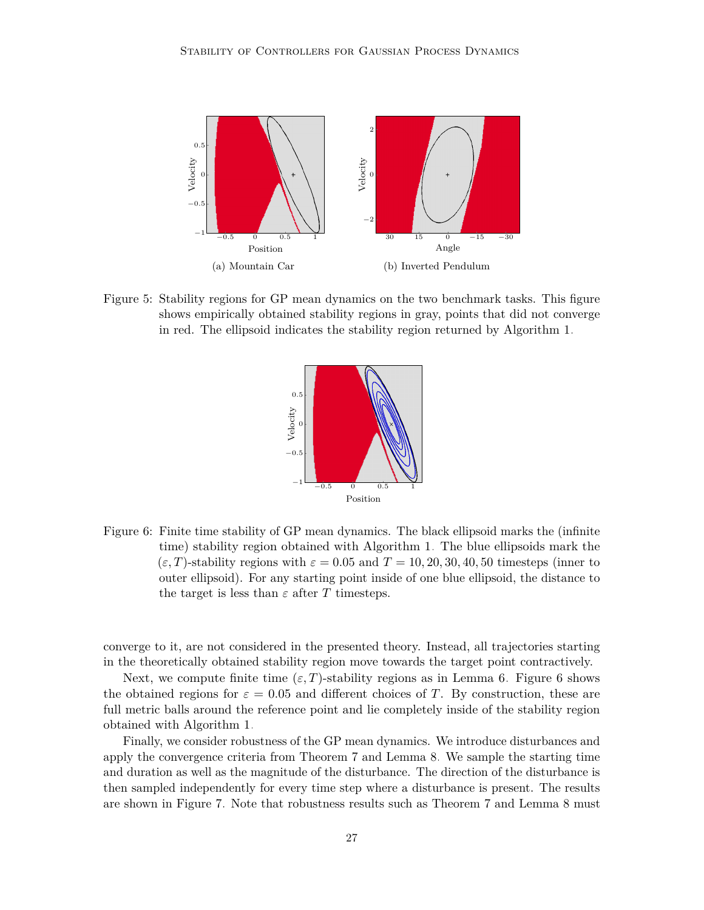(a) Mountain Car

(b) Inverted Pendulum

Figure 5: Stability regions for GP mean dynamics on the two benchmark tasks. This figure shows empirically obtained stability regions in gray, points that did not converge in red. The ellipsoid indicates the stability region returned by Algorithm 1.

Figure 6: Finite time stability of GP mean dynamics. The black ellipsoid marks the (infinite time) stability region obtained with Algorithm 1. The blue ellipsoids mark the $(\varepsilon, T)$-stability regions with $\varepsilon = 0.05$ and $T = 10, 20, 30, 40, 50$ timesteps (inner to outer ellipsoid). For any starting point inside of one blue ellipsoid, the distance to the target is less than $\varepsilon$ after $T$ timesteps.

converge to it, are not considered in the presented theory. Instead, all trajectories starting in the theoretically obtained stability region move towards the target point contractively.

Next, we compute finite time $(\varepsilon, T)$-stability regions as in Lemma 6. Figure 6 shows the obtained regions for $\varepsilon = 0.05$ and different choices of $T$. By construction, these are full metric balls around the reference point and lie completely inside of the stability region obtained with Algorithm 1.

Finally, we consider robustness of the GP mean dynamics. We introduce disturbances and apply the convergence criteria from Theorem 7 and Lemma 8. We sample the starting time and duration as well as the magnitude of the disturbance. The direction of the disturbance is then sampled independently for every time step where a disturbance is present. The results are shown in Figure 7. Note that robustness results such as Theorem 7 and Lemma 8 must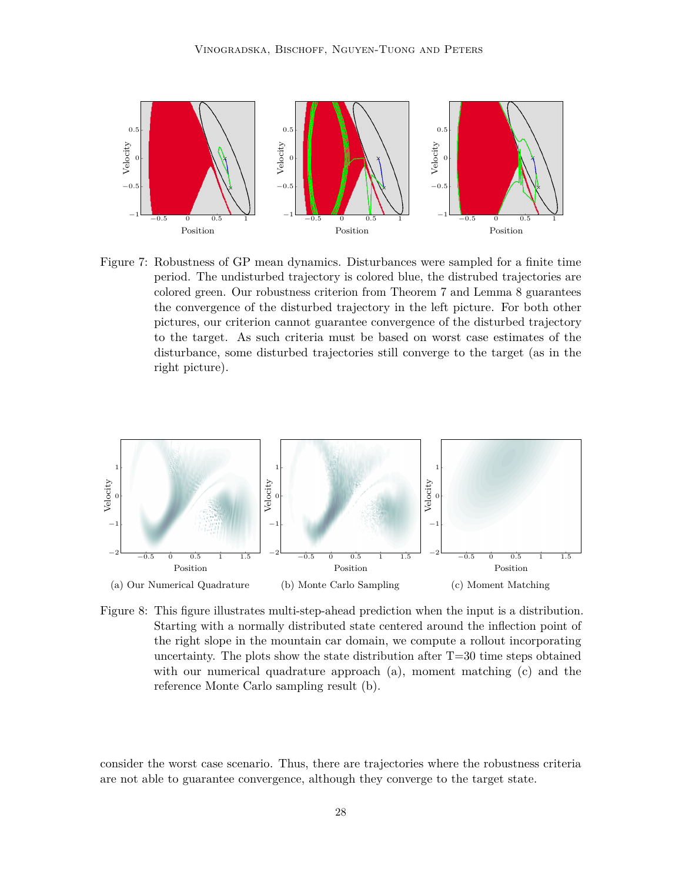Figure 7: Robustness of GP mean dynamics. Disturbances were sampled for a finite time period. The undisturbed trajectory is colored blue, the distrubed trajectories are colored green. Our robustness criterion from Theorem 7 and Lemma 8 guarantees the convergence of the disturbed trajectory in the left picture. For both other pictures, our criterion cannot guarantee convergence of the disturbed trajectory to the target. As such criteria must be based on worst case estimates of the disturbance, some disturbed trajectories still converge to the target (as in the right picture).

(a) Our Numerical Quadrature (b) Monte Carlo Sampling (c) Moment Matching

Figure 8: This figure illustrates multi-step-ahead prediction when the input is a distribution. Starting with a normally distributed state centered around the inflection point of the right slope in the mountain car domain, we compute a rollout incorporating uncertainty. The plots show the state distribution after T=30 time steps obtained with our numerical quadrature approach (a), moment matching (c) and the reference Monte Carlo sampling result (b).

consider the worst case scenario. Thus, there are trajectories where the robustness criteria are not able to guarantee convergence, although they converge to the target state.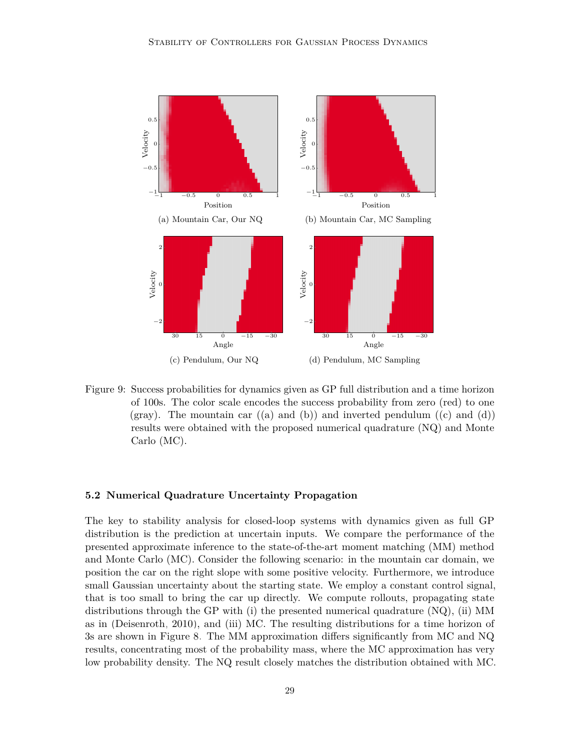(a) Mountain Car, Our NQ

(b) Mountain Car, MC Sampling

(c) Pendulum, Our NQ

(d) Pendulum, MC Sampling

Figure 9: Success probabilities for dynamics given as GP full distribution and a time horizon of 100s. The color scale encodes the success probability from zero (red) to one (gray). The mountain car ((a) and (b)) and inverted pendulum ((c) and (d)) results were obtained with the proposed numerical quadrature (NQ) and Monte Carlo (MC).

### 5.2 Numerical Quadrature Uncertainty Propagation

The key to stability analysis for closed-loop systems with dynamics given as full GP distribution is the prediction at uncertain inputs. We compare the performance of the presented approximate inference to the state-of-the-art moment matching (MM) method and Monte Carlo (MC). Consider the following scenario: in the mountain car domain, we position the car on the right slope with some positive velocity. Furthermore, we introduce small Gaussian uncertainty about the starting state. We employ a constant control signal, that is too small to bring the car up directly. We compute rollouts, propagating state distributions through the GP with (i) the presented numerical quadrature (NQ), (ii) MM as in (Deisenroth, 2010), and (iii) MC. The resulting distributions for a time horizon of 3s are shown in Figure 8. The MM approximation differs significantly from MC and NQ results, concentrating most of the probability mass, where the MC approximation has very low probability density. The NQ result closely matches the distribution obtained with MC.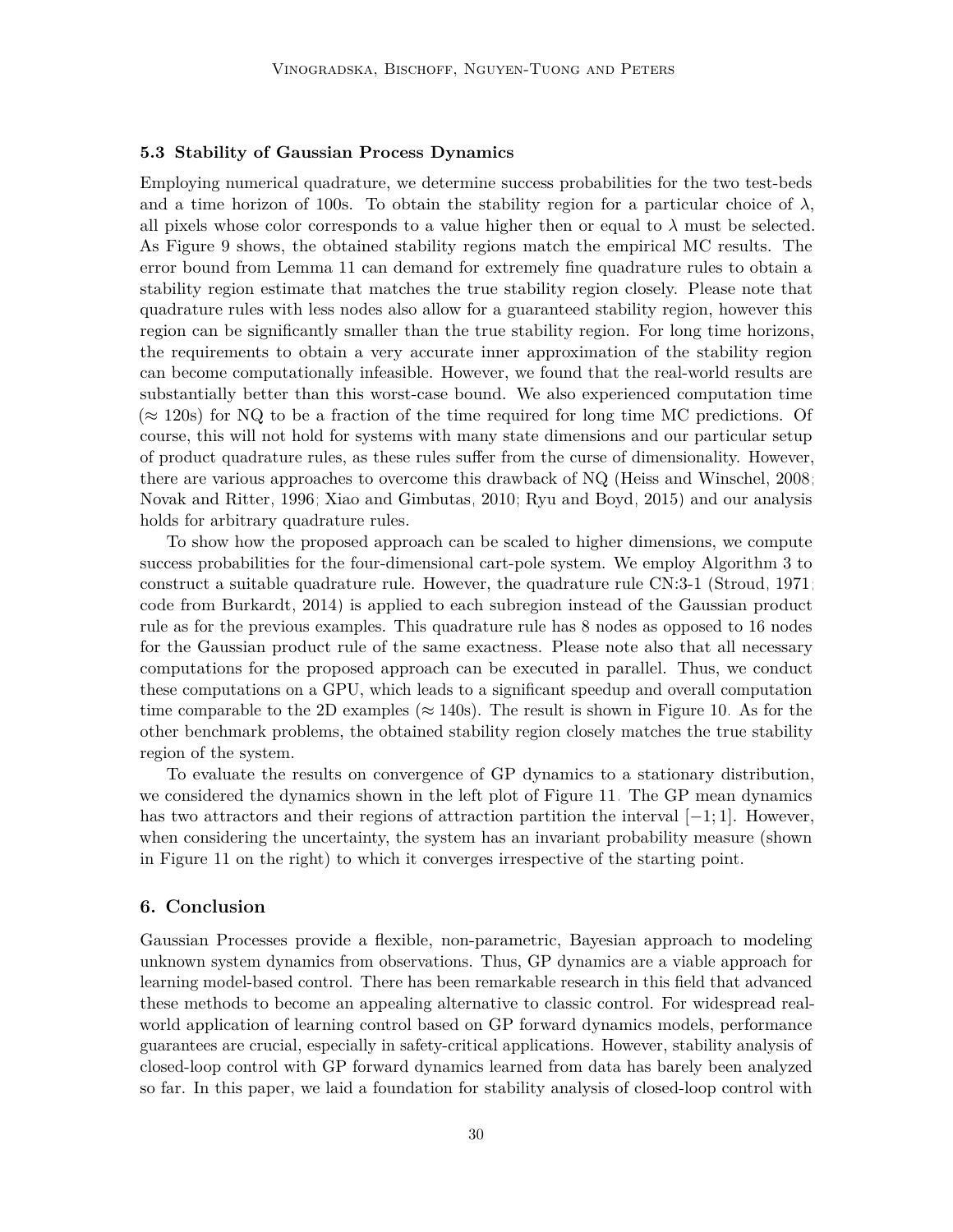### 5.3 Stability of Gaussian Process Dynamics

Employing numerical quadrature, we determine success probabilities for the two test-beds and a time horizon of 100s. To obtain the stability region for a particular choice of $\lambda$, all pixels whose color corresponds to a value higher then or equal to $\lambda$ must be selected. As Figure 9 shows, the obtained stability regions match the empirical MC results. The error bound from Lemma 11 can demand for extremely fine quadrature rules to obtain a stability region estimate that matches the true stability region closely. Please note that quadrature rules with less nodes also allow for a guaranteed stability region, however this region can be significantly smaller than the true stability region. For long time horizons, the requirements to obtain a very accurate inner approximation of the stability region can become computationally infeasible. However, we found that the real-world results are substantially better than this worst-case bound. We also experienced computation time ($\approx$ 120s) for NQ to be a fraction of the time required for long time MC predictions. Of course, this will not hold for systems with many state dimensions and our particular setup of product quadrature rules, as these rules suffer from the curse of dimensionality. However, there are various approaches to overcome this drawback of NQ (Heiss and Winschel, 2008; Novak and Ritter, 1996; Xiao and Gimbutas, 2010; Ryu and Boyd, 2015) and our analysis holds for arbitrary quadrature rules.

To show how the proposed approach can be scaled to higher dimensions, we compute success probabilities for the four-dimensional cart-pole system. We employ Algorithm 3 to construct a suitable quadrature rule. However, the quadrature rule CN:3-1 (Stroud, 1971; code from Burkardt, 2014) is applied to each subregion instead of the Gaussian product rule as for the previous examples. This quadrature rule has 8 nodes as opposed to 16 nodes for the Gaussian product rule of the same exactness. Please note also that all necessary computations for the proposed approach can be executed in parallel. Thus, we conduct these computations on a GPU, which leads to a significant speedup and overall computation time comparable to the 2D examples ($\approx$ 140s). The result is shown in Figure 10. As for the other benchmark problems, the obtained stability region closely matches the true stability region of the system.

To evaluate the results on convergence of GP dynamics to a stationary distribution, we considered the dynamics shown in the left plot of Figure 11. The GP mean dynamics has two attractors and their regions of attraction partition the interval $[-1; 1]$. However, when considering the uncertainty, the system has an invariant probability measure (shown in Figure 11 on the right) to which it converges irrespective of the starting point.

## 6. Conclusion

Gaussian Processes provide a flexible, non-parametric, Bayesian approach to modeling unknown system dynamics from observations. Thus, GP dynamics are a viable approach for learning model-based control. There has been remarkable research in this field that advanced these methods to become an appealing alternative to classic control. For widespread real-world application of learning control based on GP forward dynamics models, performance guarantees are crucial, especially in safety-critical applications. However, stability analysis of closed-loop control with GP forward dynamics learned from data has barely been analyzed so far. In this paper, we laid a foundation for stability analysis of closed-loop control with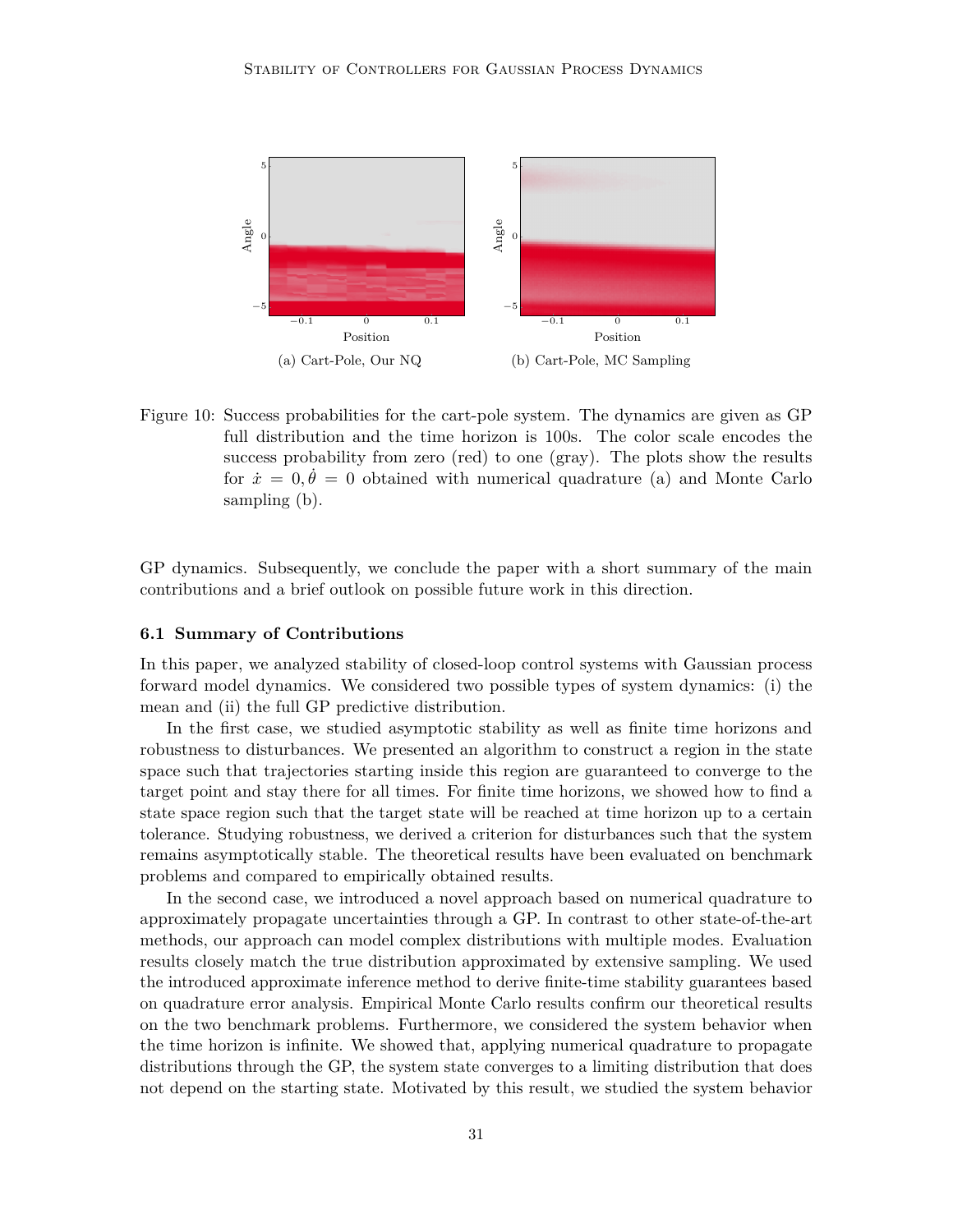(a) Cart-Pole, Our NQ

(b) Cart-Pole, MC Sampling

Figure 10: Success probabilities for the cart-pole system. The dynamics are given as GP full distribution and the time horizon is 100s. The color scale encodes the success probability from zero (red) to one (gray). The plots show the results for $\dot{x} = 0, \dot{\theta} = 0$ obtained with numerical quadrature (a) and Monte Carlo sampling (b).

GP dynamics. Subsequently, we conclude the paper with a short summary of the main contributions and a brief outlook on possible future work in this direction.

### 6.1 Summary of Contributions

In this paper, we analyzed stability of closed-loop control systems with Gaussian process forward model dynamics. We considered two possible types of system dynamics: (i) the mean and (ii) the full GP predictive distribution.

In the first case, we studied asymptotic stability as well as finite time horizons and robustness to disturbances. We presented an algorithm to construct a region in the state space such that trajectories starting inside this region are guaranteed to converge to the target point and stay there for all times. For finite time horizons, we showed how to find a state space region such that the target state will be reached at time horizon up to a certain tolerance. Studying robustness, we derived a criterion for disturbances such that the system remains asymptotically stable. The theoretical results have been evaluated on benchmark problems and compared to empirically obtained results.

In the second case, we introduced a novel approach based on numerical quadrature to approximately propagate uncertainties through a GP. In contrast to other state-of-the-art methods, our approach can model complex distributions with multiple modes. Evaluation results closely match the true distribution approximated by extensive sampling. We used the introduced approximate inference method to derive finite-time stability guarantees based on quadrature error analysis. Empirical Monte Carlo results confirm our theoretical results on the two benchmark problems. Furthermore, we considered the system behavior when the time horizon is infinite. We showed that, applying numerical quadrature to propagate distributions through the GP, the system state converges to a limiting distribution that does not depend on the starting state. Motivated by this result, we studied the system behavior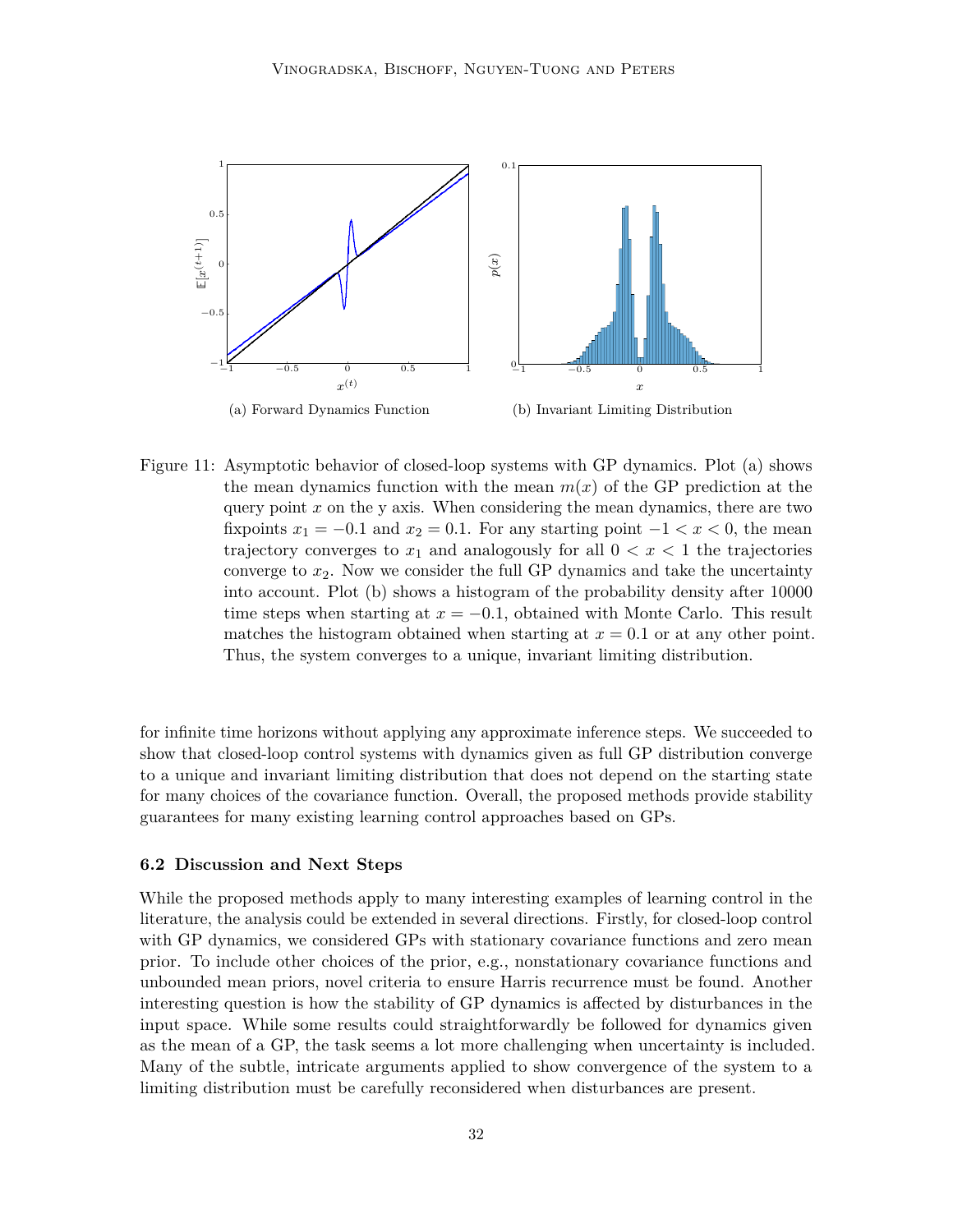(a) Forward Dynamics Function

(b) Invariant Limiting Distribution

Figure 11: Asymptotic behavior of closed-loop systems with GP dynamics. Plot (a) shows the mean dynamics function with the mean $m(x)$ of the GP prediction at the query point $x$ on the y axis. When considering the mean dynamics, there are two fixpoints $x_1 = -0.1$ and $x_2 = 0.1$. For any starting point $-1 < x < 0$, the mean trajectory converges to $x_1$ and analogously for all $0 < x < 1$ the trajectories converge to $x_2$. Now we consider the full GP dynamics and take the uncertainty into account. Plot (b) shows a histogram of the probability density after 10000 time steps when starting at $x = -0.1$, obtained with Monte Carlo. This result matches the histogram obtained when starting at $x = 0.1$ or at any other point. Thus, the system converges to a unique, invariant limiting distribution.

for infinite time horizons without applying any approximate inference steps. We succeeded to show that closed-loop control systems with dynamics given as full GP distribution converge to a unique and invariant limiting distribution that does not depend on the starting state for many choices of the covariance function. Overall, the proposed methods provide stability guarantees for many existing learning control approaches based on GPs.

### 6.2 Discussion and Next Steps

While the proposed methods apply to many interesting examples of learning control in the literature, the analysis could be extended in several directions. Firstly, for closed-loop control with GP dynamics, we considered GPs with stationary covariance functions and zero mean prior. To include other choices of the prior, e.g., nonstationary covariance functions and unbounded mean priors, novel criteria to ensure Harris recurrence must be found. Another interesting question is how the stability of GP dynamics is affected by disturbances in the input space. While some results could straightforwardly be followed for dynamics given as the mean of a GP, the task seems a lot more challenging when uncertainty is included. Many of the subtle, intricate arguments applied to show convergence of the system to a limiting distribution must be carefully reconsidered when disturbances are present.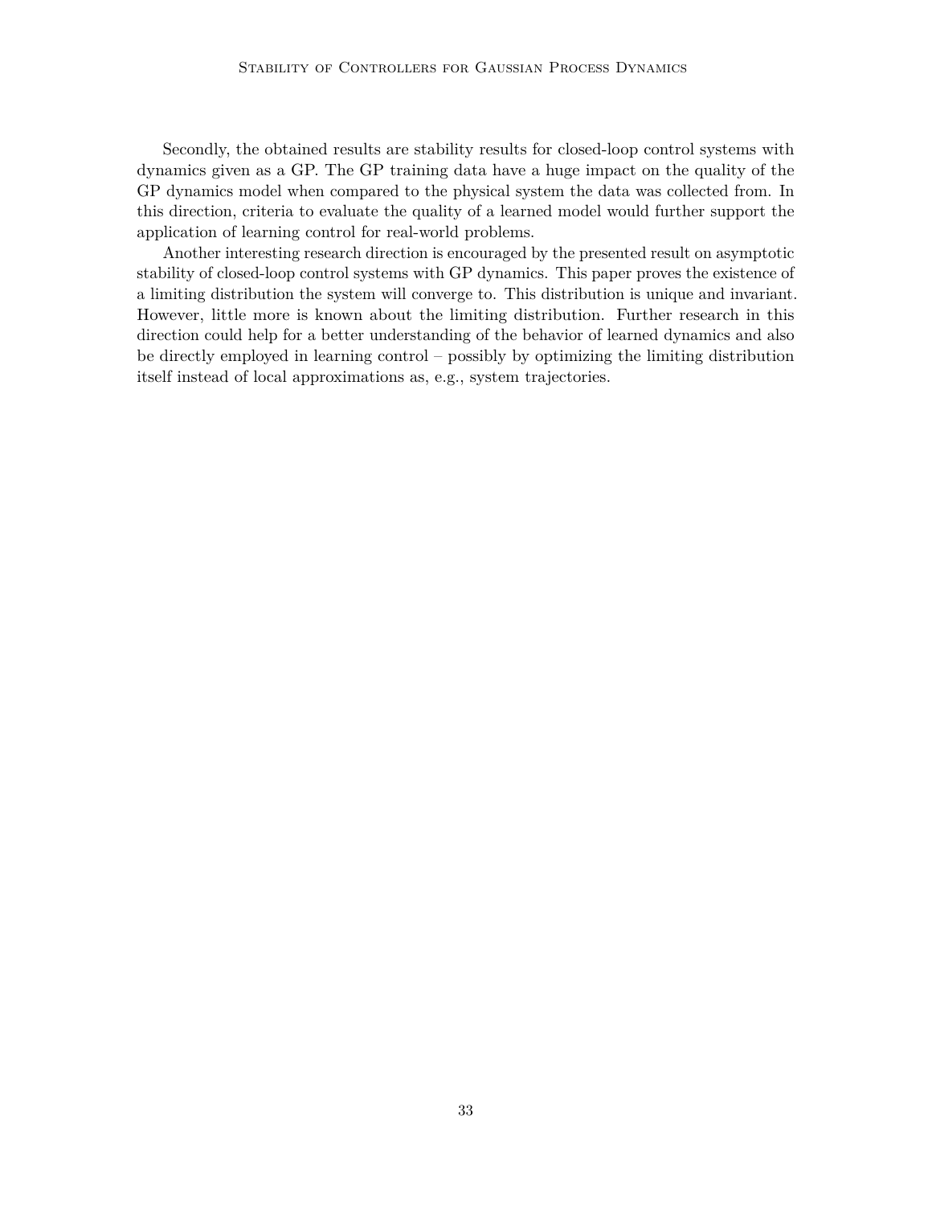Secondly, the obtained results are stability results for closed-loop control systems with dynamics given as a GP. The GP training data have a huge impact on the quality of the GP dynamics model when compared to the physical system the data was collected from. In this direction, criteria to evaluate the quality of a learned model would further support the application of learning control for real-world problems.

Another interesting research direction is encouraged by the presented result on asymptotic stability of closed-loop control systems with GP dynamics. This paper proves the existence of a limiting distribution the system will converge to. This distribution is unique and invariant. However, little more is known about the limiting distribution. Further research in this direction could help for a better understanding of the behavior of learned dynamics and also be directly employed in learning control – possibly by optimizing the limiting distribution itself instead of local approximations as, e.g., system trajectories.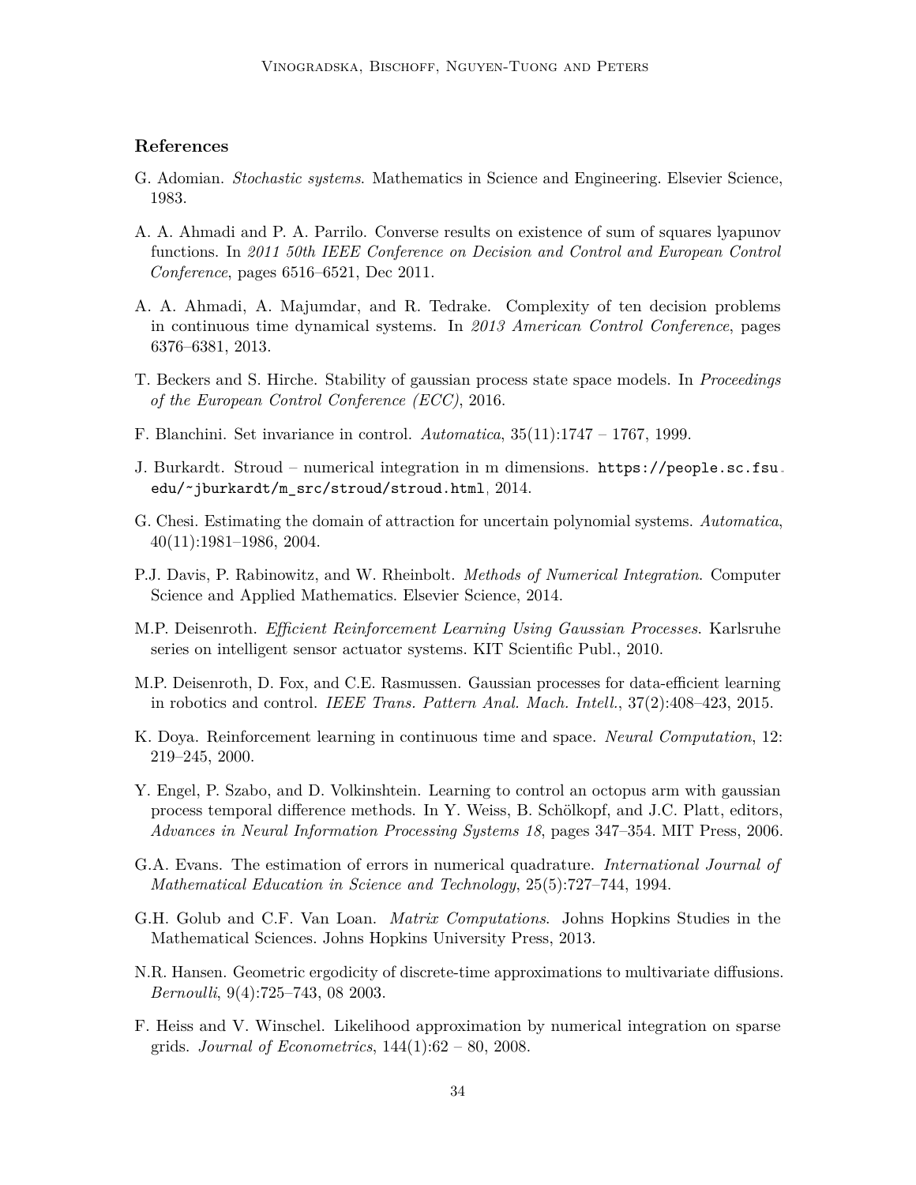## References

G. Adomian. *Stochastic systems*. Mathematics in Science and Engineering. Elsevier Science, 1983.

A. A. Ahmadi and P. A. Parrilo. Converse results on existence of sum of squares lyapunov functions. In *2011 50th IEEE Conference on Decision and Control and European Control Conference*, pages 6516–6521, Dec 2011.

A. A. Ahmadi, A. Majumdar, and R. Tedrake. Complexity of ten decision problems in continuous time dynamical systems. In *2013 American Control Conference*, pages 6376–6381, 2013.

T. Beckers and S. Hirche. Stability of gaussian process state space models. In *Proceedings of the European Control Conference (ECC)*, 2016.

F. Blanchini. Set invariance in control. *Automatica*, 35(11):1747 – 1767, 1999.

J. Burkardt. Stroud – numerical integration in m dimensions. `https://people.sc.fsu.edu/~jburkardt/m_src/stroud/stroud.html`, 2014.

G. Chesi. Estimating the domain of attraction for uncertain polynomial systems. *Automatica*, 40(11):1981–1986, 2004.

P.J. Davis, P. Rabinowitz, and W. Rheinbolt. *Methods of Numerical Integration*. Computer Science and Applied Mathematics. Elsevier Science, 2014.

M.P. Deisenroth. *Efficient Reinforcement Learning Using Gaussian Processes*. Karlsruhe series on intelligent sensor actuator systems. KIT Scientific Publ., 2010.

M.P. Deisenroth, D. Fox, and C.E. Rasmussen. Gaussian processes for data-efficient learning in robotics and control. *IEEE Trans. Pattern Anal. Mach. Intell.*, 37(2):408–423, 2015.

K. Doya. Reinforcement learning in continuous time and space. *Neural Computation*, 12: 219–245, 2000.

Y. Engel, P. Szabo, and D. Volkinshtein. Learning to control an octopus arm with gaussian process temporal difference methods. In Y. Weiss, B. Schölkopf, and J.C. Platt, editors, *Advances in Neural Information Processing Systems 18*, pages 347–354. MIT Press, 2006.

G.A. Evans. The estimation of errors in numerical quadrature. *International Journal of Mathematical Education in Science and Technology*, 25(5):727–744, 1994.

G.H. Golub and C.F. Van Loan. *Matrix Computations*. Johns Hopkins Studies in the Mathematical Sciences. Johns Hopkins University Press, 2013.

N.R. Hansen. Geometric ergodicity of discrete-time approximations to multivariate diffusions. *Bernoulli*, 9(4):725–743, 08 2003.

F. Heiss and V. Winschel. Likelihood approximation by numerical integration on sparse grids. *Journal of Econometrics*, 144(1):62 – 80, 2008.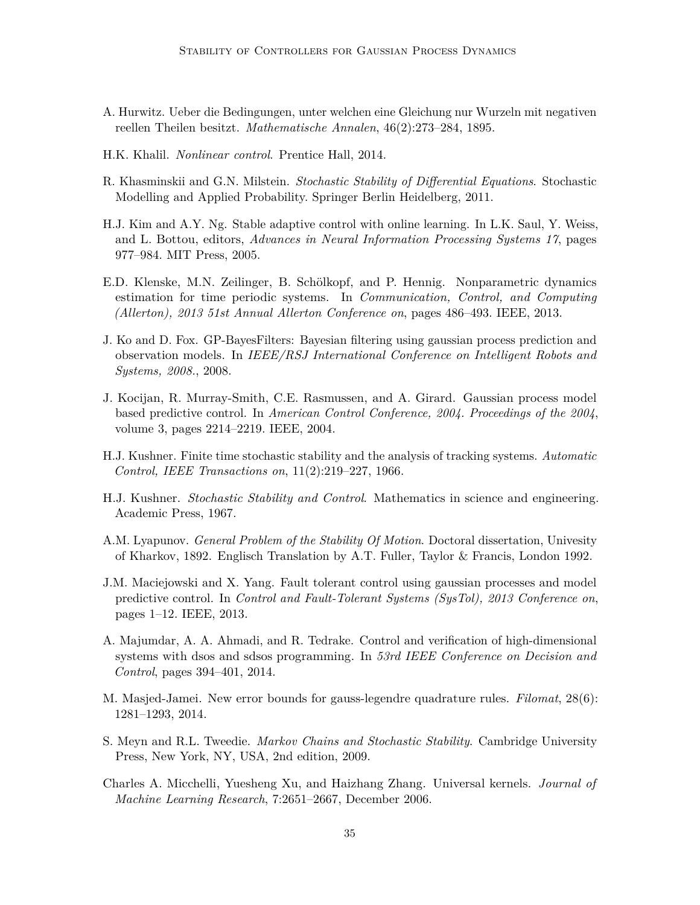A. Hurwitz. Ueber die Bedingungen, unter welchen eine Gleichung nur Wurzeln mit negativen reellen Theilen besitzt. *Mathematische Annalen*, 46(2):273–284, 1895.

H.K. Khalil. *Nonlinear control*. Prentice Hall, 2014.

R. Khasminskii and G.N. Milstein. *Stochastic Stability of Differential Equations*. Stochastic Modelling and Applied Probability. Springer Berlin Heidelberg, 2011.

H.J. Kim and A.Y. Ng. Stable adaptive control with online learning. In L.K. Saul, Y. Weiss, and L. Bottou, editors, *Advances in Neural Information Processing Systems 17*, pages 977–984. MIT Press, 2005.

E.D. Klenske, M.N. Zeilinger, B. Schölkopf, and P. Hennig. Nonparametric dynamics estimation for time periodic systems. In *Communication, Control, and Computing (Allerton), 2013 51st Annual Allerton Conference on*, pages 486–493. IEEE, 2013.

J. Ko and D. Fox. GP-BayesFilters: Bayesian filtering using gaussian process prediction and observation models. In *IEEE/RSJ International Conference on Intelligent Robots and Systems, 2008.*, 2008.

J. Kocijan, R. Murray-Smith, C.E. Rasmussen, and A. Girard. Gaussian process model based predictive control. In *American Control Conference, 2004. Proceedings of the 2004*, volume 3, pages 2214–2219. IEEE, 2004.

H.J. Kushner. Finite time stochastic stability and the analysis of tracking systems. *Automatic Control, IEEE Transactions on*, 11(2):219–227, 1966.

H.J. Kushner. *Stochastic Stability and Control*. Mathematics in science and engineering. Academic Press, 1967.

A.M. Lyapunov. *General Problem of the Stability Of Motion*. Doctoral dissertation, Univesity of Kharkov, 1892. Englisch Translation by A.T. Fuller, Taylor & Francis, London 1992.

J.M. Maciejowski and X. Yang. Fault tolerant control using gaussian processes and model predictive control. In *Control and Fault-Tolerant Systems (SysTol), 2013 Conference on*, pages 1–12. IEEE, 2013.

A. Majumdar, A. A. Ahmadi, and R. Tedrake. Control and verification of high-dimensional systems with dsos and sdsos programming. In *53rd IEEE Conference on Decision and Control*, pages 394–401, 2014.

M. Masjed-Jamei. New error bounds for gauss-legendre quadrature rules. *Filomat*, 28(6): 1281–1293, 2014.

S. Meyn and R.L. Tweedie. *Markov Chains and Stochastic Stability*. Cambridge University Press, New York, NY, USA, 2nd edition, 2009.

Charles A. Micchelli, Yuesheng Xu, and Haizhang Zhang. Universal kernels. *Journal of Machine Learning Research*, 7:2651–2667, December 2006.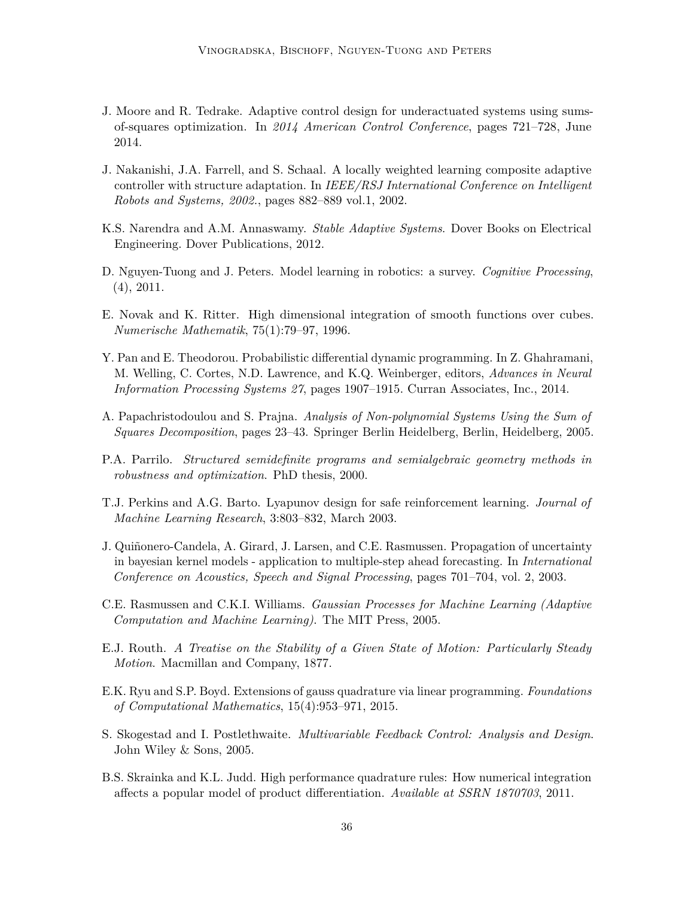J. Moore and R. Tedrake. Adaptive control design for underactuated systems using sums-of-squares optimization. In *2014 American Control Conference*, pages 721–728, June 2014.

J. Nakanishi, J.A. Farrell, and S. Schaal. A locally weighted learning composite adaptive controller with structure adaptation. In *IEEE/RSJ International Conference on Intelligent Robots and Systems, 2002.*, pages 882–889 vol.1, 2002.

K.S. Narendra and A.M. Annaswamy. *Stable Adaptive Systems*. Dover Books on Electrical Engineering. Dover Publications, 2012.

D. Nguyen-Tuong and J. Peters. Model learning in robotics: a survey. *Cognitive Processing*, (4), 2011.

E. Novak and K. Ritter. High dimensional integration of smooth functions over cubes. *Numerische Mathematik*, 75(1):79–97, 1996.

Y. Pan and E. Theodorou. Probabilistic differential dynamic programming. In Z. Ghahramani, M. Welling, C. Cortes, N.D. Lawrence, and K.Q. Weinberger, editors, *Advances in Neural Information Processing Systems 27*, pages 1907–1915. Curran Associates, Inc., 2014.

A. Papachristodoulou and S. Prajna. *Analysis of Non-polynomial Systems Using the Sum of Squares Decomposition*, pages 23–43. Springer Berlin Heidelberg, Berlin, Heidelberg, 2005.

P.A. Parrilo. *Structured semidefinite programs and semialgebraic geometry methods in robustness and optimization*. PhD thesis, 2000.

T.J. Perkins and A.G. Barto. Lyapunov design for safe reinforcement learning. *Journal of Machine Learning Research*, 3:803–832, March 2003.

J. Quiñonero-Candela, A. Girard, J. Larsen, and C.E. Rasmussen. Propagation of uncertainty in bayesian kernel models - application to multiple-step ahead forecasting. In *International Conference on Acoustics, Speech and Signal Processing*, pages 701–704, vol. 2, 2003.

C.E. Rasmussen and C.K.I. Williams. *Gaussian Processes for Machine Learning (Adaptive Computation and Machine Learning)*. The MIT Press, 2005.

E.J. Routh. *A Treatise on the Stability of a Given State of Motion: Particularly Steady Motion*. Macmillan and Company, 1877.

E.K. Ryu and S.P. Boyd. Extensions of gauss quadrature via linear programming. *Foundations of Computational Mathematics*, 15(4):953–971, 2015.

S. Skogestad and I. Postlethwaite. *Multivariable Feedback Control: Analysis and Design*. John Wiley & Sons, 2005.

B.S. Skrainka and K.L. Judd. High performance quadrature rules: How numerical integration affects a popular model of product differentiation. *Available at SSRN 1870703*, 2011.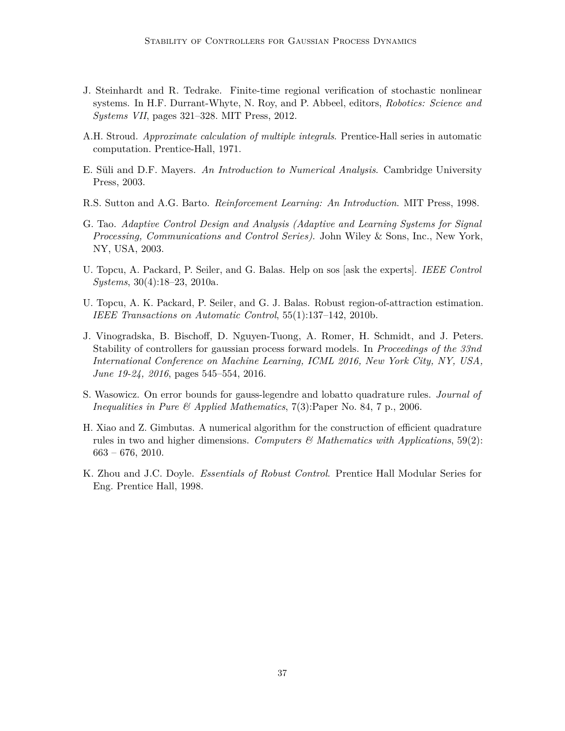J. Steinhardt and R. Tedrake. Finite-time regional verification of stochastic nonlinear systems. In H.F. Durrant-Whyte, N. Roy, and P. Abbeel, editors, *Robotics: Science and Systems VII*, pages 321–328. MIT Press, 2012.

A.H. Stroud. *Approximate calculation of multiple integrals*. Prentice-Hall series in automatic computation. Prentice-Hall, 1971.

E. Süli and D.F. Mayers. *An Introduction to Numerical Analysis*. Cambridge University Press, 2003.

R.S. Sutton and A.G. Barto. *Reinforcement Learning: An Introduction*. MIT Press, 1998.

G. Tao. *Adaptive Control Design and Analysis (Adaptive and Learning Systems for Signal Processing, Communications and Control Series)*. John Wiley & Sons, Inc., New York, NY, USA, 2003.

U. Topcu, A. Packard, P. Seiler, and G. Balas. Help on sos [ask the experts]. *IEEE Control Systems*, 30(4):18–23, 2010a.

U. Topcu, A. K. Packard, P. Seiler, and G. J. Balas. Robust region-of-attraction estimation. *IEEE Transactions on Automatic Control*, 55(1):137–142, 2010b.

J. Vinogradska, B. Bischoff, D. Nguyen-Tuong, A. Romer, H. Schmidt, and J. Peters. Stability of controllers for gaussian process forward models. In *Proceedings of the 33nd International Conference on Machine Learning, ICML 2016, New York City, NY, USA, June 19-24, 2016*, pages 545–554, 2016.

S. Wasowicz. On error bounds for gauss-legendre and lobatto quadrature rules. *Journal of Inequalities in Pure & Applied Mathematics*, 7(3):Paper No. 84, 7 p., 2006.

H. Xiao and Z. Gimbutas. A numerical algorithm for the construction of efficient quadrature rules in two and higher dimensions. *Computers & Mathematics with Applications*, 59(2): 663 – 676, 2010.

K. Zhou and J.C. Doyle. *Essentials of Robust Control*. Prentice Hall Modular Series for Eng. Prentice Hall, 1998.